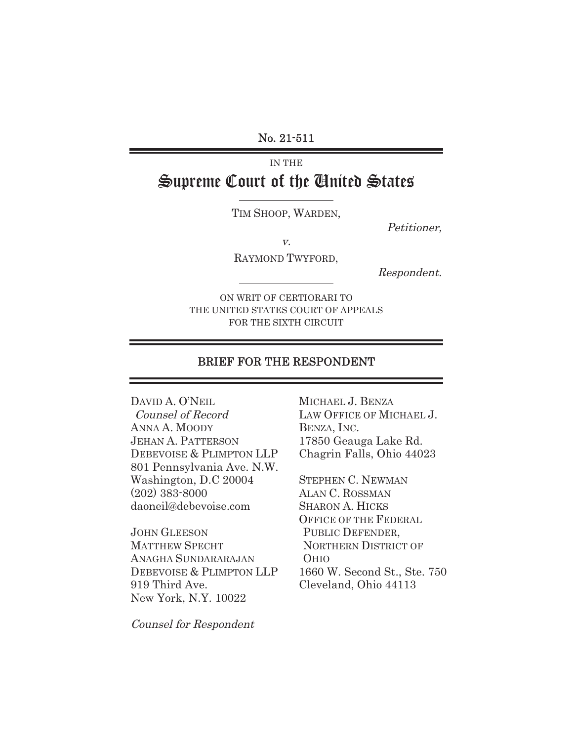No. 21-511

IN THE

# Supreme Court of the United States

TIM SHOOP, WARDEN,

*Petitioner,*

*v.*

RAYMOND TWYFORD,

*Respondent.*

ON WRIT OF CERTIORARI TO
THE UNITED STATES COURT OF APPEALS
FOR THE SIXTH CIRCUIT

## BRIEF FOR THE RESPONDENT

DAVID A. O'NEIL
*Counsel of Record*
ANNA A. MOODY
JEHAN A. PATTERSON
DEBEVOISE & PLIMPTON LLP
801 Pennsylvania Ave. N.W.
Washington, D.C 20004
(202) 383-8000
daoneil@debevoise.com

JOHN GLEESON
MATTHEW SPECHT
ANAGHA SUNDARARAJAN
DEBEVOISE & PLIMPTON LLP
919 Third Ave.
New York, N.Y. 10022

MICHAEL J. BENZA
LAW OFFICE OF MICHAEL J. BENZA, INC.
17850 Geauga Lake Rd.
Chagrin Falls, Ohio 44023

STEPHEN C. NEWMAN
ALAN C. ROSSMAN
SHARON A. HICKS
OFFICE OF THE FEDERAL PUBLIC DEFENDER, NORTHERN DISTRICT OF OHIO
1660 W. Second St., Ste. 750
Cleveland, Ohio 44113

*Counsel for Respondent*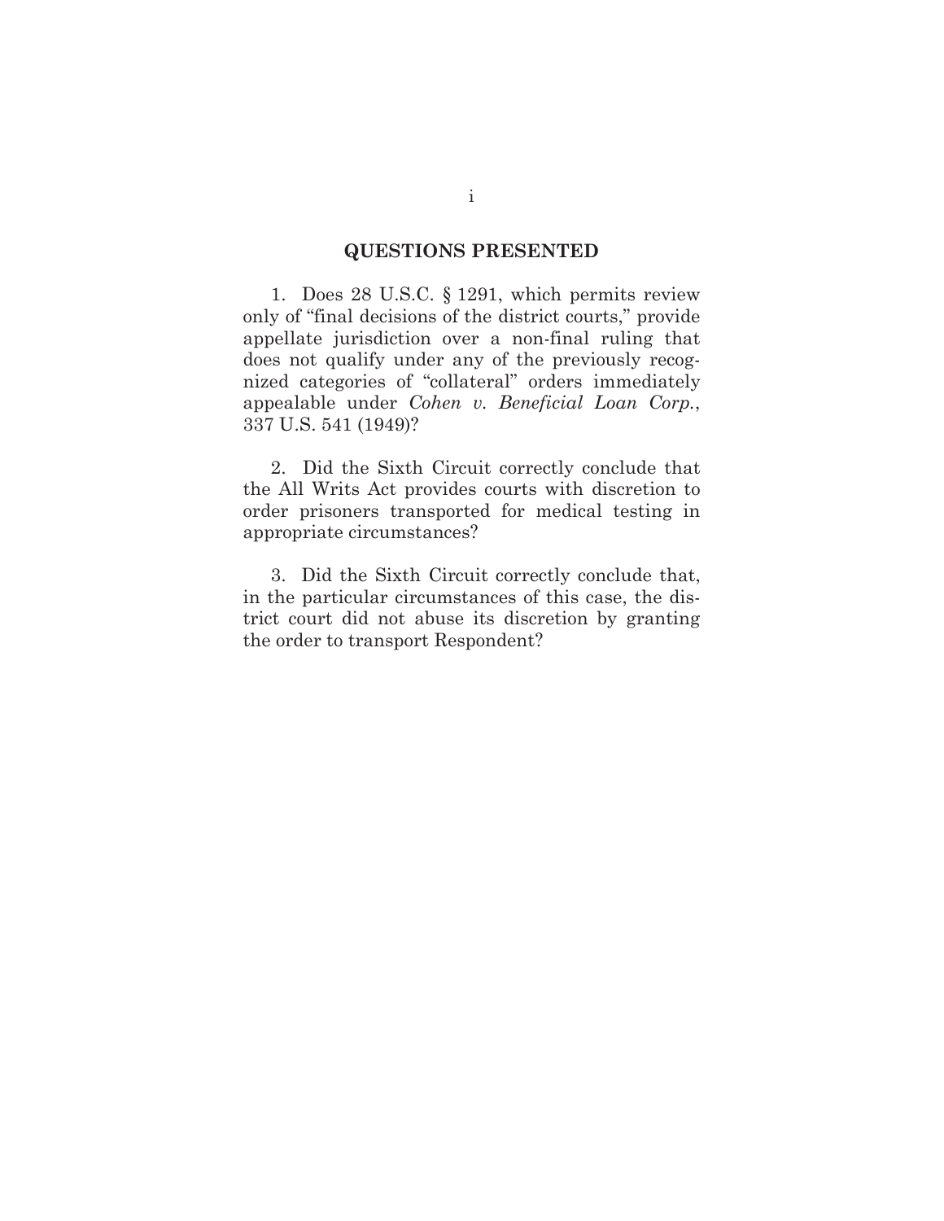## QUESTIONS PRESENTED

1. Does 28 U.S.C. § 1291, which permits review only of "final decisions of the district courts," provide appellate jurisdiction over a non-final ruling that does not qualify under any of the previously recognized categories of "collateral" orders immediately appealable under *Cohen v. Beneficial Loan Corp.*, 337 U.S. 541 (1949)?

2. Did the Sixth Circuit correctly conclude that the All Writs Act provides courts with discretion to order prisoners transported for medical testing in appropriate circumstances?

3. Did the Sixth Circuit correctly conclude that, in the particular circumstances of this case, the district court did not abuse its discretion by granting the order to transport Respondent?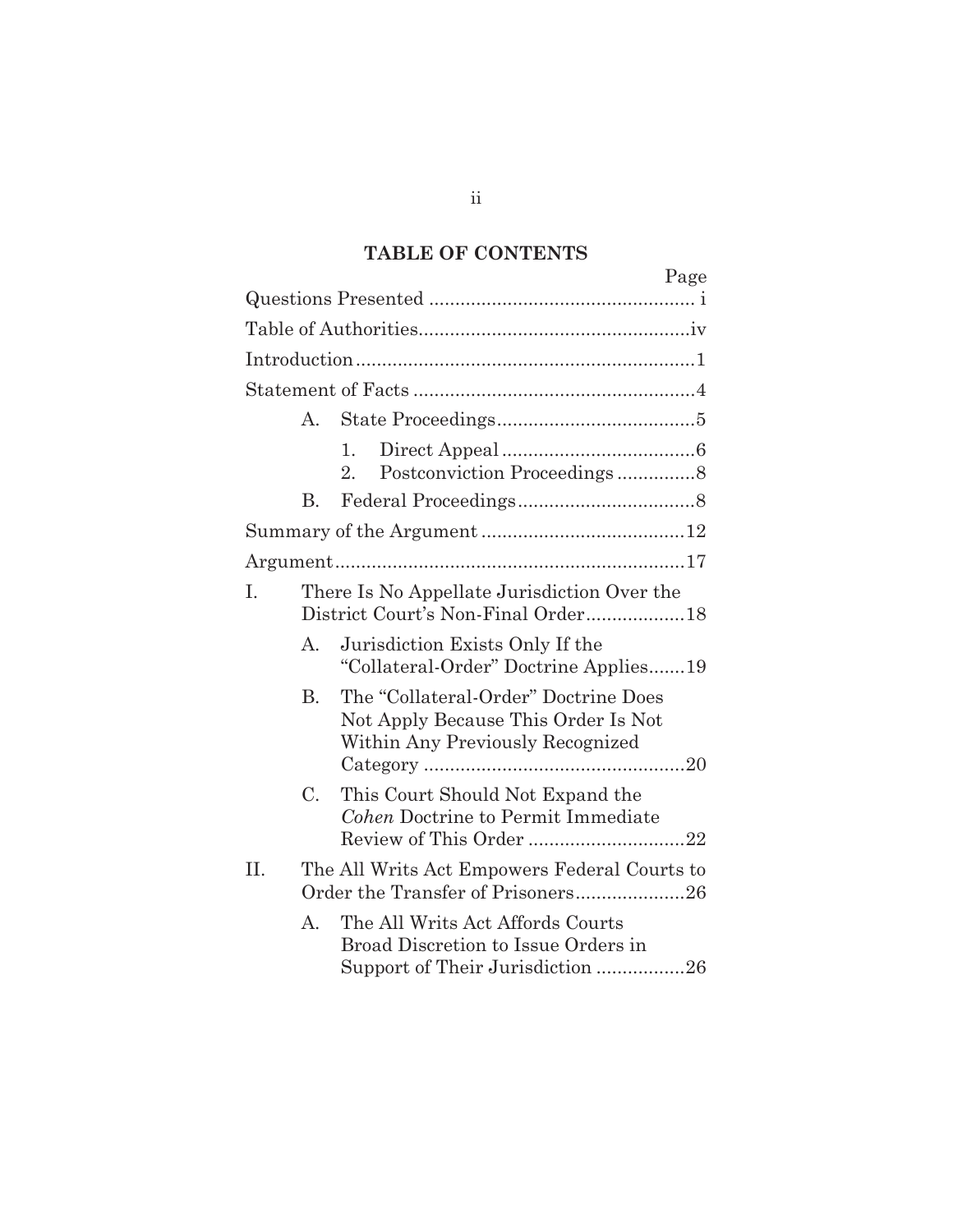## TABLE OF CONTENTS

| | Page |
|---|---|
| Questions Presented | i |
| Table of Authorities | iv |
| Introduction | 1 |
| Statement of Facts | 4 |
| A. State Proceedings | 5 |
| 1. Direct Appeal | 6 |
| 2. Postconviction Proceedings | 8 |
| B. Federal Proceedings | 8 |
| Summary of the Argument | 12 |
| Argument | 17 |
| I. There Is No Appellate Jurisdiction Over the District Court's Non-Final Order | 18 |
| A. Jurisdiction Exists Only If the "Collateral-Order" Doctrine Applies | 19 |
| B. The "Collateral-Order" Doctrine Does Not Apply Because This Order Is Not Within Any Previously Recognized Category | 20 |
| C. This Court Should Not Expand the *Cohen* Doctrine to Permit Immediate Review of This Order | 22 |
| II. The All Writs Act Empowers Federal Courts to Order the Transfer of Prisoners | 26 |
| A. The All Writs Act Affords Courts Broad Discretion to Issue Orders in Support of Their Jurisdiction | 26 |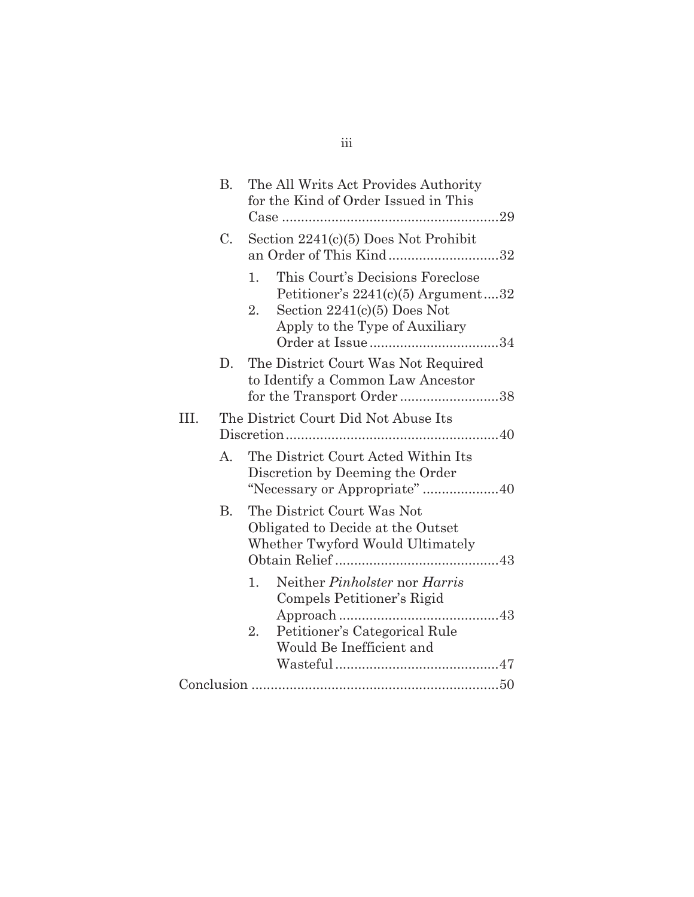- B. The All Writs Act Provides Authority for the Kind of Order Issued in This Case ........................................................29
- C. Section 2241(c)(5) Does Not Prohibit an Order of This Kind............................32
  1. This Court's Decisions Foreclose Petitioner's 2241(c)(5) Argument....32
  2. Section 2241(c)(5) Does Not Apply to the Type of Auxiliary Order at Issue.................................34
- D. The District Court Was Not Required to Identify a Common Law Ancestor for the Transport Order ..........................38

III. The District Court Did Not Abuse Its Discretion........................................................40

- A. The District Court Acted Within Its Discretion by Deeming the Order "Necessary or Appropriate" ....................40
- B. The District Court Was Not Obligated to Decide at the Outset Whether Twyford Would Ultimately Obtain Relief ...........................................43
  1. Neither *Pinholster* nor *Harris* Compels Petitioner's Rigid Approach..........................................43
  2. Petitioner's Categorical Rule Would Be Inefficient and Wasteful...........................................47

Conclusion ..................................................................50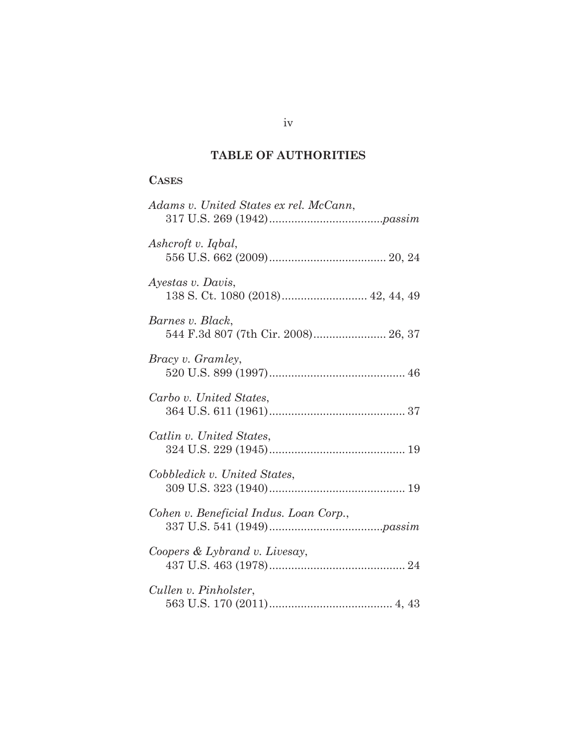## TABLE OF AUTHORITIES

### CASES

*Adams v. United States ex rel. McCann*,
317 U.S. 269 (1942)....................................*passim*

*Ashcroft v. Iqbal*,
556 U.S. 662 (2009)..................................... 20, 24

*Ayestas v. Davis*,
138 S. Ct. 1080 (2018)........................... 42, 44, 49

*Barnes v. Black*,
544 F.3d 807 (7th Cir. 2008)....................... 26, 37

*Bracy v. Gramley*,
520 U.S. 899 (1997)........................................... 46

*Carbo v. United States*,
364 U.S. 611 (1961)........................................... 37

*Catlin v. United States*,
324 U.S. 229 (1945)........................................... 19

*Cobbledick v. United States*,
309 U.S. 323 (1940)........................................... 19

*Cohen v. Beneficial Indus. Loan Corp.*,
337 U.S. 541 (1949)....................................*passim*

*Coopers & Lybrand v. Livesay*,
437 U.S. 463 (1978)........................................... 24

*Cullen v. Pinholster*,
563 U.S. 170 (2011)....................................... 4, 43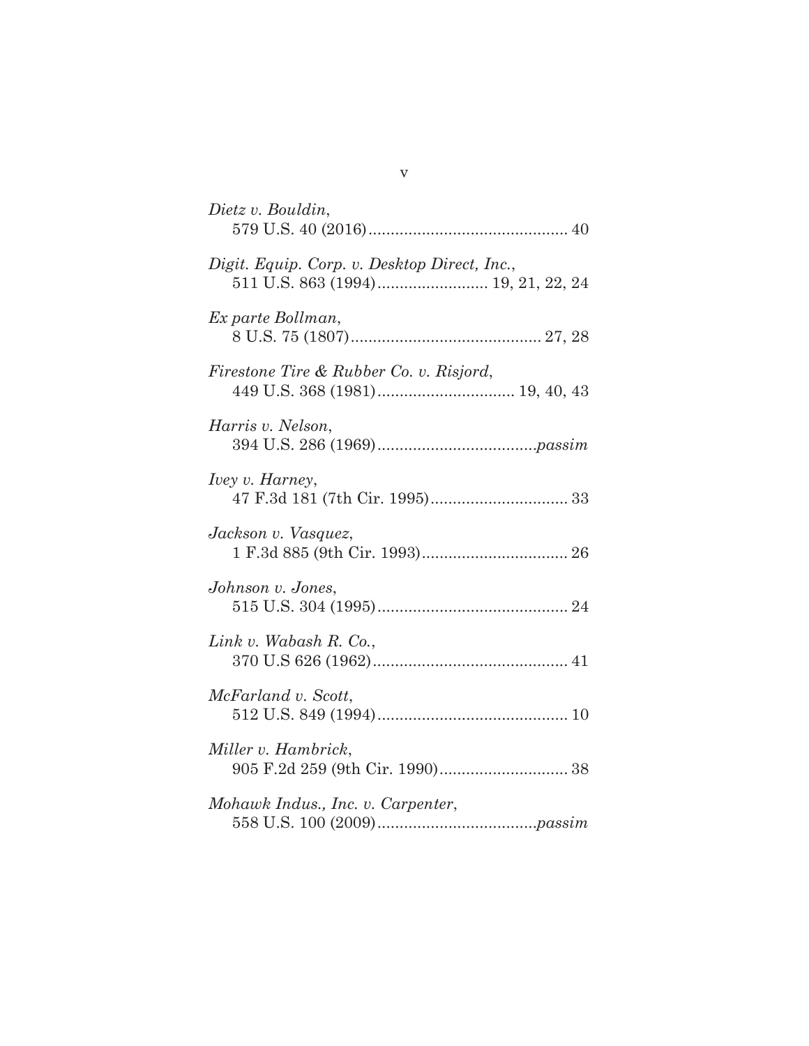*Dietz v. Bouldin*,
579 U.S. 40 (2016)............................................. 40

*Digit. Equip. Corp. v. Desktop Direct, Inc.*,
511 U.S. 863 (1994)........................ 19, 21, 22, 24

*Ex parte Bollman*,
8 U.S. 75 (1807).......................................... 27, 28

*Firestone Tire & Rubber Co. v. Risjord*,
449 U.S. 368 (1981).............................. 19, 40, 43

*Harris v. Nelson*,
394 U.S. 286 (1969)...................................*passim*

*Ivey v. Harney*,
47 F.3d 181 (7th Cir. 1995).............................. 33

*Jackson v. Vasquez*,
1 F.3d 885 (9th Cir. 1993)................................ 26

*Johnson v. Jones*,
515 U.S. 304 (1995)........................................... 24

*Link v. Wabash R. Co.*,
370 U.S 626 (1962)............................................ 41

*McFarland v. Scott*,
512 U.S. 849 (1994)........................................... 10

*Miller v. Hambrick*,
905 F.2d 259 (9th Cir. 1990)............................. 38

*Mohawk Indus., Inc. v. Carpenter*,
558 U.S. 100 (2009)...................................*passim*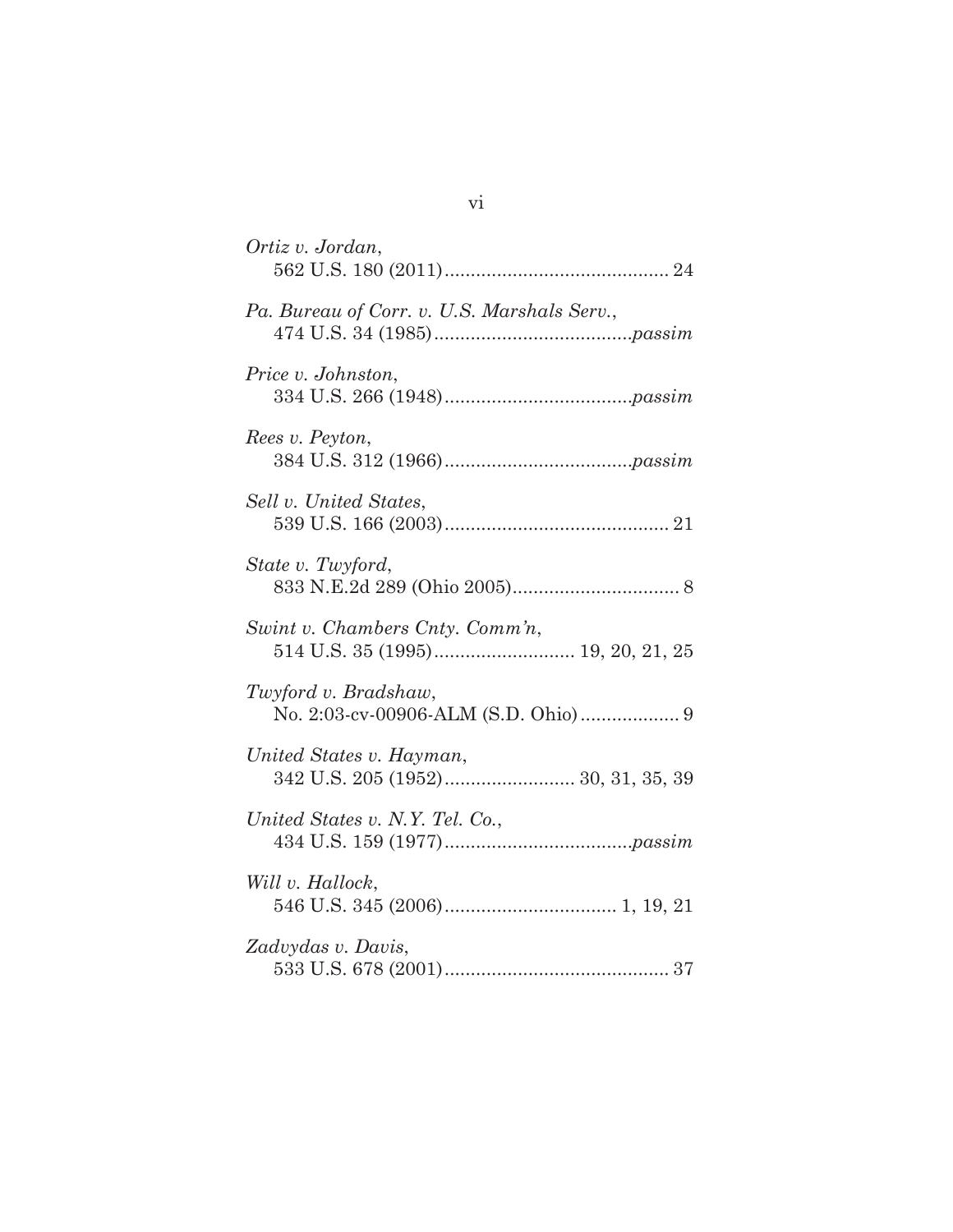*Ortiz v. Jordan*,
562 U.S. 180 (2011)........................................... 24

*Pa. Bureau of Corr. v. U.S. Marshals Serv.*,
474 U.S. 34 (1985).......................................*passim*

*Price v. Johnston*,
334 U.S. 266 (1948)....................................*passim*

*Rees v. Peyton*,
384 U.S. 312 (1966)....................................*passim*

*Sell v. United States*,
539 U.S. 166 (2003)........................................... 21

*State v. Twyford*,
833 N.E.2d 289 (Ohio 2005)................................ 8

*Swint v. Chambers Cnty. Comm'n*,
514 U.S. 35 (1995)........................... 19, 20, 21, 25

*Twyford v. Bradshaw*,
No. 2:03-cv-00906-ALM (S.D. Ohio)................... 9

*United States v. Hayman*,
342 U.S. 205 (1952)......................... 30, 31, 35, 39

*United States v. N.Y. Tel. Co.*,
434 U.S. 159 (1977)....................................*passim*

*Will v. Hallock*,
546 U.S. 345 (2006)................................. 1, 19, 21

*Zadvydas v. Davis*,
533 U.S. 678 (2001)........................................... 37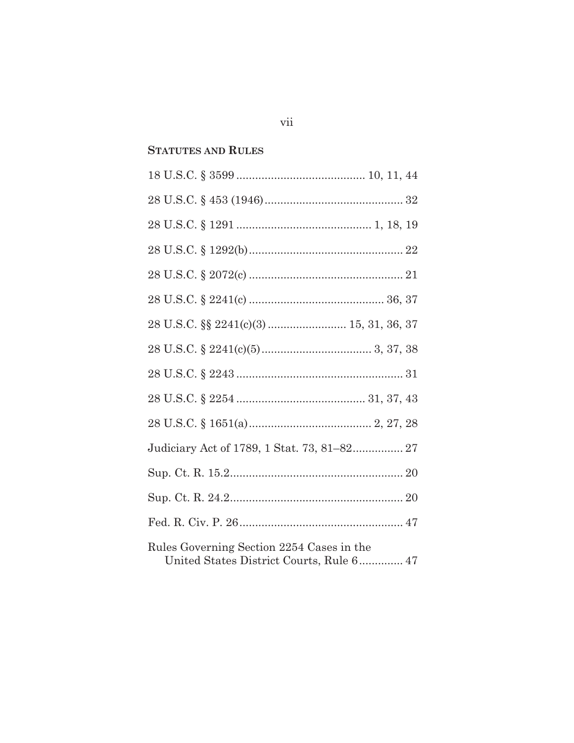**STATUTES AND RULES**

18 U.S.C. § 3599 ........................................ 10, 11, 44

28 U.S.C. § 453 (1946)............................................ 32

28 U.S.C. § 1291 .......................................... 1, 18, 19

28 U.S.C. § 1292(b)................................................ 22

28 U.S.C. § 2072(c) ................................................ 21

28 U.S.C. § 2241(c) .......................................... 36, 37

28 U.S.C. §§ 2241(c)(3) ........................ 15, 31, 36, 37

28 U.S.C. § 2241(c)(5).................................. 3, 37, 38

28 U.S.C. § 2243 .................................................... 31

28 U.S.C. § 2254 ........................................ 31, 37, 43

28 U.S.C. § 1651(a)...................................... 2, 27, 28

Judiciary Act of 1789, 1 Stat. 73, 81–82................ 27

Sup. Ct. R. 15.2...................................................... 20

Sup. Ct. R. 24.2...................................................... 20

Fed. R. Civ. P. 26.................................................... 47

Rules Governing Section 2254 Cases in the
  United States District Courts, Rule 6.............. 47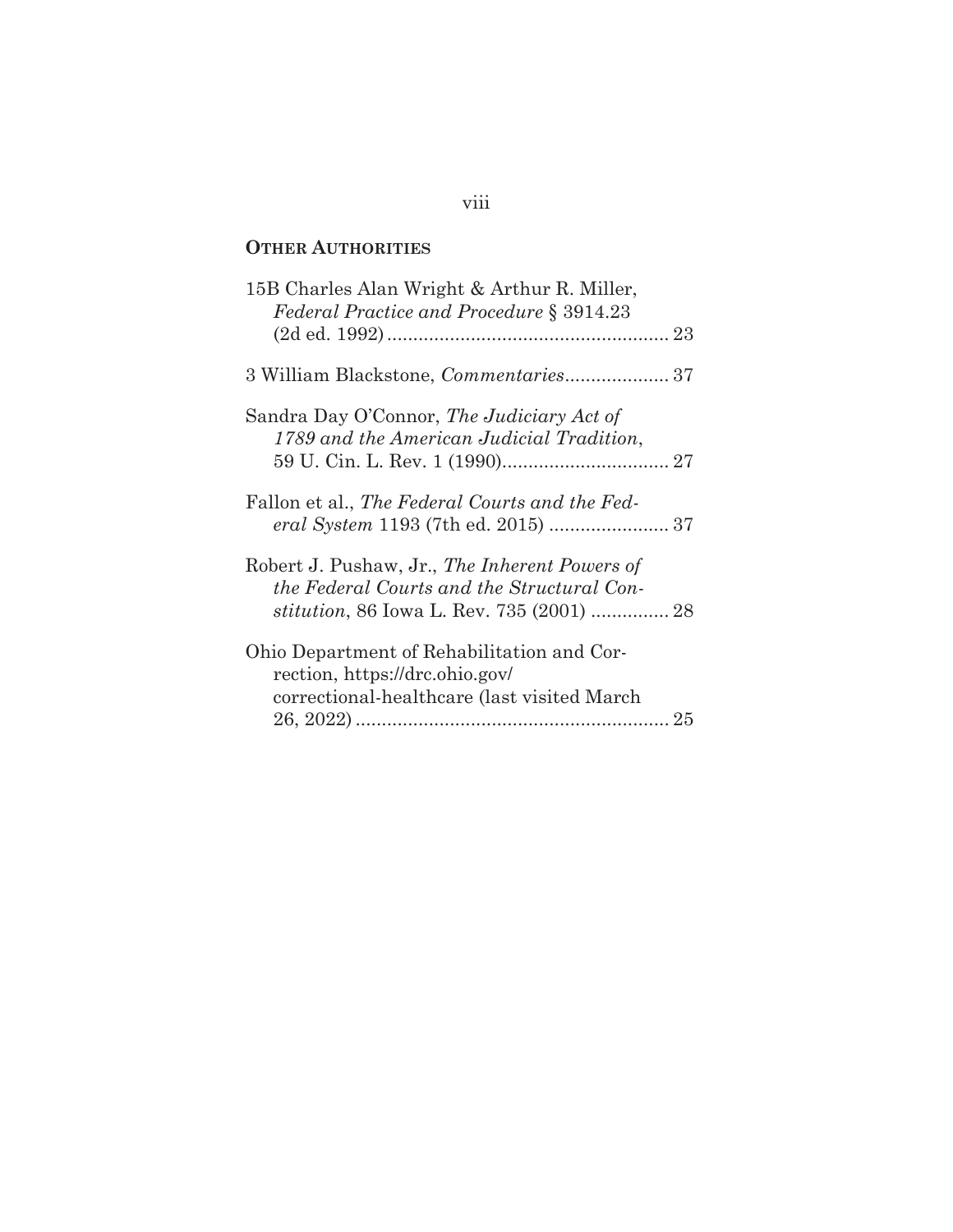**OTHER AUTHORITIES**

15B Charles Alan Wright & Arthur R. Miller, *Federal Practice and Procedure* § 3914.23 (2d ed. 1992) ...................................................... 23

3 William Blackstone, *Commentaries*.................... 37

Sandra Day O'Connor, *The Judiciary Act of 1789 and the American Judicial Tradition*, 59 U. Cin. L. Rev. 1 (1990)................................ 27

Fallon et al., *The Federal Courts and the Federal System* 1193 (7th ed. 2015) ........................ 37

Robert J. Pushaw, Jr., *The Inherent Powers of the Federal Courts and the Structural Constitution*, 86 Iowa L. Rev. 735 (2001) ............... 28

Ohio Department of Rehabilitation and Correction, https://drc.ohio.gov/correctional-healthcare (last visited March 26, 2022) ............................................................ 25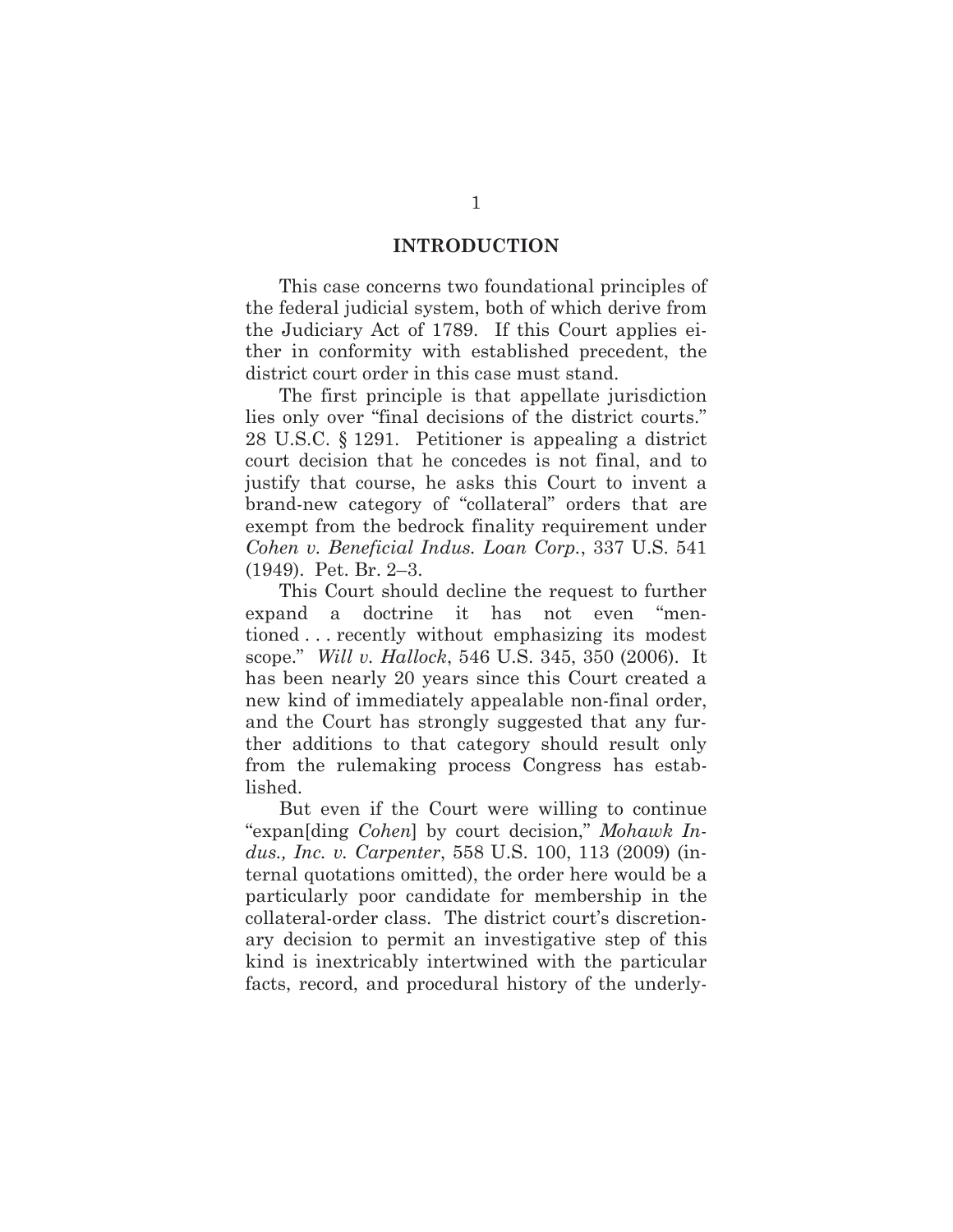## INTRODUCTION

This case concerns two foundational principles of the federal judicial system, both of which derive from the Judiciary Act of 1789. If this Court applies either in conformity with established precedent, the district court order in this case must stand.

The first principle is that appellate jurisdiction lies only over "final decisions of the district courts." 28 U.S.C. § 1291. Petitioner is appealing a district court decision that he concedes is not final, and to justify that course, he asks this Court to invent a brand-new category of "collateral" orders that are exempt from the bedrock finality requirement under *Cohen v. Beneficial Indus. Loan Corp.*, 337 U.S. 541 (1949). Pet. Br. 2–3.

This Court should decline the request to further expand a doctrine it has not even "mentioned . . . recently without emphasizing its modest scope." *Will v. Hallock*, 546 U.S. 345, 350 (2006). It has been nearly 20 years since this Court created a new kind of immediately appealable non-final order, and the Court has strongly suggested that any further additions to that category should result only from the rulemaking process Congress has established.

But even if the Court were willing to continue "expan[ding *Cohen*] by court decision," *Mohawk Indus., Inc. v. Carpenter*, 558 U.S. 100, 113 (2009) (internal quotations omitted), the order here would be a particularly poor candidate for membership in the collateral-order class. The district court's discretionary decision to permit an investigative step of this kind is inextricably intertwined with the particular facts, record, and procedural history of the underly-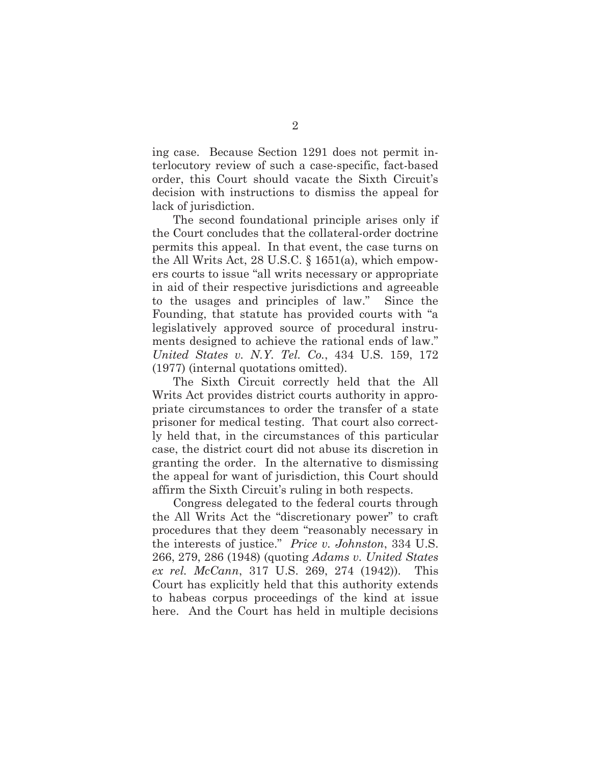ing case. Because Section 1291 does not permit interlocutory review of such a case-specific, fact-based order, this Court should vacate the Sixth Circuit's decision with instructions to dismiss the appeal for lack of jurisdiction.

The second foundational principle arises only if the Court concludes that the collateral-order doctrine permits this appeal. In that event, the case turns on the All Writs Act, 28 U.S.C. § 1651(a), which empowers courts to issue "all writs necessary or appropriate in aid of their respective jurisdictions and agreeable to the usages and principles of law." Since the Founding, that statute has provided courts with "a legislatively approved source of procedural instruments designed to achieve the rational ends of law." *United States v. N.Y. Tel. Co.*, 434 U.S. 159, 172 (1977) (internal quotations omitted).

The Sixth Circuit correctly held that the All Writs Act provides district courts authority in appropriate circumstances to order the transfer of a state prisoner for medical testing. That court also correctly held that, in the circumstances of this particular case, the district court did not abuse its discretion in granting the order. In the alternative to dismissing the appeal for want of jurisdiction, this Court should affirm the Sixth Circuit's ruling in both respects.

Congress delegated to the federal courts through the All Writs Act the "discretionary power" to craft procedures that they deem "reasonably necessary in the interests of justice." *Price v. Johnston*, 334 U.S. 266, 279, 286 (1948) (quoting *Adams v. United States ex rel. McCann*, 317 U.S. 269, 274 (1942)). This Court has explicitly held that this authority extends to habeas corpus proceedings of the kind at issue here. And the Court has held in multiple decisions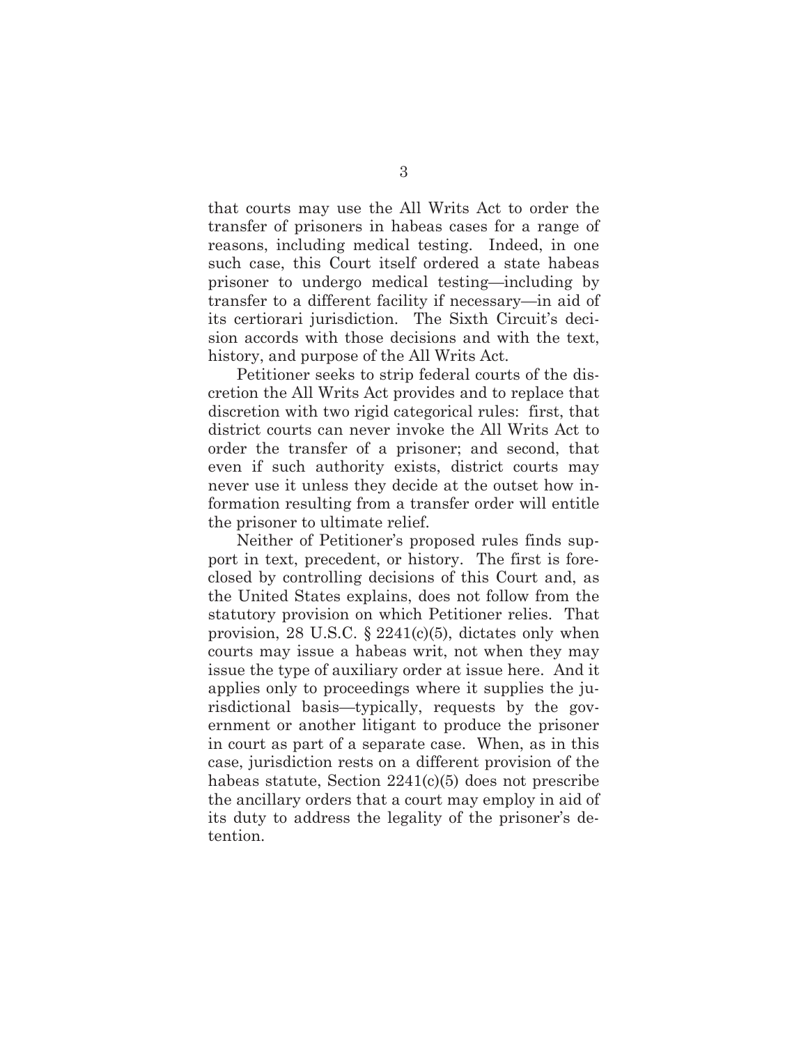that courts may use the All Writs Act to order the transfer of prisoners in habeas cases for a range of reasons, including medical testing. Indeed, in one such case, this Court itself ordered a state habeas prisoner to undergo medical testing—including by transfer to a different facility if necessary—in aid of its certiorari jurisdiction. The Sixth Circuit's decision accords with those decisions and with the text, history, and purpose of the All Writs Act.

Petitioner seeks to strip federal courts of the discretion the All Writs Act provides and to replace that discretion with two rigid categorical rules: first, that district courts can never invoke the All Writs Act to order the transfer of a prisoner; and second, that even if such authority exists, district courts may never use it unless they decide at the outset how information resulting from a transfer order will entitle the prisoner to ultimate relief.

Neither of Petitioner's proposed rules finds support in text, precedent, or history. The first is foreclosed by controlling decisions of this Court and, as the United States explains, does not follow from the statutory provision on which Petitioner relies. That provision, 28 U.S.C. § 2241(c)(5), dictates only when courts may issue a habeas writ, not when they may issue the type of auxiliary order at issue here. And it applies only to proceedings where it supplies the jurisdictional basis—typically, requests by the government or another litigant to produce the prisoner in court as part of a separate case. When, as in this case, jurisdiction rests on a different provision of the habeas statute, Section 2241(c)(5) does not prescribe the ancillary orders that a court may employ in aid of its duty to address the legality of the prisoner's detention.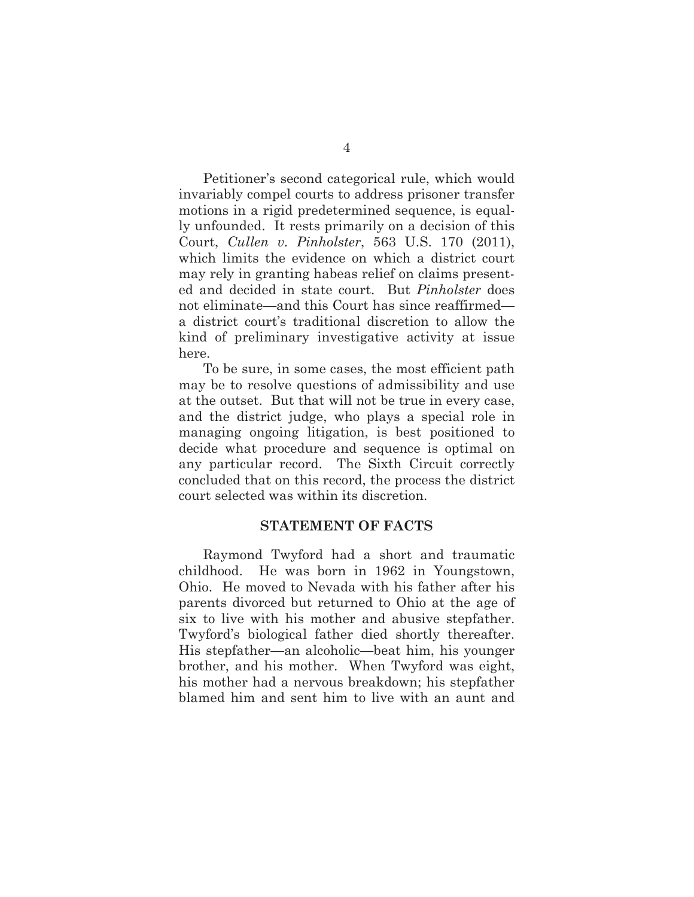Petitioner's second categorical rule, which would invariably compel courts to address prisoner transfer motions in a rigid predetermined sequence, is equally unfounded. It rests primarily on a decision of this Court, *Cullen v. Pinholster*, 563 U.S. 170 (2011), which limits the evidence on which a district court may rely in granting habeas relief on claims presented and decided in state court. But *Pinholster* does not eliminate—and this Court has since reaffirmed—a district court's traditional discretion to allow the kind of preliminary investigative activity at issue here.

To be sure, in some cases, the most efficient path may be to resolve questions of admissibility and use at the outset. But that will not be true in every case, and the district judge, who plays a special role in managing ongoing litigation, is best positioned to decide what procedure and sequence is optimal on any particular record. The Sixth Circuit correctly concluded that on this record, the process the district court selected was within its discretion.

## STATEMENT OF FACTS

Raymond Twyford had a short and traumatic childhood. He was born in 1962 in Youngstown, Ohio. He moved to Nevada with his father after his parents divorced but returned to Ohio at the age of six to live with his mother and abusive stepfather. Twyford's biological father died shortly thereafter. His stepfather—an alcoholic—beat him, his younger brother, and his mother. When Twyford was eight, his mother had a nervous breakdown; his stepfather blamed him and sent him to live with an aunt and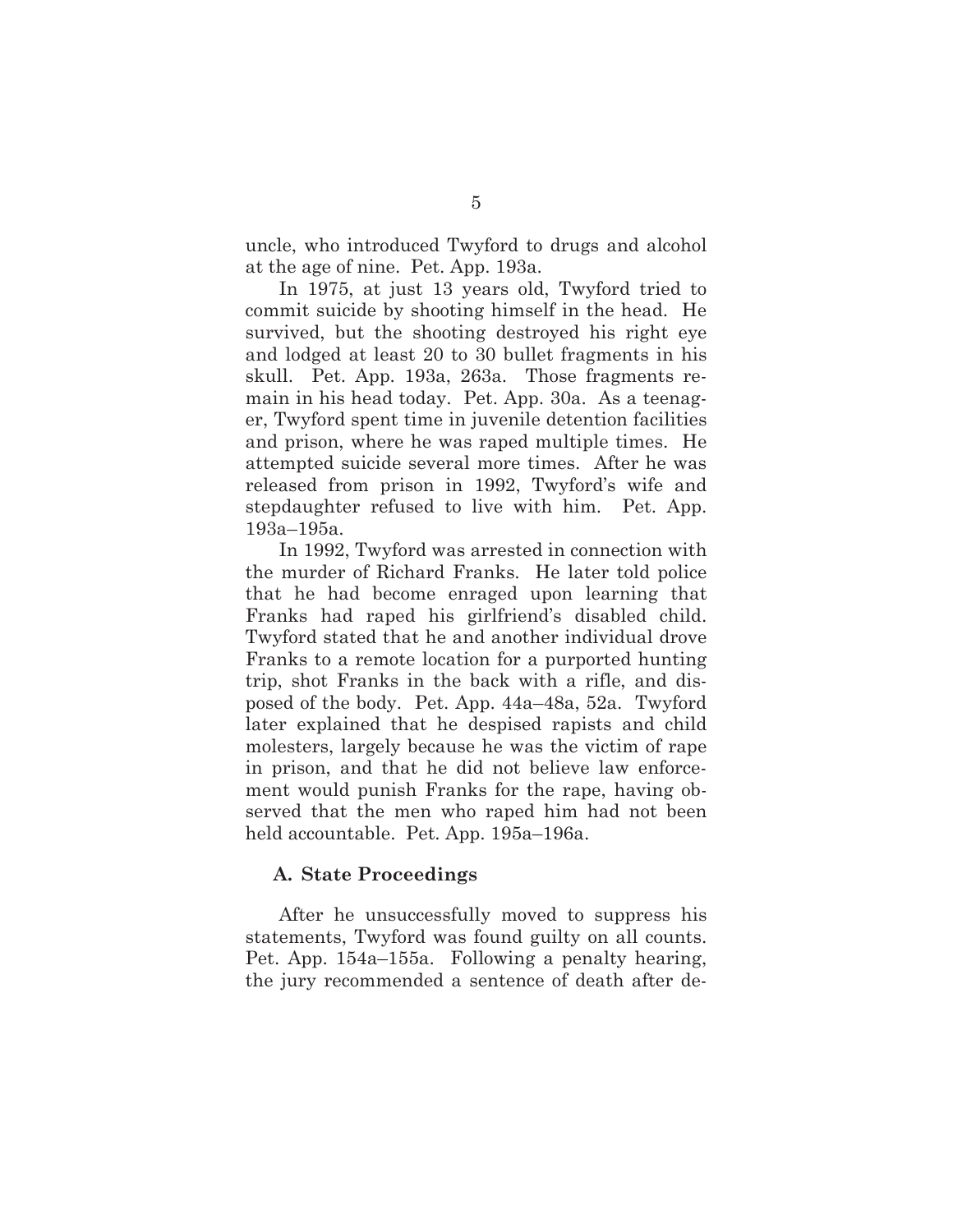uncle, who introduced Twyford to drugs and alcohol at the age of nine. Pet. App. 193a.

In 1975, at just 13 years old, Twyford tried to commit suicide by shooting himself in the head. He survived, but the shooting destroyed his right eye and lodged at least 20 to 30 bullet fragments in his skull. Pet. App. 193a, 263a. Those fragments remain in his head today. Pet. App. 30a. As a teenager, Twyford spent time in juvenile detention facilities and prison, where he was raped multiple times. He attempted suicide several more times. After he was released from prison in 1992, Twyford's wife and stepdaughter refused to live with him. Pet. App. 193a–195a.

In 1992, Twyford was arrested in connection with the murder of Richard Franks. He later told police that he had become enraged upon learning that Franks had raped his girlfriend's disabled child. Twyford stated that he and another individual drove Franks to a remote location for a purported hunting trip, shot Franks in the back with a rifle, and disposed of the body. Pet. App. 44a–48a, 52a. Twyford later explained that he despised rapists and child molesters, largely because he was the victim of rape in prison, and that he did not believe law enforcement would punish Franks for the rape, having observed that the men who raped him had not been held accountable. Pet. App. 195a–196a.

### A. State Proceedings

After he unsuccessfully moved to suppress his statements, Twyford was found guilty on all counts. Pet. App. 154a–155a. Following a penalty hearing, the jury recommended a sentence of death after de-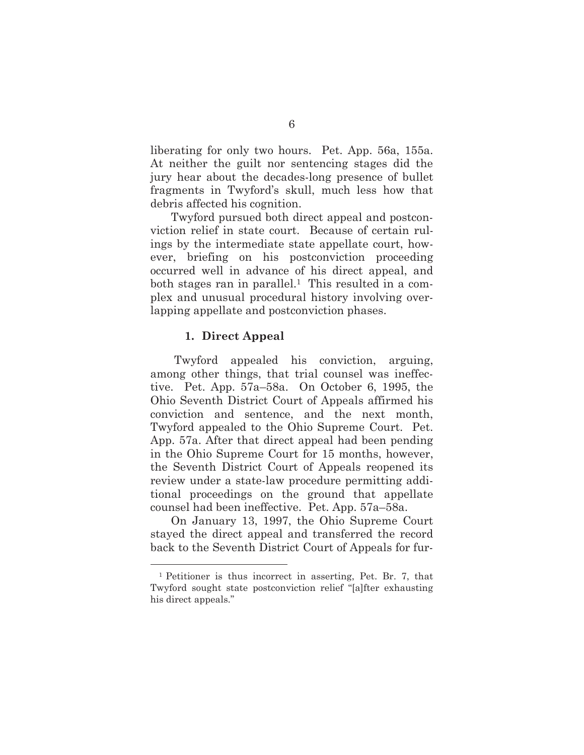liberating for only two hours. Pet. App. 56a, 155a. At neither the guilt nor sentencing stages did the jury hear about the decades-long presence of bullet fragments in Twyford's skull, much less how that debris affected his cognition.

Twyford pursued both direct appeal and postconviction relief in state court. Because of certain rulings by the intermediate state appellate court, however, briefing on his postconviction proceeding occurred well in advance of his direct appeal, and both stages ran in parallel.[1] This resulted in a complex and unusual procedural history involving overlapping appellate and postconviction phases.

### 1. Direct Appeal

Twyford appealed his conviction, arguing, among other things, that trial counsel was ineffective. Pet. App. 57a–58a. On October 6, 1995, the Ohio Seventh District Court of Appeals affirmed his conviction and sentence, and the next month, Twyford appealed to the Ohio Supreme Court. Pet. App. 57a. After that direct appeal had been pending in the Ohio Supreme Court for 15 months, however, the Seventh District Court of Appeals reopened its review under a state-law procedure permitting additional proceedings on the ground that appellate counsel had been ineffective. Pet. App. 57a–58a.

On January 13, 1997, the Ohio Supreme Court stayed the direct appeal and transferred the record back to the Seventh District Court of Appeals for fur-

[1] Petitioner is thus incorrect in asserting, Pet. Br. 7, that Twyford sought state postconviction relief "[a]fter exhausting his direct appeals."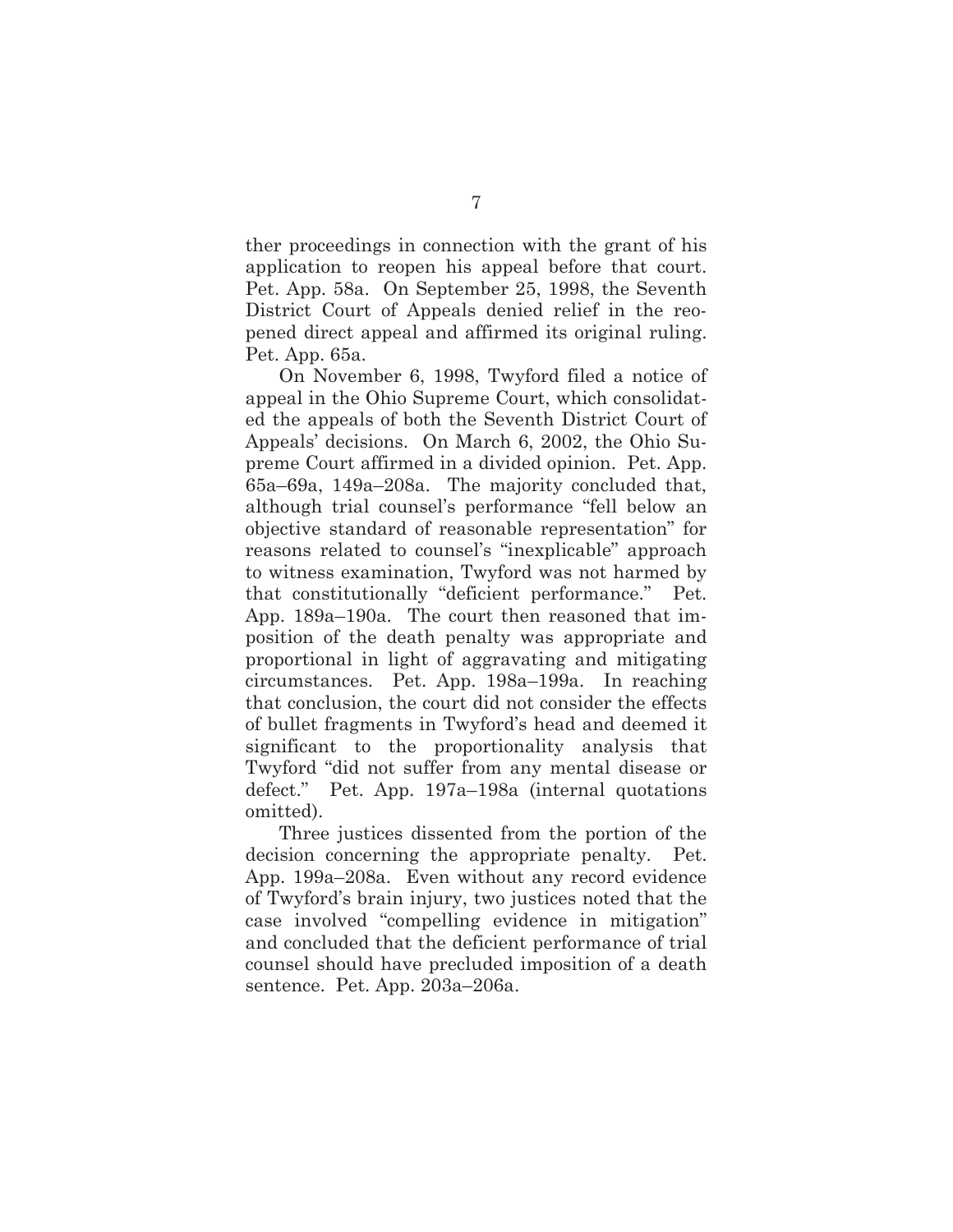ther proceedings in connection with the grant of his application to reopen his appeal before that court. Pet. App. 58a. On September 25, 1998, the Seventh District Court of Appeals denied relief in the reopened direct appeal and affirmed its original ruling. Pet. App. 65a.

On November 6, 1998, Twyford filed a notice of appeal in the Ohio Supreme Court, which consolidated the appeals of both the Seventh District Court of Appeals' decisions. On March 6, 2002, the Ohio Supreme Court affirmed in a divided opinion. Pet. App. 65a–69a, 149a–208a. The majority concluded that, although trial counsel's performance "fell below an objective standard of reasonable representation" for reasons related to counsel's "inexplicable" approach to witness examination, Twyford was not harmed by that constitutionally "deficient performance." Pet. App. 189a–190a. The court then reasoned that imposition of the death penalty was appropriate and proportional in light of aggravating and mitigating circumstances. Pet. App. 198a–199a. In reaching that conclusion, the court did not consider the effects of bullet fragments in Twyford's head and deemed it significant to the proportionality analysis that Twyford "did not suffer from any mental disease or defect." Pet. App. 197a–198a (internal quotations omitted).

Three justices dissented from the portion of the decision concerning the appropriate penalty. Pet. App. 199a–208a. Even without any record evidence of Twyford's brain injury, two justices noted that the case involved "compelling evidence in mitigation" and concluded that the deficient performance of trial counsel should have precluded imposition of a death sentence. Pet. App. 203a–206a.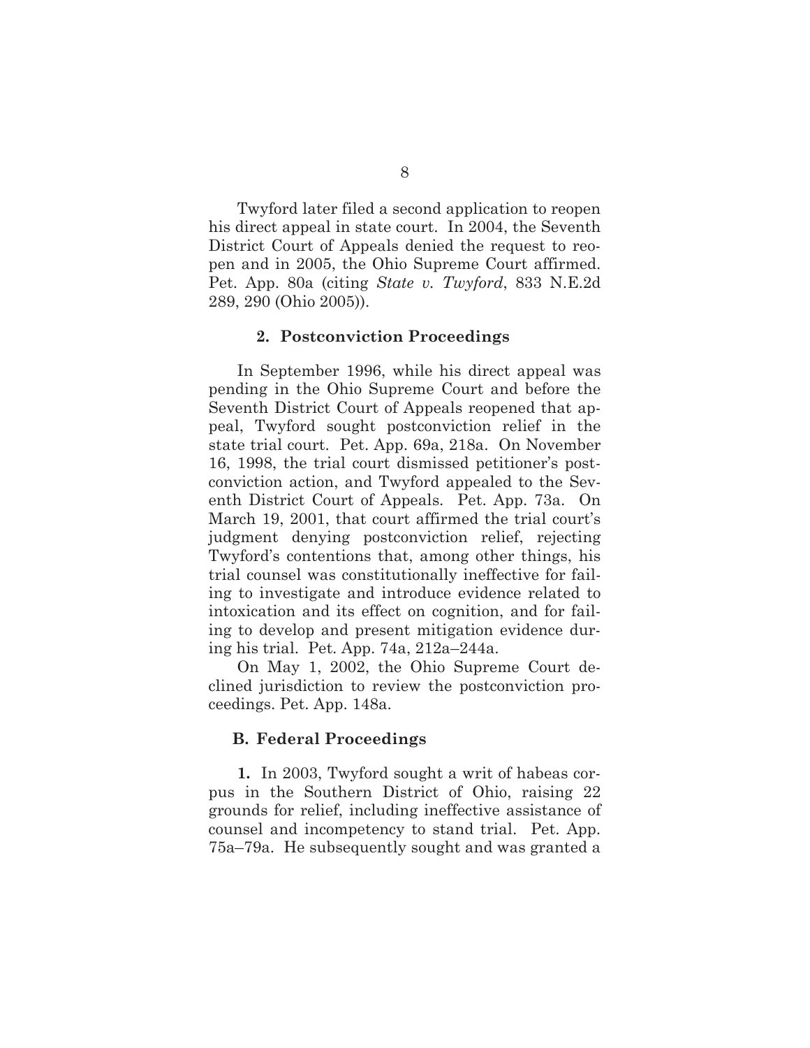Twyford later filed a second application to reopen his direct appeal in state court. In 2004, the Seventh District Court of Appeals denied the request to reopen and in 2005, the Ohio Supreme Court affirmed. Pet. App. 80a (citing *State v. Twyford*, 833 N.E.2d 289, 290 (Ohio 2005)).

### 2. Postconviction Proceedings

In September 1996, while his direct appeal was pending in the Ohio Supreme Court and before the Seventh District Court of Appeals reopened that appeal, Twyford sought postconviction relief in the state trial court. Pet. App. 69a, 218a. On November 16, 1998, the trial court dismissed petitioner's postconviction action, and Twyford appealed to the Seventh District Court of Appeals. Pet. App. 73a. On March 19, 2001, that court affirmed the trial court's judgment denying postconviction relief, rejecting Twyford's contentions that, among other things, his trial counsel was constitutionally ineffective for failing to investigate and introduce evidence related to intoxication and its effect on cognition, and for failing to develop and present mitigation evidence during his trial. Pet. App. 74a, 212a–244a.

On May 1, 2002, the Ohio Supreme Court declined jurisdiction to review the postconviction proceedings. Pet. App. 148a.

## B. Federal Proceedings

**1.** In 2003, Twyford sought a writ of habeas corpus in the Southern District of Ohio, raising 22 grounds for relief, including ineffective assistance of counsel and incompetency to stand trial. Pet. App. 75a–79a. He subsequently sought and was granted a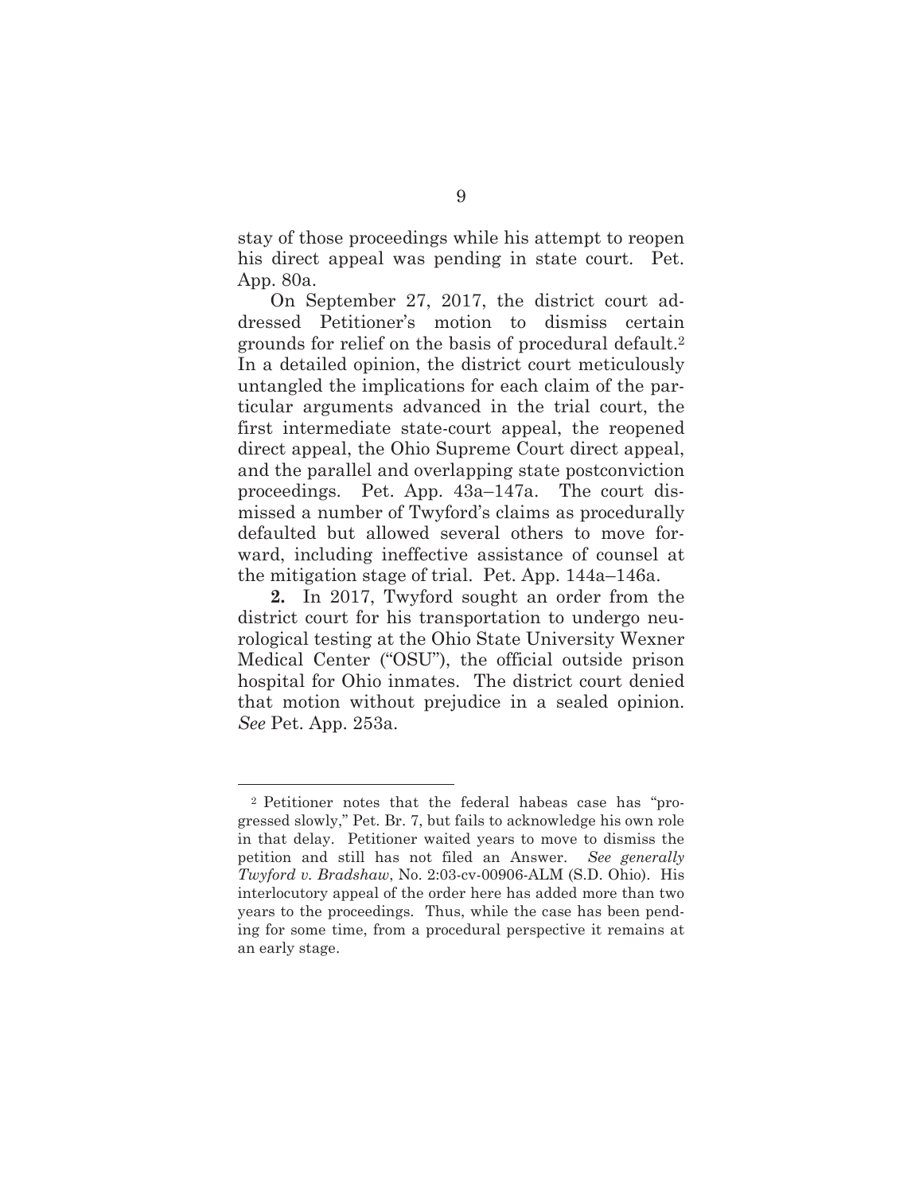stay of those proceedings while his attempt to reopen his direct appeal was pending in state court. Pet. App. 80a.

On September 27, 2017, the district court addressed Petitioner's motion to dismiss certain grounds for relief on the basis of procedural default.[2] In a detailed opinion, the district court meticulously untangled the implications for each claim of the particular arguments advanced in the trial court, the first intermediate state-court appeal, the reopened direct appeal, the Ohio Supreme Court direct appeal, and the parallel and overlapping state postconviction proceedings. Pet. App. 43a–147a. The court dismissed a number of Twyford's claims as procedurally defaulted but allowed several others to move forward, including ineffective assistance of counsel at the mitigation stage of trial. Pet. App. 144a–146a.

**2.** In 2017, Twyford sought an order from the district court for his transportation to undergo neurological testing at the Ohio State University Wexner Medical Center ("OSU"), the official outside prison hospital for Ohio inmates. The district court denied that motion without prejudice in a sealed opinion. *See* Pet. App. 253a.

---

[2] Petitioner notes that the federal habeas case has "progressed slowly," Pet. Br. 7, but fails to acknowledge his own role in that delay. Petitioner waited years to move to dismiss the petition and still has not filed an Answer. *See generally Twyford v. Bradshaw*, No. 2:03-cv-00906-ALM (S.D. Ohio). His interlocutory appeal of the order here has added more than two years to the proceedings. Thus, while the case has been pending for some time, from a procedural perspective it remains at an early stage.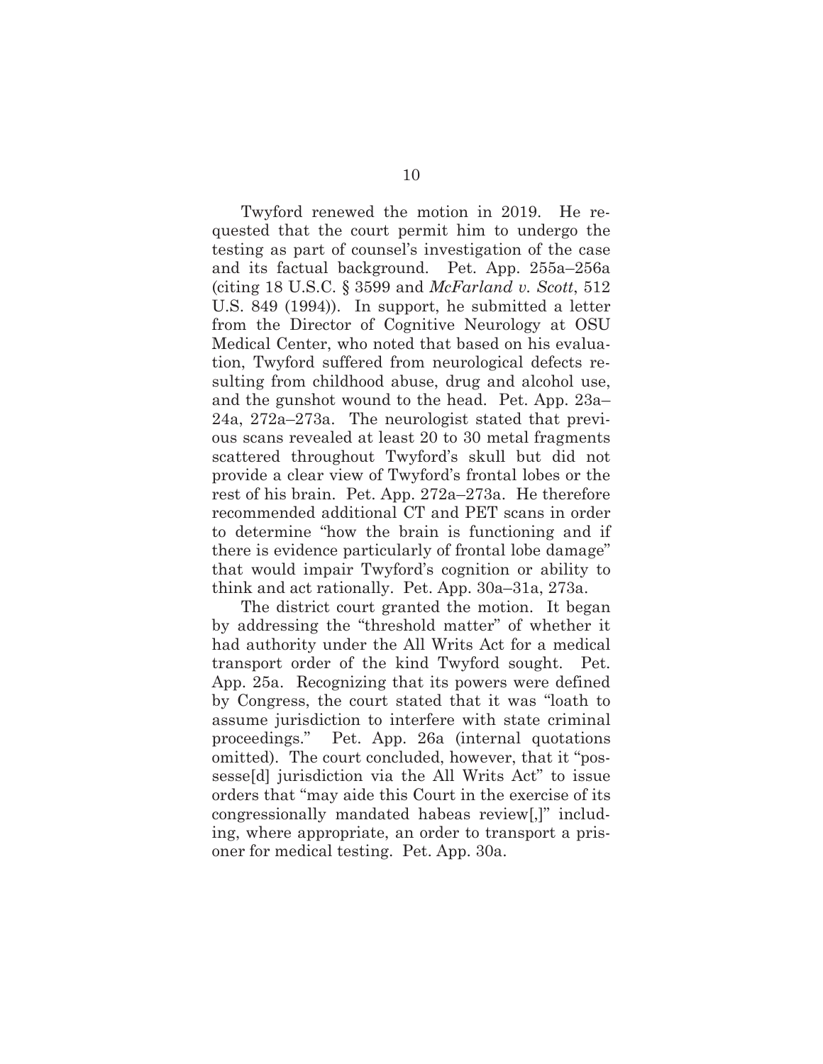Twyford renewed the motion in 2019. He requested that the court permit him to undergo the testing as part of counsel's investigation of the case and its factual background. Pet. App. 255a–256a (citing 18 U.S.C. § 3599 and *McFarland v. Scott*, 512 U.S. 849 (1994)). In support, he submitted a letter from the Director of Cognitive Neurology at OSU Medical Center, who noted that based on his evaluation, Twyford suffered from neurological defects resulting from childhood abuse, drug and alcohol use, and the gunshot wound to the head. Pet. App. 23a–24a, 272a–273a. The neurologist stated that previous scans revealed at least 20 to 30 metal fragments scattered throughout Twyford's skull but did not provide a clear view of Twyford's frontal lobes or the rest of his brain. Pet. App. 272a–273a. He therefore recommended additional CT and PET scans in order to determine "how the brain is functioning and if there is evidence particularly of frontal lobe damage" that would impair Twyford's cognition or ability to think and act rationally. Pet. App. 30a–31a, 273a.

The district court granted the motion. It began by addressing the "threshold matter" of whether it had authority under the All Writs Act for a medical transport order of the kind Twyford sought. Pet. App. 25a. Recognizing that its powers were defined by Congress, the court stated that it was "loath to assume jurisdiction to interfere with state criminal proceedings." Pet. App. 26a (internal quotations omitted). The court concluded, however, that it "possesse[d] jurisdiction via the All Writs Act" to issue orders that "may aide this Court in the exercise of its congressionally mandated habeas review[,]" including, where appropriate, an order to transport a prisoner for medical testing. Pet. App. 30a.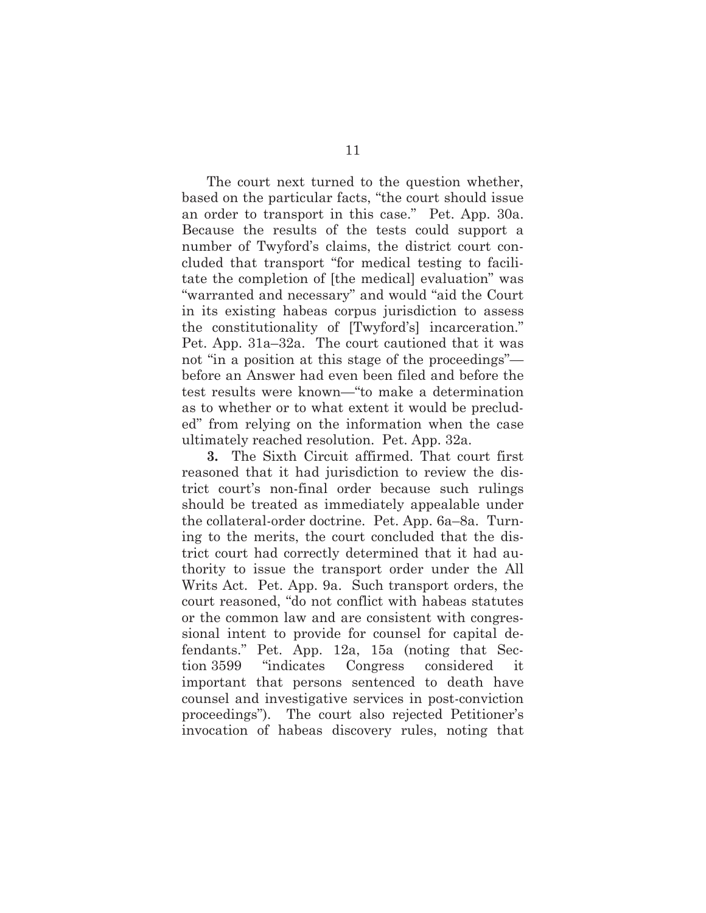The court next turned to the question whether, based on the particular facts, "the court should issue an order to transport in this case." Pet. App. 30a. Because the results of the tests could support a number of Twyford's claims, the district court concluded that transport "for medical testing to facilitate the completion of [the medical] evaluation" was "warranted and necessary" and would "aid the Court in its existing habeas corpus jurisdiction to assess the constitutionality of [Twyford's] incarceration." Pet. App. 31a–32a. The court cautioned that it was not "in a position at this stage of the proceedings"—before an Answer had even been filed and before the test results were known—"to make a determination as to whether or to what extent it would be precluded" from relying on the information when the case ultimately reached resolution. Pet. App. 32a.

**3.** The Sixth Circuit affirmed. That court first reasoned that it had jurisdiction to review the district court's non-final order because such rulings should be treated as immediately appealable under the collateral-order doctrine. Pet. App. 6a–8a. Turning to the merits, the court concluded that the district court had correctly determined that it had authority to issue the transport order under the All Writs Act. Pet. App. 9a. Such transport orders, the court reasoned, "do not conflict with habeas statutes or the common law and are consistent with congressional intent to provide for counsel for capital defendants." Pet. App. 12a, 15a (noting that Section 3599 "indicates Congress considered it important that persons sentenced to death have counsel and investigative services in post-conviction proceedings"). The court also rejected Petitioner's invocation of habeas discovery rules, noting that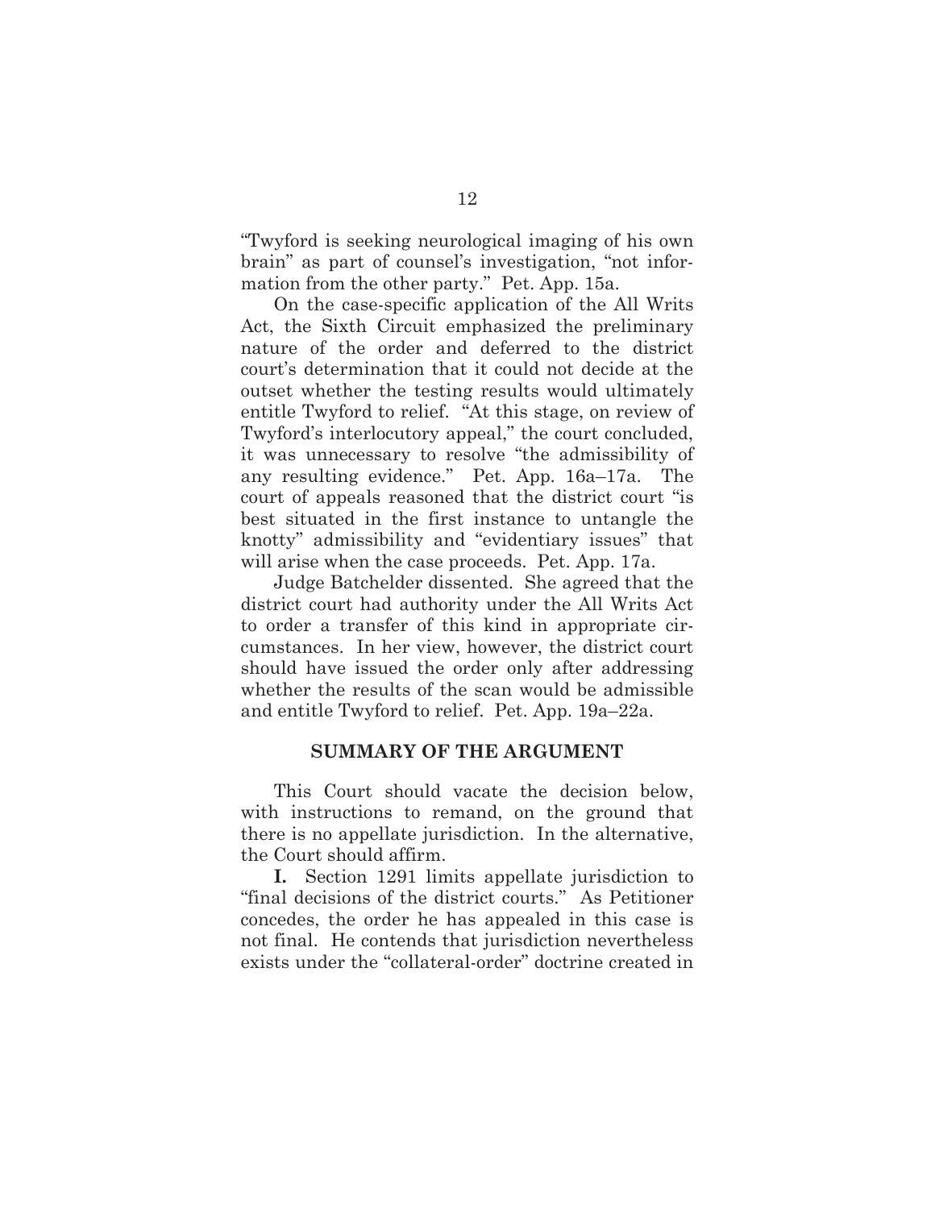"Twyford is seeking neurological imaging of his own brain" as part of counsel's investigation, "not information from the other party." Pet. App. 15a.

On the case-specific application of the All Writs Act, the Sixth Circuit emphasized the preliminary nature of the order and deferred to the district court's determination that it could not decide at the outset whether the testing results would ultimately entitle Twyford to relief. "At this stage, on review of Twyford's interlocutory appeal," the court concluded, it was unnecessary to resolve "the admissibility of any resulting evidence." Pet. App. 16a–17a. The court of appeals reasoned that the district court "is best situated in the first instance to untangle the knotty" admissibility and "evidentiary issues" that will arise when the case proceeds. Pet. App. 17a.

Judge Batchelder dissented. She agreed that the district court had authority under the All Writs Act to order a transfer of this kind in appropriate circumstances. In her view, however, the district court should have issued the order only after addressing whether the results of the scan would be admissible and entitle Twyford to relief. Pet. App. 19a–22a.

## SUMMARY OF THE ARGUMENT

This Court should vacate the decision below, with instructions to remand, on the ground that there is no appellate jurisdiction. In the alternative, the Court should affirm.

**I.** Section 1291 limits appellate jurisdiction to "final decisions of the district courts." As Petitioner concedes, the order he has appealed in this case is not final. He contends that jurisdiction nevertheless exists under the "collateral-order" doctrine created in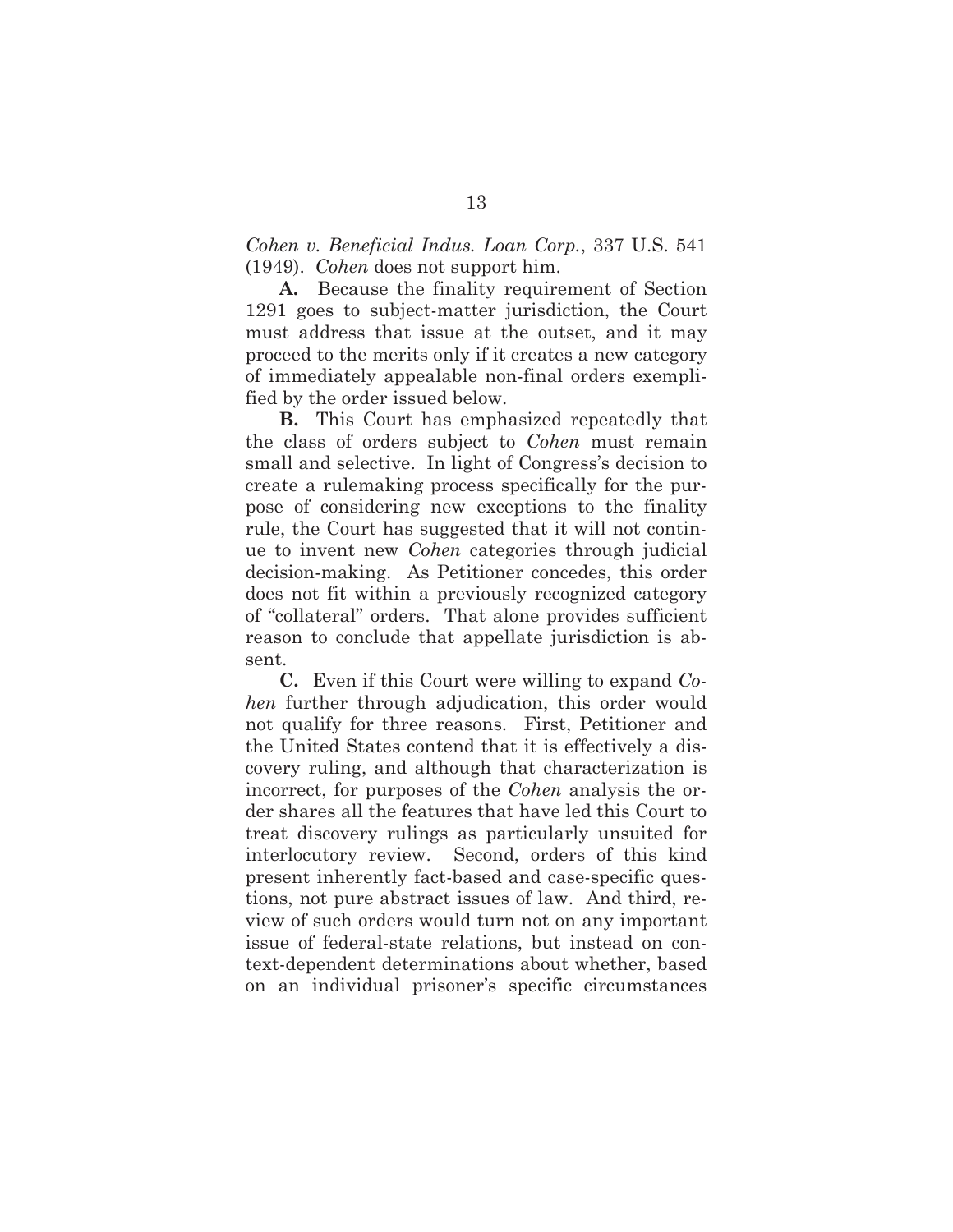*Cohen v. Beneficial Indus. Loan Corp.*, 337 U.S. 541 (1949). *Cohen* does not support him.

**A.** Because the finality requirement of Section 1291 goes to subject-matter jurisdiction, the Court must address that issue at the outset, and it may proceed to the merits only if it creates a new category of immediately appealable non-final orders exemplified by the order issued below.

**B.** This Court has emphasized repeatedly that the class of orders subject to *Cohen* must remain small and selective. In light of Congress's decision to create a rulemaking process specifically for the purpose of considering new exceptions to the finality rule, the Court has suggested that it will not continue to invent new *Cohen* categories through judicial decision-making. As Petitioner concedes, this order does not fit within a previously recognized category of "collateral" orders. That alone provides sufficient reason to conclude that appellate jurisdiction is absent.

**C.** Even if this Court were willing to expand *Cohen* further through adjudication, this order would not qualify for three reasons. First, Petitioner and the United States contend that it is effectively a discovery ruling, and although that characterization is incorrect, for purposes of the *Cohen* analysis the order shares all the features that have led this Court to treat discovery rulings as particularly unsuited for interlocutory review. Second, orders of this kind present inherently fact-based and case-specific questions, not pure abstract issues of law. And third, review of such orders would turn not on any important issue of federal-state relations, but instead on context-dependent determinations about whether, based on an individual prisoner's specific circumstances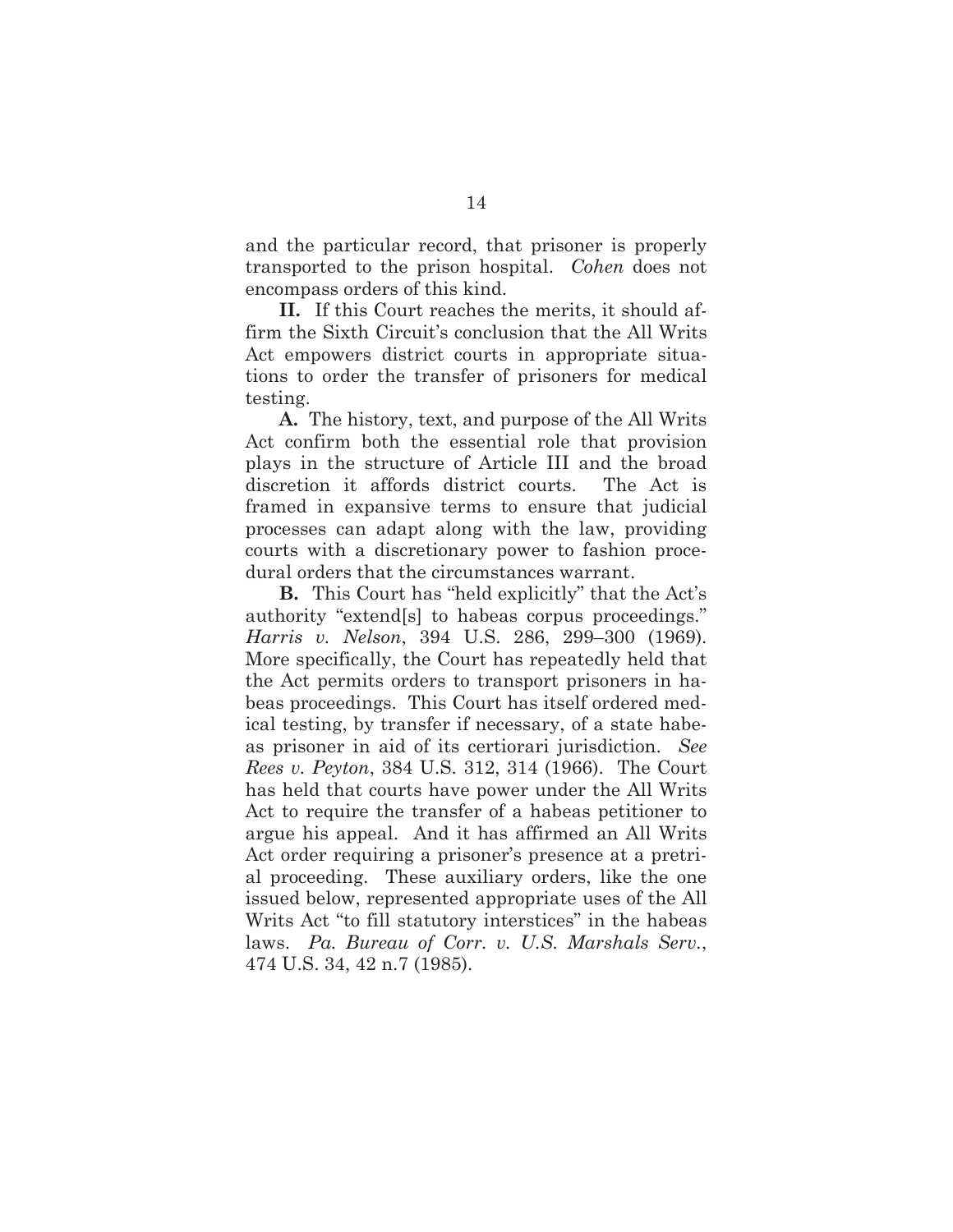and the particular record, that prisoner is properly transported to the prison hospital. *Cohen* does not encompass orders of this kind.

**II.** If this Court reaches the merits, it should affirm the Sixth Circuit's conclusion that the All Writs Act empowers district courts in appropriate situations to order the transfer of prisoners for medical testing.

**A.** The history, text, and purpose of the All Writs Act confirm both the essential role that provision plays in the structure of Article III and the broad discretion it affords district courts. The Act is framed in expansive terms to ensure that judicial processes can adapt along with the law, providing courts with a discretionary power to fashion procedural orders that the circumstances warrant.

**B.** This Court has "held explicitly" that the Act's authority "extend[s] to habeas corpus proceedings." *Harris v. Nelson*, 394 U.S. 286, 299–300 (1969). More specifically, the Court has repeatedly held that the Act permits orders to transport prisoners in habeas proceedings. This Court has itself ordered medical testing, by transfer if necessary, of a state habeas prisoner in aid of its certiorari jurisdiction. *See Rees v. Peyton*, 384 U.S. 312, 314 (1966). The Court has held that courts have power under the All Writs Act to require the transfer of a habeas petitioner to argue his appeal. And it has affirmed an All Writs Act order requiring a prisoner's presence at a pretrial proceeding. These auxiliary orders, like the one issued below, represented appropriate uses of the All Writs Act "to fill statutory interstices" in the habeas laws. *Pa. Bureau of Corr. v. U.S. Marshals Serv.*, 474 U.S. 34, 42 n.7 (1985).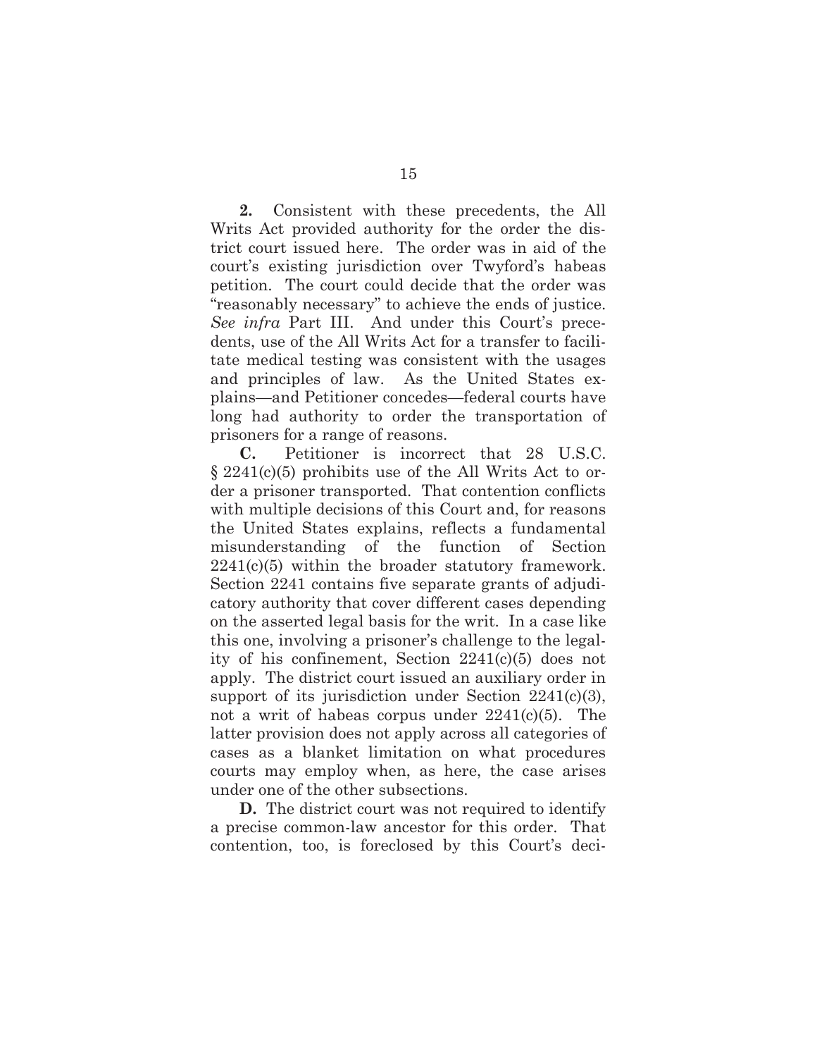**2.** Consistent with these precedents, the All Writs Act provided authority for the order the district court issued here. The order was in aid of the court's existing jurisdiction over Twyford's habeas petition. The court could decide that the order was "reasonably necessary" to achieve the ends of justice. *See infra* Part III. And under this Court's precedents, use of the All Writs Act for a transfer to facilitate medical testing was consistent with the usages and principles of law. As the United States explains—and Petitioner concedes—federal courts have long had authority to order the transportation of prisoners for a range of reasons.

**C.** Petitioner is incorrect that 28 U.S.C. § 2241(c)(5) prohibits use of the All Writs Act to order a prisoner transported. That contention conflicts with multiple decisions of this Court and, for reasons the United States explains, reflects a fundamental misunderstanding of the function of Section 2241(c)(5) within the broader statutory framework. Section 2241 contains five separate grants of adjudicatory authority that cover different cases depending on the asserted legal basis for the writ. In a case like this one, involving a prisoner's challenge to the legality of his confinement, Section 2241(c)(5) does not apply. The district court issued an auxiliary order in support of its jurisdiction under Section 2241(c)(3), not a writ of habeas corpus under 2241(c)(5). The latter provision does not apply across all categories of cases as a blanket limitation on what procedures courts may employ when, as here, the case arises under one of the other subsections.

**D.** The district court was not required to identify a precise common-law ancestor for this order. That contention, too, is foreclosed by this Court's deci-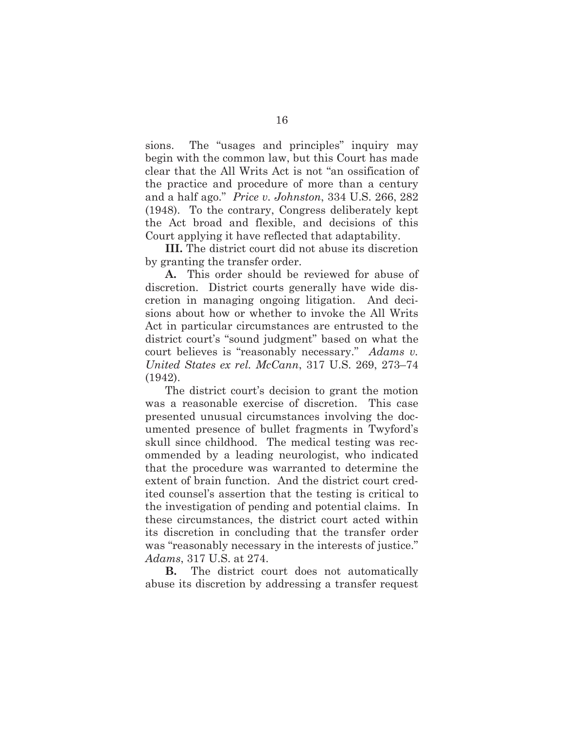sions. The "usages and principles" inquiry may begin with the common law, but this Court has made clear that the All Writs Act is not "an ossification of the practice and procedure of more than a century and a half ago." *Price v. Johnston*, 334 U.S. 266, 282 (1948). To the contrary, Congress deliberately kept the Act broad and flexible, and decisions of this Court applying it have reflected that adaptability.

**III.** The district court did not abuse its discretion by granting the transfer order.

**A.** This order should be reviewed for abuse of discretion. District courts generally have wide discretion in managing ongoing litigation. And decisions about how or whether to invoke the All Writs Act in particular circumstances are entrusted to the district court's "sound judgment" based on what the court believes is "reasonably necessary." *Adams v. United States ex rel. McCann*, 317 U.S. 269, 273–74 (1942).

The district court's decision to grant the motion was a reasonable exercise of discretion. This case presented unusual circumstances involving the documented presence of bullet fragments in Twyford's skull since childhood. The medical testing was recommended by a leading neurologist, who indicated that the procedure was warranted to determine the extent of brain function. And the district court credited counsel's assertion that the testing is critical to the investigation of pending and potential claims. In these circumstances, the district court acted within its discretion in concluding that the transfer order was "reasonably necessary in the interests of justice." *Adams*, 317 U.S. at 274.

**B.** The district court does not automatically abuse its discretion by addressing a transfer request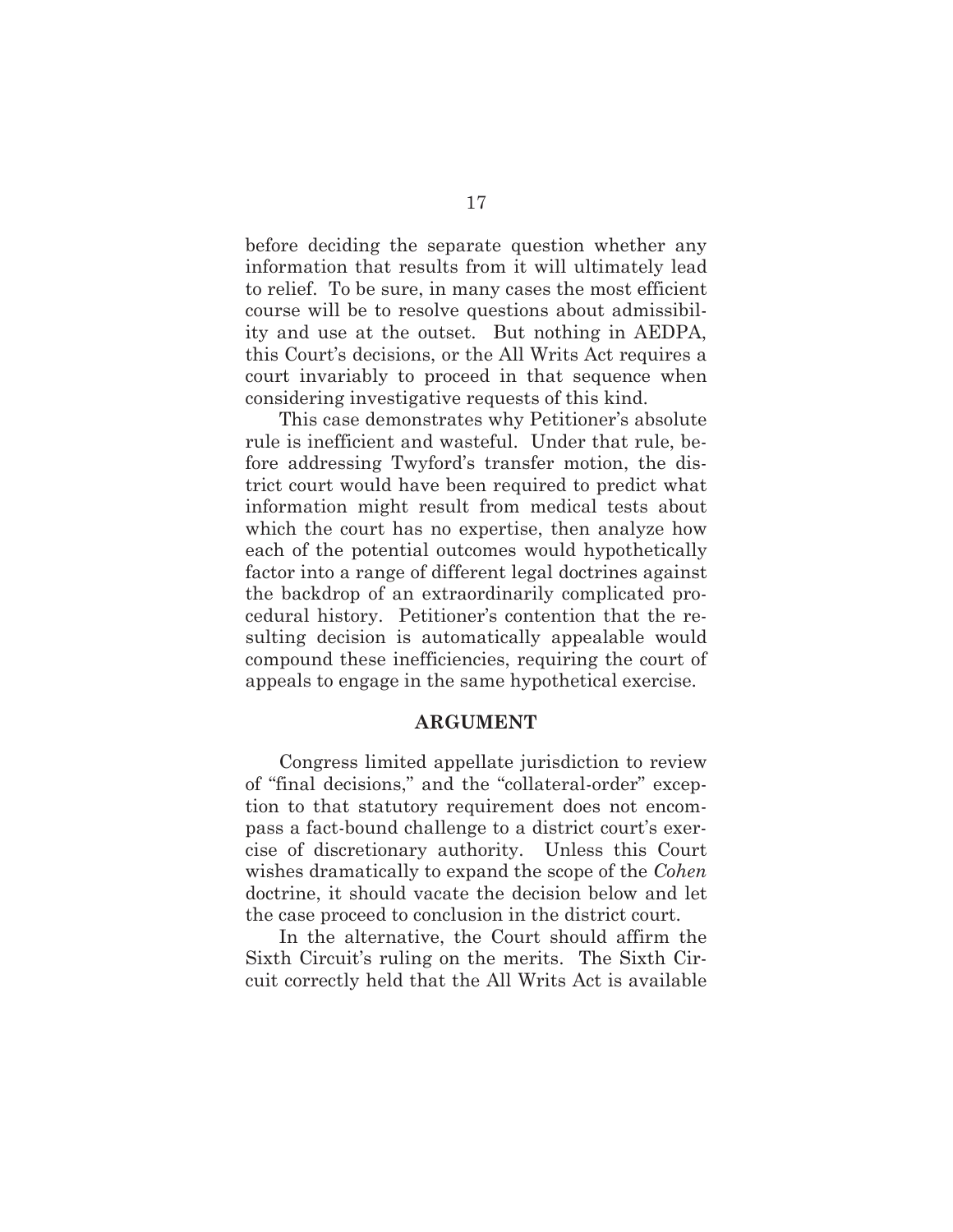before deciding the separate question whether any information that results from it will ultimately lead to relief. To be sure, in many cases the most efficient course will be to resolve questions about admissibility and use at the outset. But nothing in AEDPA, this Court's decisions, or the All Writs Act requires a court invariably to proceed in that sequence when considering investigative requests of this kind.

This case demonstrates why Petitioner's absolute rule is inefficient and wasteful. Under that rule, before addressing Twyford's transfer motion, the district court would have been required to predict what information might result from medical tests about which the court has no expertise, then analyze how each of the potential outcomes would hypothetically factor into a range of different legal doctrines against the backdrop of an extraordinarily complicated procedural history. Petitioner's contention that the resulting decision is automatically appealable would compound these inefficiencies, requiring the court of appeals to engage in the same hypothetical exercise.

## ARGUMENT

Congress limited appellate jurisdiction to review of "final decisions," and the "collateral-order" exception to that statutory requirement does not encompass a fact-bound challenge to a district court's exercise of discretionary authority. Unless this Court wishes dramatically to expand the scope of the *Cohen* doctrine, it should vacate the decision below and let the case proceed to conclusion in the district court.

In the alternative, the Court should affirm the Sixth Circuit's ruling on the merits. The Sixth Circuit correctly held that the All Writs Act is available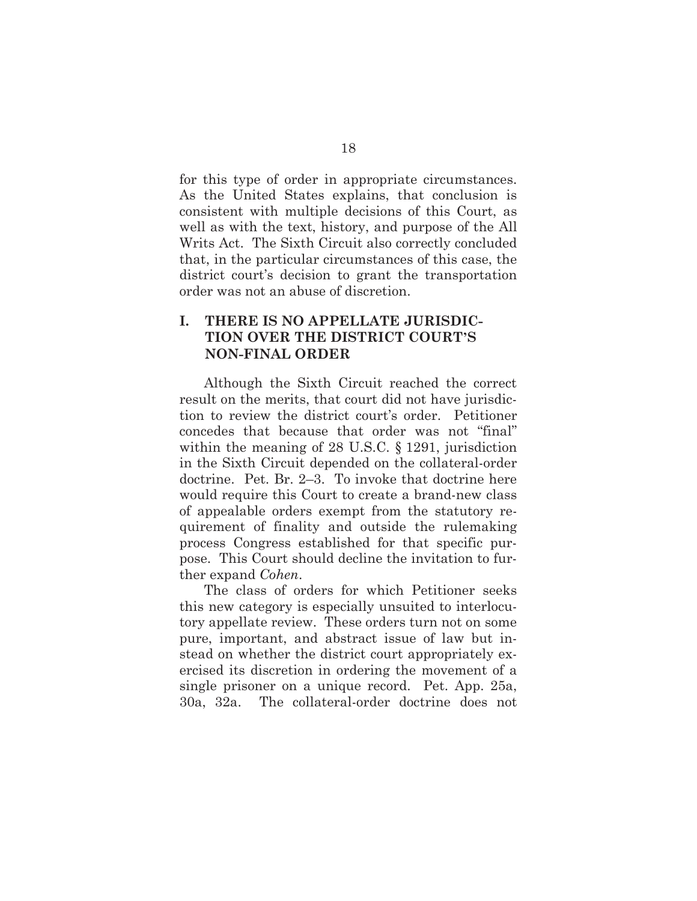for this type of order in appropriate circumstances. As the United States explains, that conclusion is consistent with multiple decisions of this Court, as well as with the text, history, and purpose of the All Writs Act. The Sixth Circuit also correctly concluded that, in the particular circumstances of this case, the district court's decision to grant the transportation order was not an abuse of discretion.

## I. THERE IS NO APPELLATE JURISDICTION OVER THE DISTRICT COURT'S NON-FINAL ORDER

Although the Sixth Circuit reached the correct result on the merits, that court did not have jurisdiction to review the district court's order. Petitioner concedes that because that order was not "final" within the meaning of 28 U.S.C. § 1291, jurisdiction in the Sixth Circuit depended on the collateral-order doctrine. Pet. Br. 2–3. To invoke that doctrine here would require this Court to create a brand-new class of appealable orders exempt from the statutory requirement of finality and outside the rulemaking process Congress established for that specific purpose. This Court should decline the invitation to further expand *Cohen*.

The class of orders for which Petitioner seeks this new category is especially unsuited to interlocutory appellate review. These orders turn not on some pure, important, and abstract issue of law but instead on whether the district court appropriately exercised its discretion in ordering the movement of a single prisoner on a unique record. Pet. App. 25a, 30a, 32a. The collateral-order doctrine does not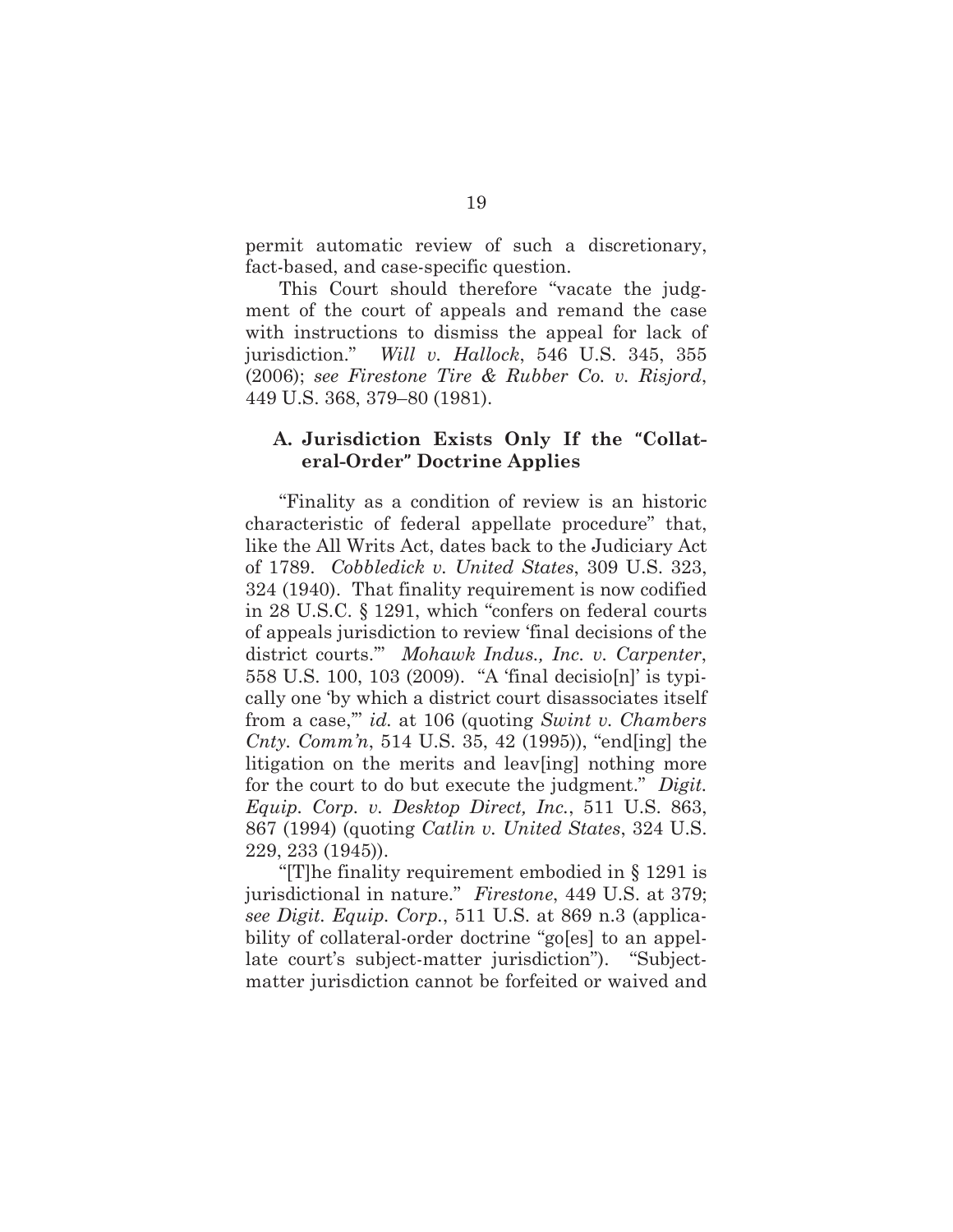permit automatic review of such a discretionary, fact-based, and case-specific question.

This Court should therefore "vacate the judgment of the court of appeals and remand the case with instructions to dismiss the appeal for lack of jurisdiction." *Will v. Hallock*, 546 U.S. 345, 355 (2006); *see Firestone Tire & Rubber Co. v. Risjord*, 449 U.S. 368, 379–80 (1981).

### A. Jurisdiction Exists Only If the "Collateral-Order" Doctrine Applies

"Finality as a condition of review is an historic characteristic of federal appellate procedure" that, like the All Writs Act, dates back to the Judiciary Act of 1789. *Cobbledick v. United States*, 309 U.S. 323, 324 (1940). That finality requirement is now codified in 28 U.S.C. § 1291, which "confers on federal courts of appeals jurisdiction to review 'final decisions of the district courts.'" *Mohawk Indus., Inc. v. Carpenter*, 558 U.S. 100, 103 (2009). "A 'final decisio[n]' is typically one 'by which a district court disassociates itself from a case,'" *id.* at 106 (quoting *Swint v. Chambers Cnty. Comm'n*, 514 U.S. 35, 42 (1995)), "end[ing] the litigation on the merits and leav[ing] nothing more for the court to do but execute the judgment." *Digit. Equip. Corp. v. Desktop Direct, Inc.*, 511 U.S. 863, 867 (1994) (quoting *Catlin v. United States*, 324 U.S. 229, 233 (1945)).

"[T]he finality requirement embodied in § 1291 is jurisdictional in nature." *Firestone*, 449 U.S. at 379; *see Digit. Equip. Corp.*, 511 U.S. at 869 n.3 (applicability of collateral-order doctrine "go[es] to an appellate court's subject-matter jurisdiction"). "Subject-matter jurisdiction cannot be forfeited or waived and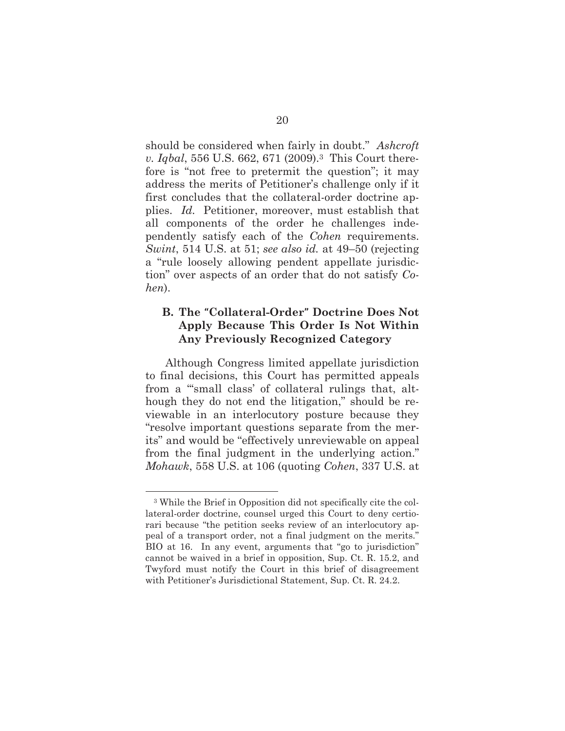should be considered when fairly in doubt." *Ashcroft v. Iqbal*, 556 U.S. 662, 671 (2009).[3] This Court therefore is "not free to pretermit the question"; it may address the merits of Petitioner's challenge only if it first concludes that the collateral-order doctrine applies. *Id.* Petitioner, moreover, must establish that all components of the order he challenges independently satisfy each of the *Cohen* requirements. *Swint*, 514 U.S. at 51; *see also id.* at 49–50 (rejecting a "rule loosely allowing pendent appellate jurisdiction" over aspects of an order that do not satisfy *Cohen*).

### B. The "Collateral-Order" Doctrine Does Not Apply Because This Order Is Not Within Any Previously Recognized Category

Although Congress limited appellate jurisdiction to final decisions, this Court has permitted appeals from a "'small class' of collateral rulings that, although they do not end the litigation," should be reviewable in an interlocutory posture because they "resolve important questions separate from the merits" and would be "effectively unreviewable on appeal from the final judgment in the underlying action." *Mohawk*, 558 U.S. at 106 (quoting *Cohen*, 337 U.S. at

---

[3] While the Brief in Opposition did not specifically cite the collateral-order doctrine, counsel urged this Court to deny certiorari because "the petition seeks review of an interlocutory appeal of a transport order, not a final judgment on the merits." BIO at 16. In any event, arguments that "go to jurisdiction" cannot be waived in a brief in opposition, Sup. Ct. R. 15.2, and Twyford must notify the Court in this brief of disagreement with Petitioner's Jurisdictional Statement, Sup. Ct. R. 24.2.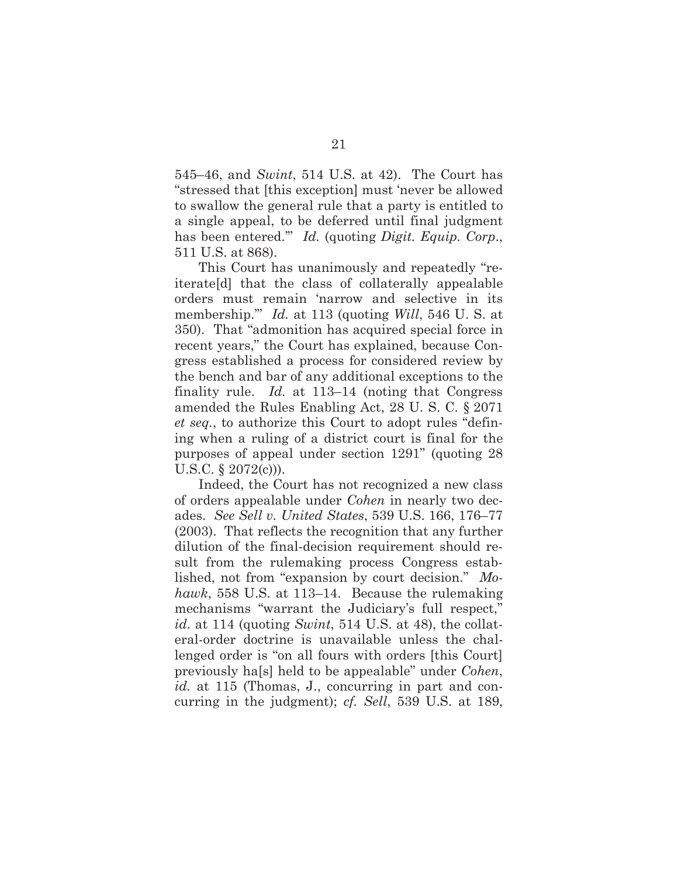545–46, and *Swint*, 514 U.S. at 42). The Court has "stressed that [this exception] must 'never be allowed to swallow the general rule that a party is entitled to a single appeal, to be deferred until final judgment has been entered.'" *Id.* (quoting *Digit. Equip. Corp*., 511 U.S. at 868).

This Court has unanimously and repeatedly "reiterate[d] that the class of collaterally appealable orders must remain 'narrow and selective in its membership.'" *Id.* at 113 (quoting *Will*, 546 U. S. at 350). That "admonition has acquired special force in recent years," the Court has explained, because Congress established a process for considered review by the bench and bar of any additional exceptions to the finality rule. *Id.* at 113–14 (noting that Congress amended the Rules Enabling Act, 28 U. S. C. § 2071 *et seq.*, to authorize this Court to adopt rules "defining when a ruling of a district court is final for the purposes of appeal under section 1291" (quoting 28 U.S.C. § 2072(c))).

Indeed, the Court has not recognized a new class of orders appealable under *Cohen* in nearly two decades. *See Sell v. United States*, 539 U.S. 166, 176–77 (2003). That reflects the recognition that any further dilution of the final-decision requirement should result from the rulemaking process Congress established, not from "expansion by court decision." *Mohawk*, 558 U.S. at 113–14. Because the rulemaking mechanisms "warrant the Judiciary's full respect," *id.* at 114 (quoting *Swint*, 514 U.S. at 48), the collateral-order doctrine is unavailable unless the challenged order is "on all fours with orders [this Court] previously ha[s] held to be appealable" under *Cohen*, *id.* at 115 (Thomas, J., concurring in part and concurring in the judgment); *cf. Sell*, 539 U.S. at 189,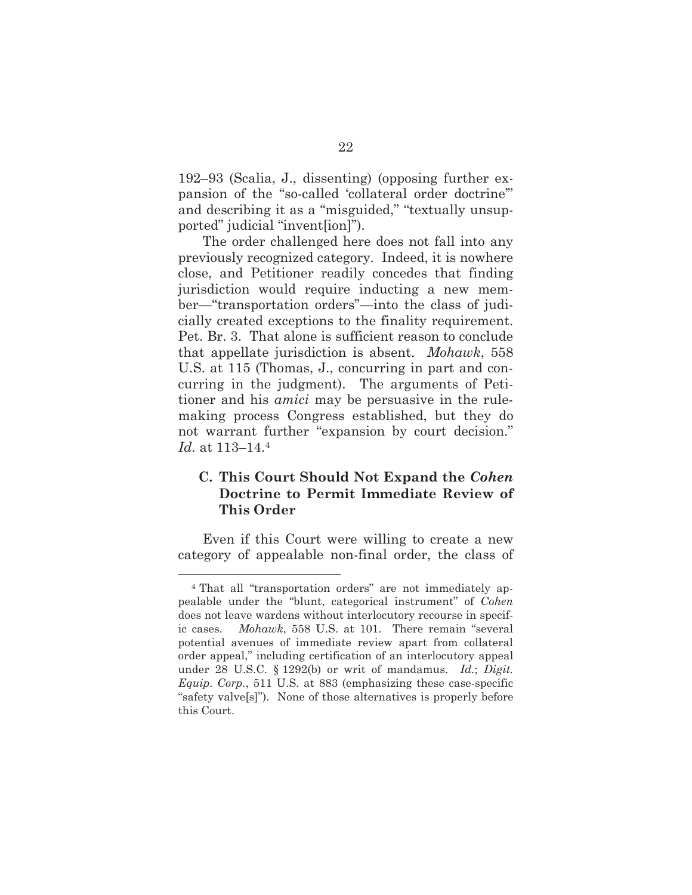192–93 (Scalia, J., dissenting) (opposing further expansion of the "so-called 'collateral order doctrine'" and describing it as a "misguided," "textually unsupported" judicial "invent[ion]").

The order challenged here does not fall into any previously recognized category. Indeed, it is nowhere close, and Petitioner readily concedes that finding jurisdiction would require inducting a new member—"transportation orders"—into the class of judicially created exceptions to the finality requirement. Pet. Br. 3. That alone is sufficient reason to conclude that appellate jurisdiction is absent. *Mohawk*, 558 U.S. at 115 (Thomas, J., concurring in part and concurring in the judgment). The arguments of Petitioner and his *amici* may be persuasive in the rulemaking process Congress established, but they do not warrant further "expansion by court decision." *Id.* at 113–14.[4]

### C. This Court Should Not Expand the *Cohen* Doctrine to Permit Immediate Review of This Order

Even if this Court were willing to create a new category of appealable non-final order, the class of

---

[4] That all "transportation orders" are not immediately appealable under the "blunt, categorical instrument" of *Cohen* does not leave wardens without interlocutory recourse in specific cases. *Mohawk*, 558 U.S. at 101. There remain "several potential avenues of immediate review apart from collateral order appeal," including certification of an interlocutory appeal under 28 U.S.C. § 1292(b) or writ of mandamus. *Id.*; *Digit. Equip. Corp.*, 511 U.S. at 883 (emphasizing these case-specific "safety valve[s]"). None of those alternatives is properly before this Court.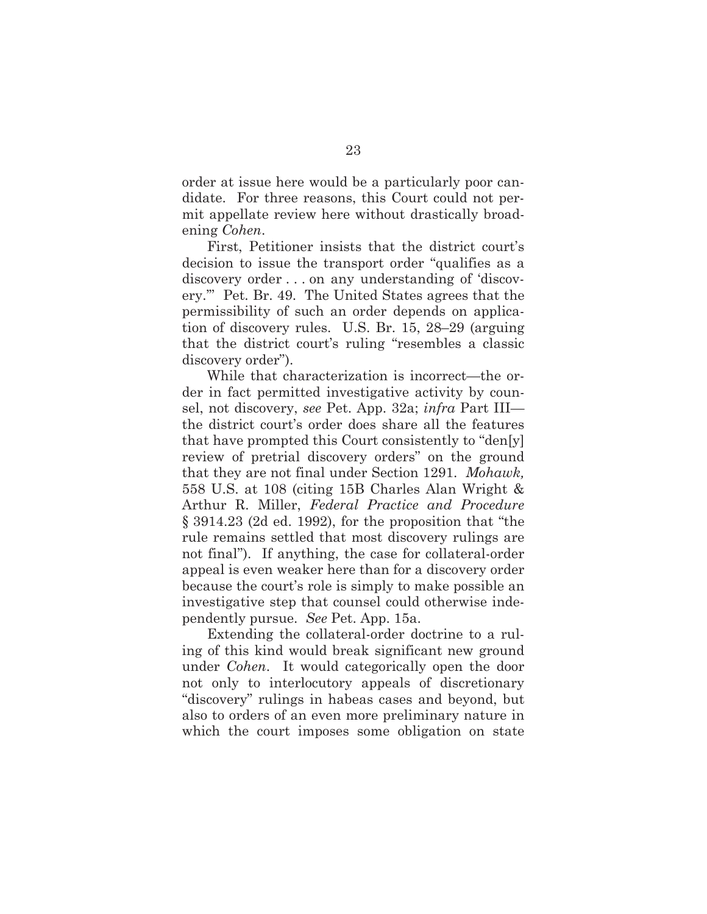order at issue here would be a particularly poor candidate. For three reasons, this Court could not permit appellate review here without drastically broadening *Cohen*.

First, Petitioner insists that the district court's decision to issue the transport order "qualifies as a discovery order . . . on any understanding of 'discovery.'" Pet. Br. 49. The United States agrees that the permissibility of such an order depends on application of discovery rules. U.S. Br. 15, 28–29 (arguing that the district court's ruling "resembles a classic discovery order").

While that characterization is incorrect—the order in fact permitted investigative activity by counsel, not discovery, *see* Pet. App. 32a; *infra* Part III—the district court's order does share all the features that have prompted this Court consistently to "den[y] review of pretrial discovery orders" on the ground that they are not final under Section 1291. *Mohawk,* 558 U.S. at 108 (citing 15B Charles Alan Wright & Arthur R. Miller, *Federal Practice and Procedure* § 3914.23 (2d ed. 1992), for the proposition that "the rule remains settled that most discovery rulings are not final"). If anything, the case for collateral-order appeal is even weaker here than for a discovery order because the court's role is simply to make possible an investigative step that counsel could otherwise independently pursue. *See* Pet. App. 15a.

Extending the collateral-order doctrine to a ruling of this kind would break significant new ground under *Cohen*. It would categorically open the door not only to interlocutory appeals of discretionary "discovery" rulings in habeas cases and beyond, but also to orders of an even more preliminary nature in which the court imposes some obligation on state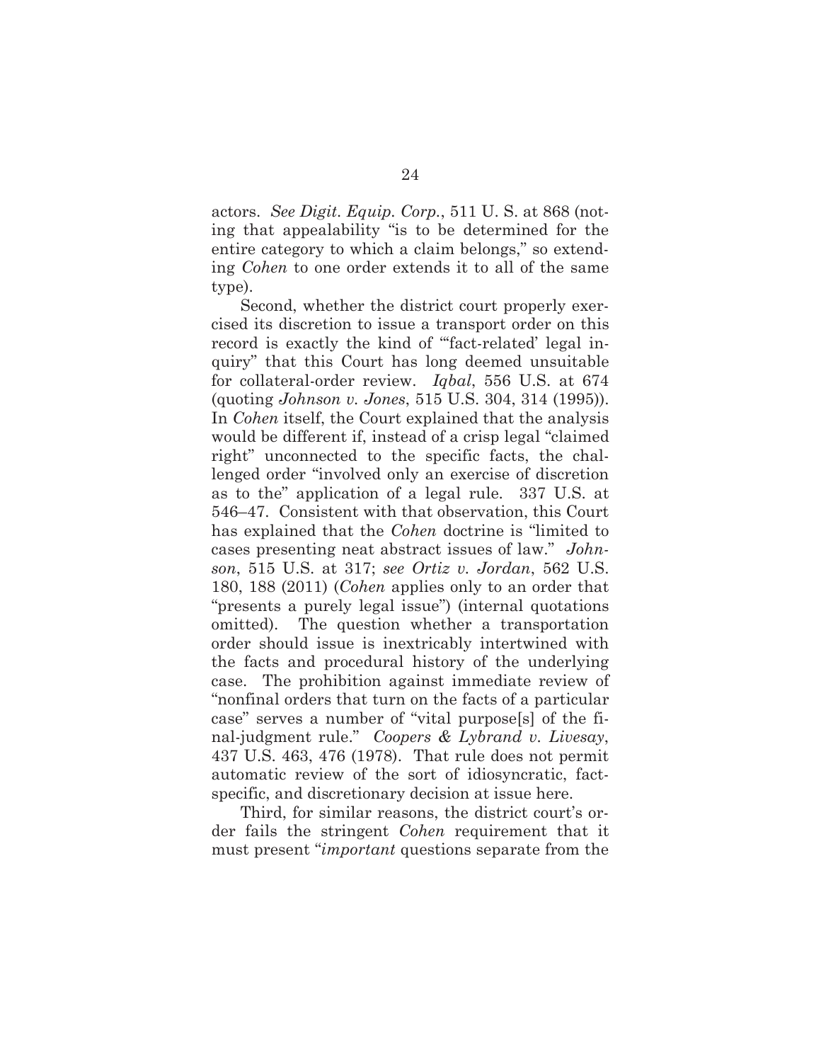actors. *See Digit. Equip. Corp.*, 511 U. S. at 868 (noting that appealability "is to be determined for the entire category to which a claim belongs," so extending *Cohen* to one order extends it to all of the same type).

Second, whether the district court properly exercised its discretion to issue a transport order on this record is exactly the kind of "'fact-related' legal inquiry" that this Court has long deemed unsuitable for collateral-order review. *Iqbal*, 556 U.S. at 674 (quoting *Johnson v. Jones*, 515 U.S. 304, 314 (1995)). In *Cohen* itself, the Court explained that the analysis would be different if, instead of a crisp legal "claimed right" unconnected to the specific facts, the challenged order "involved only an exercise of discretion as to the" application of a legal rule. 337 U.S. at 546–47. Consistent with that observation, this Court has explained that the *Cohen* doctrine is "limited to cases presenting neat abstract issues of law." *Johnson*, 515 U.S. at 317; *see Ortiz v. Jordan*, 562 U.S. 180, 188 (2011) (*Cohen* applies only to an order that "presents a purely legal issue") (internal quotations omitted). The question whether a transportation order should issue is inextricably intertwined with the facts and procedural history of the underlying case. The prohibition against immediate review of "nonfinal orders that turn on the facts of a particular case" serves a number of "vital purpose[s] of the final-judgment rule." *Coopers & Lybrand v. Livesay*, 437 U.S. 463, 476 (1978). That rule does not permit automatic review of the sort of idiosyncratic, fact-specific, and discretionary decision at issue here.

Third, for similar reasons, the district court's order fails the stringent *Cohen* requirement that it must present "*important* questions separate from the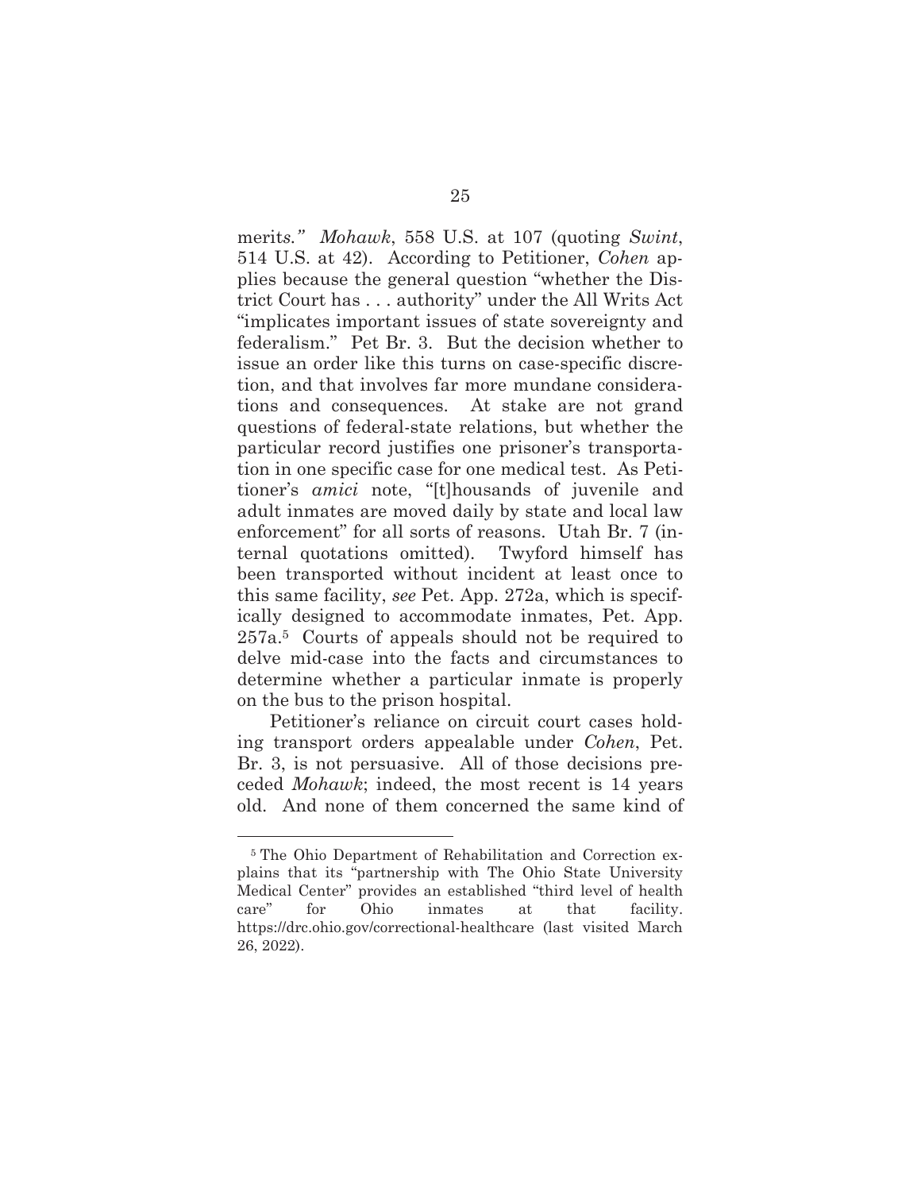merits." *Mohawk*, 558 U.S. at 107 (quoting *Swint*, 514 U.S. at 42). According to Petitioner, *Cohen* applies because the general question "whether the District Court has . . . authority" under the All Writs Act "implicates important issues of state sovereignty and federalism." Pet Br. 3. But the decision whether to issue an order like this turns on case-specific discretion, and that involves far more mundane considerations and consequences. At stake are not grand questions of federal-state relations, but whether the particular record justifies one prisoner's transportation in one specific case for one medical test. As Petitioner's *amici* note, "[t]housands of juvenile and adult inmates are moved daily by state and local law enforcement" for all sorts of reasons. Utah Br. 7 (internal quotations omitted). Twyford himself has been transported without incident at least once to this same facility, *see* Pet. App. 272a, which is specifically designed to accommodate inmates, Pet. App. 257a.[5] Courts of appeals should not be required to delve mid-case into the facts and circumstances to determine whether a particular inmate is properly on the bus to the prison hospital.

Petitioner's reliance on circuit court cases holding transport orders appealable under *Cohen*, Pet. Br. 3, is not persuasive. All of those decisions preceded *Mohawk*; indeed, the most recent is 14 years old. And none of them concerned the same kind of

---

[5] The Ohio Department of Rehabilitation and Correction explains that its "partnership with The Ohio State University Medical Center" provides an established "third level of health care" for Ohio inmates at that facility. https://drc.ohio.gov/correctional-healthcare (last visited March 26, 2022).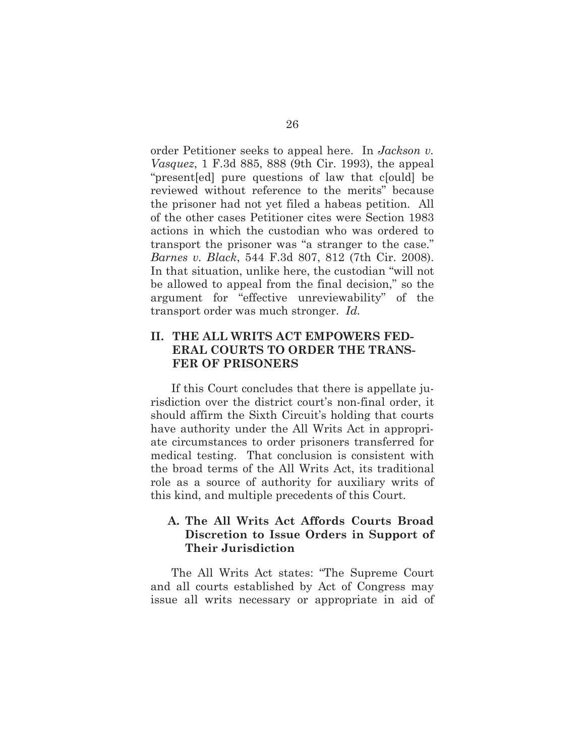order Petitioner seeks to appeal here. In *Jackson v. Vasquez*, 1 F.3d 885, 888 (9th Cir. 1993), the appeal "present[ed] pure questions of law that c[ould] be reviewed without reference to the merits" because the prisoner had not yet filed a habeas petition. All of the other cases Petitioner cites were Section 1983 actions in which the custodian who was ordered to transport the prisoner was "a stranger to the case." *Barnes v. Black*, 544 F.3d 807, 812 (7th Cir. 2008). In that situation, unlike here, the custodian "will not be allowed to appeal from the final decision," so the argument for "effective unreviewability" of the transport order was much stronger. *Id.*

## II. THE ALL WRITS ACT EMPOWERS FEDERAL COURTS TO ORDER THE TRANSFER OF PRISONERS

If this Court concludes that there is appellate jurisdiction over the district court's non-final order, it should affirm the Sixth Circuit's holding that courts have authority under the All Writs Act in appropriate circumstances to order prisoners transferred for medical testing. That conclusion is consistent with the broad terms of the All Writs Act, its traditional role as a source of authority for auxiliary writs of this kind, and multiple precedents of this Court.

### A. The All Writs Act Affords Courts Broad Discretion to Issue Orders in Support of Their Jurisdiction

The All Writs Act states: "The Supreme Court and all courts established by Act of Congress may issue all writs necessary or appropriate in aid of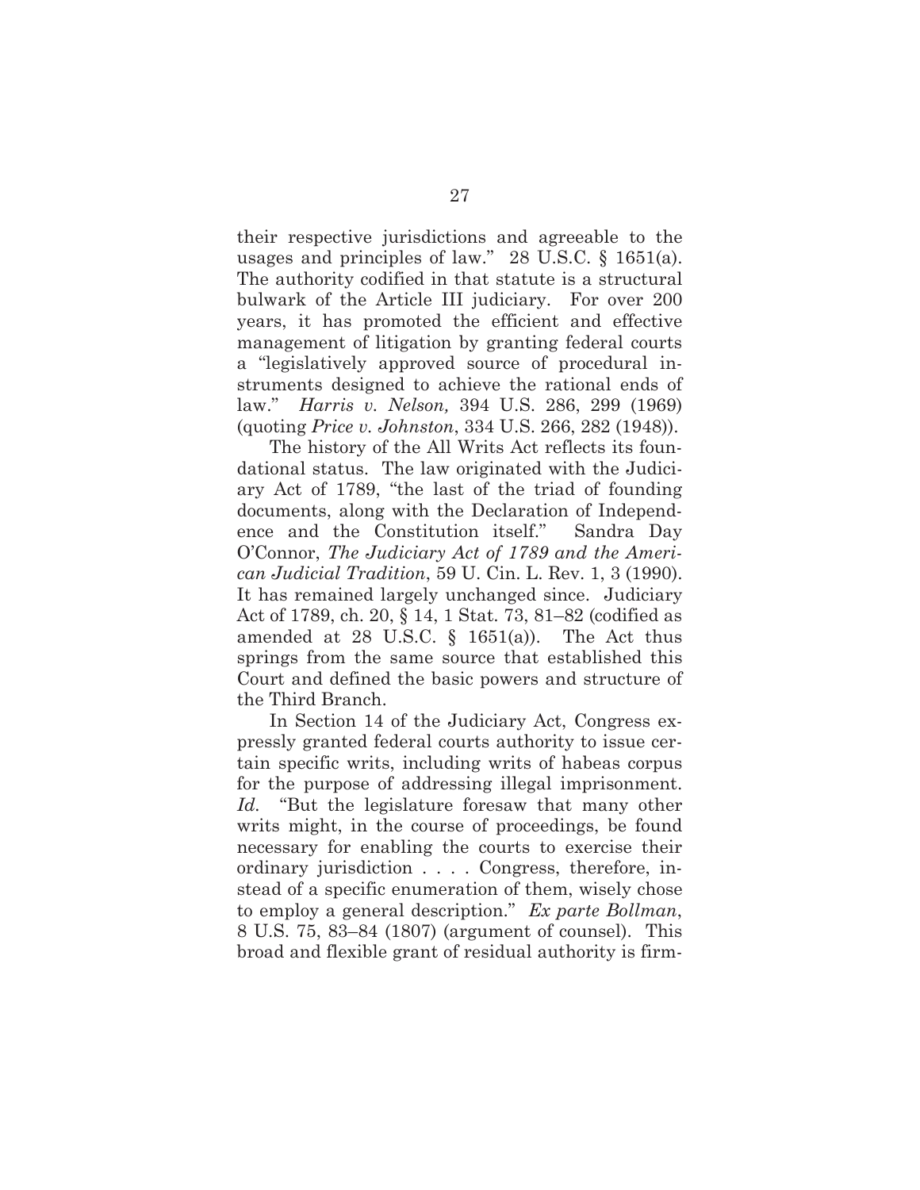their respective jurisdictions and agreeable to the usages and principles of law." 28 U.S.C. § 1651(a). The authority codified in that statute is a structural bulwark of the Article III judiciary. For over 200 years, it has promoted the efficient and effective management of litigation by granting federal courts a "legislatively approved source of procedural instruments designed to achieve the rational ends of law." *Harris v. Nelson,* 394 U.S. 286, 299 (1969) (quoting *Price v. Johnston*, 334 U.S. 266, 282 (1948)).

The history of the All Writs Act reflects its foundational status. The law originated with the Judiciary Act of 1789, "the last of the triad of founding documents, along with the Declaration of Independence and the Constitution itself." Sandra Day O'Connor, *The Judiciary Act of 1789 and the American Judicial Tradition*, 59 U. Cin. L. Rev. 1, 3 (1990). It has remained largely unchanged since. Judiciary Act of 1789, ch. 20, § 14, 1 Stat. 73, 81–82 (codified as amended at 28 U.S.C. § 1651(a)). The Act thus springs from the same source that established this Court and defined the basic powers and structure of the Third Branch.

In Section 14 of the Judiciary Act, Congress expressly granted federal courts authority to issue certain specific writs, including writs of habeas corpus for the purpose of addressing illegal imprisonment. *Id.* "But the legislature foresaw that many other writs might, in the course of proceedings, be found necessary for enabling the courts to exercise their ordinary jurisdiction . . . . Congress, therefore, instead of a specific enumeration of them, wisely chose to employ a general description." *Ex parte Bollman*, 8 U.S. 75, 83–84 (1807) (argument of counsel). This broad and flexible grant of residual authority is firm-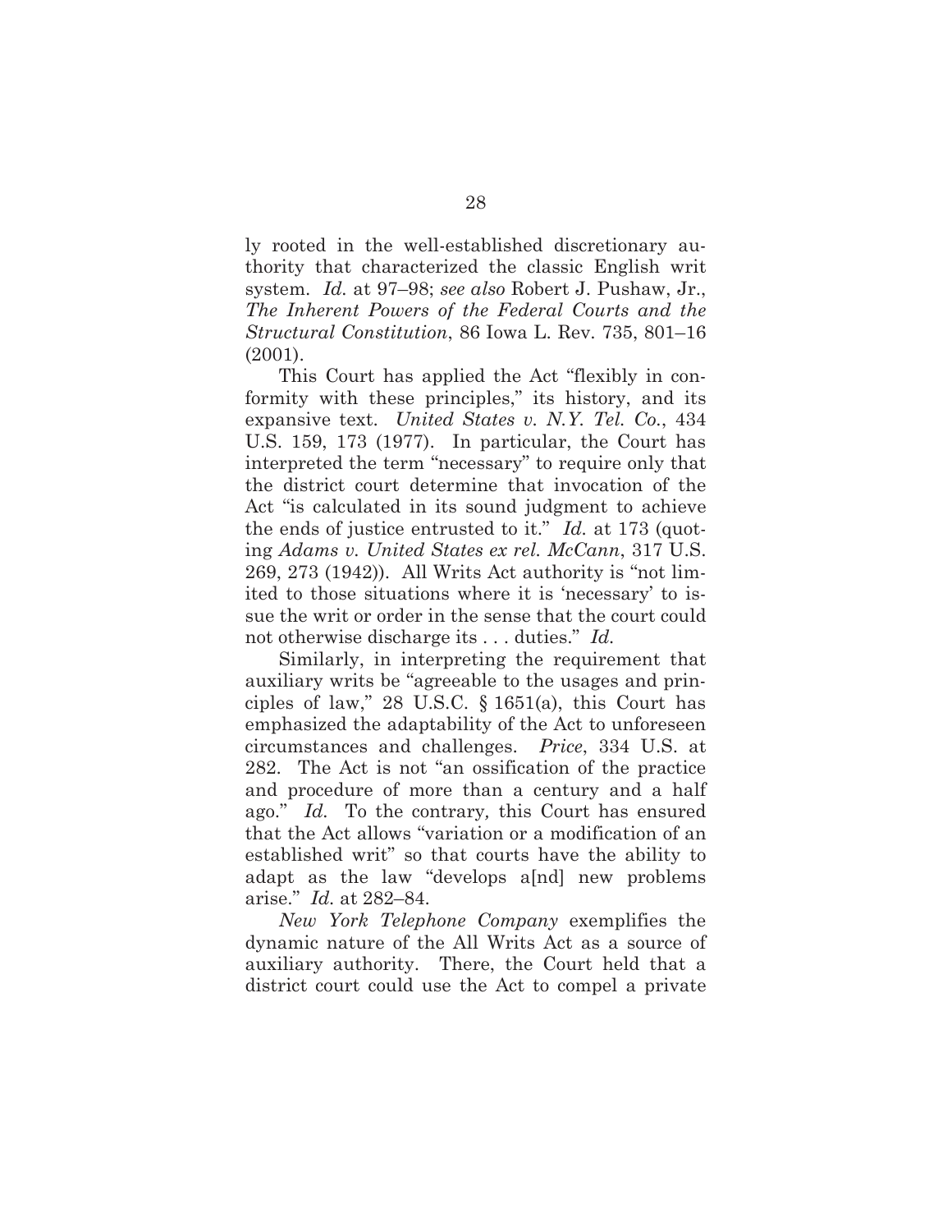ly rooted in the well-established discretionary authority that characterized the classic English writ system. *Id.* at 97–98; *see also* Robert J. Pushaw, Jr., *The Inherent Powers of the Federal Courts and the Structural Constitution*, 86 Iowa L. Rev. 735, 801–16 (2001).

This Court has applied the Act "flexibly in conformity with these principles," its history, and its expansive text. *United States v. N.Y. Tel. Co.*, 434 U.S. 159, 173 (1977). In particular, the Court has interpreted the term "necessary" to require only that the district court determine that invocation of the Act "is calculated in its sound judgment to achieve the ends of justice entrusted to it." *Id.* at 173 (quoting *Adams v. United States ex rel. McCann*, 317 U.S. 269, 273 (1942)). All Writs Act authority is "not limited to those situations where it is 'necessary' to issue the writ or order in the sense that the court could not otherwise discharge its . . . duties." *Id.*

Similarly, in interpreting the requirement that auxiliary writs be "agreeable to the usages and principles of law," 28 U.S.C. § 1651(a), this Court has emphasized the adaptability of the Act to unforeseen circumstances and challenges. *Price*, 334 U.S. at 282. The Act is not "an ossification of the practice and procedure of more than a century and a half ago." *Id.* To the contrary, this Court has ensured that the Act allows "variation or a modification of an established writ" so that courts have the ability to adapt as the law "develops a[nd] new problems arise." *Id.* at 282–84.

*New York Telephone Company* exemplifies the dynamic nature of the All Writs Act as a source of auxiliary authority. There, the Court held that a district court could use the Act to compel a private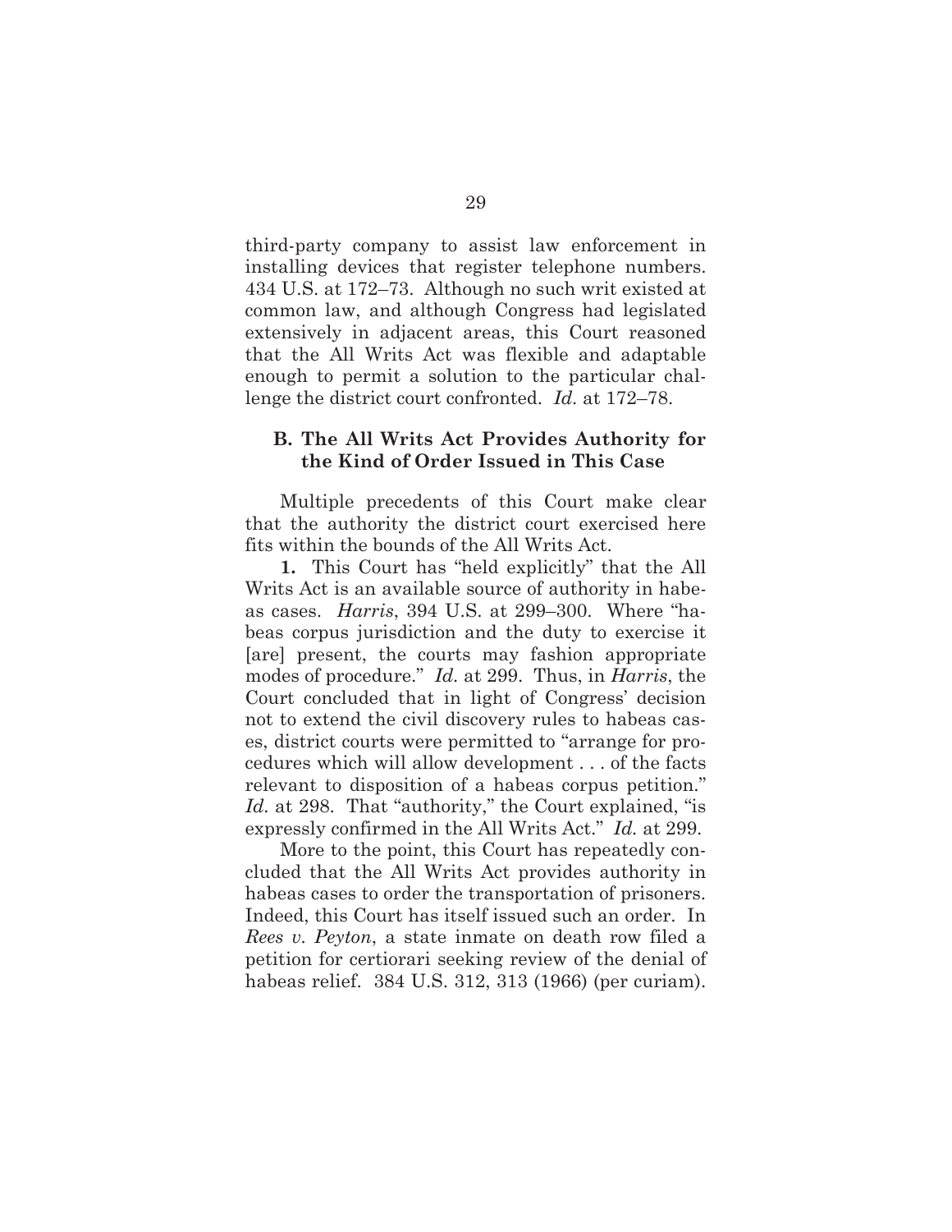third-party company to assist law enforcement in installing devices that register telephone numbers. 434 U.S. at 172–73. Although no such writ existed at common law, and although Congress had legislated extensively in adjacent areas, this Court reasoned that the All Writs Act was flexible and adaptable enough to permit a solution to the particular challenge the district court confronted. *Id.* at 172–78.

### B. The All Writs Act Provides Authority for the Kind of Order Issued in This Case

Multiple precedents of this Court make clear that the authority the district court exercised here fits within the bounds of the All Writs Act.

**1.** This Court has "held explicitly" that the All Writs Act is an available source of authority in habeas cases. *Harris*, 394 U.S. at 299–300. Where "habeas corpus jurisdiction and the duty to exercise it [are] present, the courts may fashion appropriate modes of procedure." *Id.* at 299. Thus, in *Harris*, the Court concluded that in light of Congress' decision not to extend the civil discovery rules to habeas cases, district courts were permitted to "arrange for procedures which will allow development . . . of the facts relevant to disposition of a habeas corpus petition." *Id.* at 298. That "authority," the Court explained, "is expressly confirmed in the All Writs Act." *Id.* at 299.

More to the point, this Court has repeatedly concluded that the All Writs Act provides authority in habeas cases to order the transportation of prisoners. Indeed, this Court has itself issued such an order. In *Rees v. Peyton*, a state inmate on death row filed a petition for certiorari seeking review of the denial of habeas relief. 384 U.S. 312, 313 (1966) (per curiam).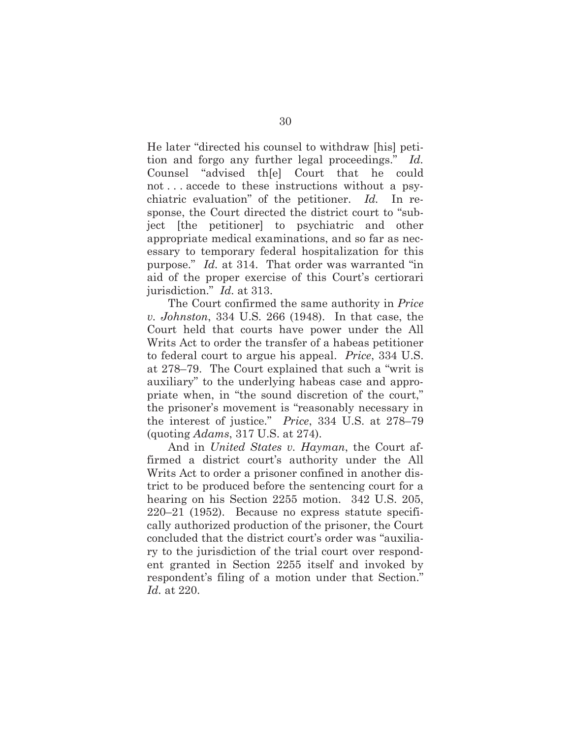He later "directed his counsel to withdraw [his] petition and forgo any further legal proceedings." *Id.* Counsel "advised th[e] Court that he could not . . . accede to these instructions without a psychiatric evaluation" of the petitioner. *Id.* In response, the Court directed the district court to "subject [the petitioner] to psychiatric and other appropriate medical examinations, and so far as necessary to temporary federal hospitalization for this purpose." *Id.* at 314. That order was warranted "in aid of the proper exercise of this Court's certiorari jurisdiction." *Id.* at 313.

The Court confirmed the same authority in *Price v. Johnston*, 334 U.S. 266 (1948). In that case, the Court held that courts have power under the All Writs Act to order the transfer of a habeas petitioner to federal court to argue his appeal. *Price*, 334 U.S. at 278–79. The Court explained that such a "writ is auxiliary" to the underlying habeas case and appropriate when, in "the sound discretion of the court," the prisoner's movement is "reasonably necessary in the interest of justice." *Price*, 334 U.S. at 278–79 (quoting *Adams*, 317 U.S. at 274).

And in *United States v. Hayman*, the Court affirmed a district court's authority under the All Writs Act to order a prisoner confined in another district to be produced before the sentencing court for a hearing on his Section 2255 motion. 342 U.S. 205, 220–21 (1952). Because no express statute specifically authorized production of the prisoner, the Court concluded that the district court's order was "auxiliary to the jurisdiction of the trial court over respondent granted in Section 2255 itself and invoked by respondent's filing of a motion under that Section." *Id.* at 220.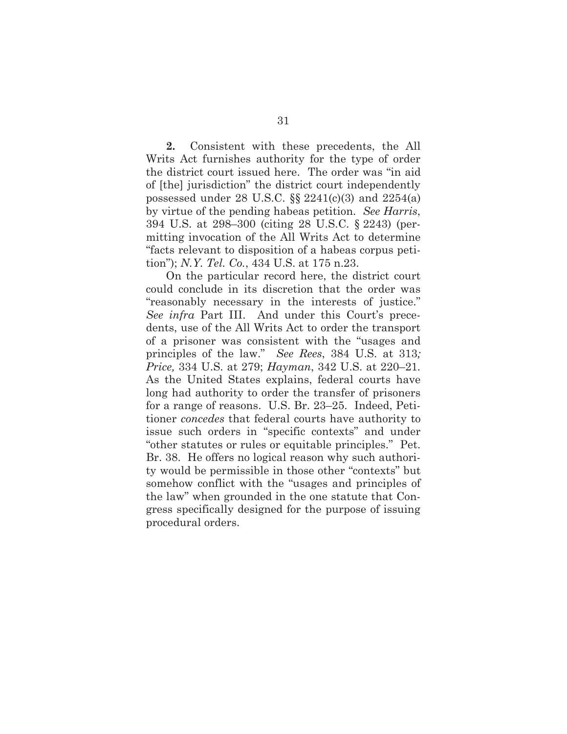**2.** Consistent with these precedents, the All Writs Act furnishes authority for the type of order the district court issued here. The order was "in aid of [the] jurisdiction" the district court independently possessed under 28 U.S.C. §§ 2241(c)(3) and 2254(a) by virtue of the pending habeas petition. *See Harris*, 394 U.S. at 298–300 (citing 28 U.S.C. § 2243) (permitting invocation of the All Writs Act to determine "facts relevant to disposition of a habeas corpus petition"); *N.Y. Tel. Co.*, 434 U.S. at 175 n.23.

On the particular record here, the district court could conclude in its discretion that the order was "reasonably necessary in the interests of justice." *See infra* Part III. And under this Court's precedents, use of the All Writs Act to order the transport of a prisoner was consistent with the "usages and principles of the law." *See Rees*, 384 U.S. at 313; *Price,* 334 U.S. at 279; *Hayman*, 342 U.S. at 220–21. As the United States explains, federal courts have long had authority to order the transfer of prisoners for a range of reasons. U.S. Br. 23–25. Indeed, Petitioner *concedes* that federal courts have authority to issue such orders in "specific contexts" and under "other statutes or rules or equitable principles." Pet. Br. 38. He offers no logical reason why such authority would be permissible in those other "contexts" but somehow conflict with the "usages and principles of the law" when grounded in the one statute that Congress specifically designed for the purpose of issuing procedural orders.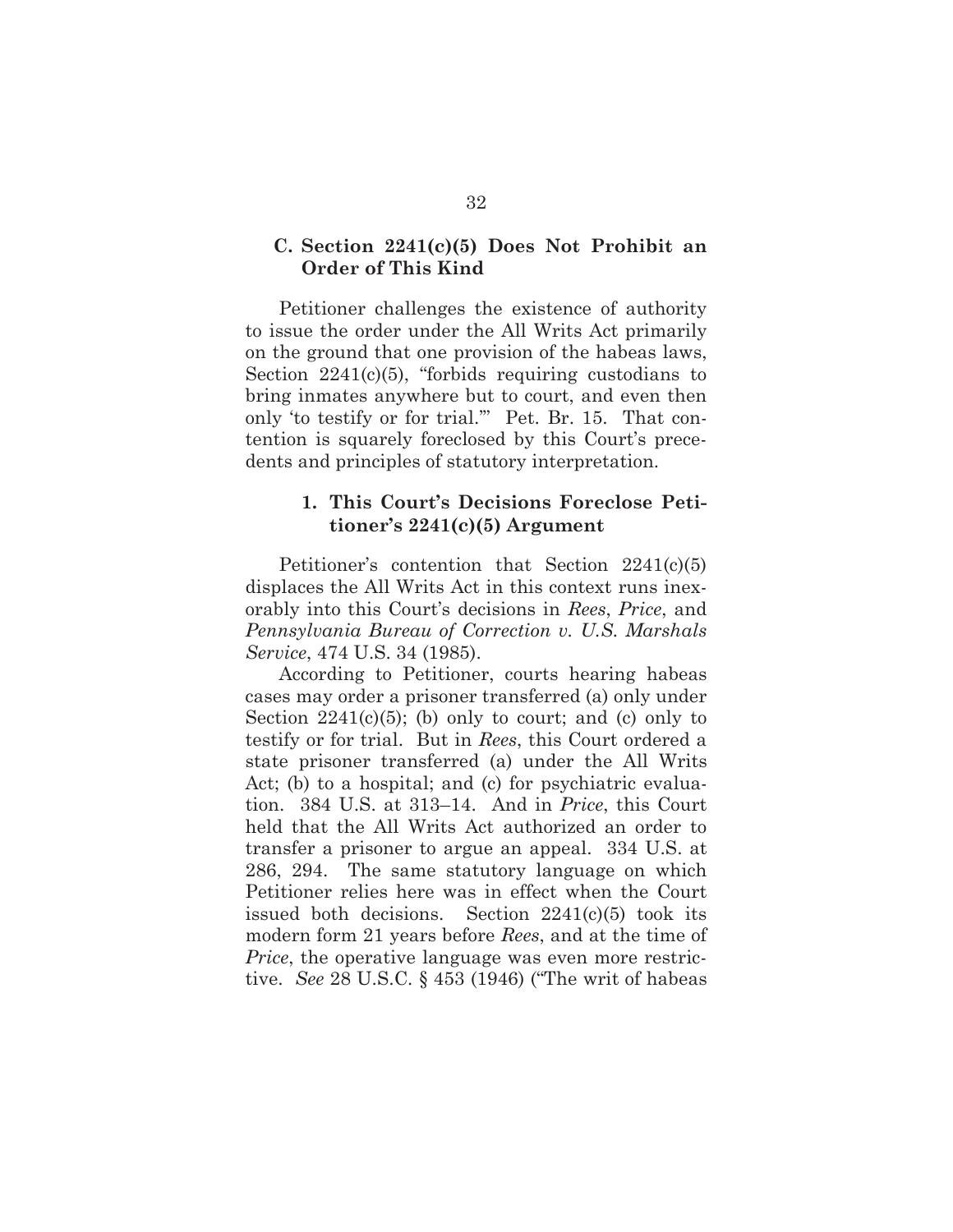### C. Section 2241(c)(5) Does Not Prohibit an Order of This Kind

Petitioner challenges the existence of authority to issue the order under the All Writs Act primarily on the ground that one provision of the habeas laws, Section 2241(c)(5), "forbids requiring custodians to bring inmates anywhere but to court, and even then only 'to testify or for trial.'" Pet. Br. 15. That contention is squarely foreclosed by this Court's precedents and principles of statutory interpretation.

#### 1. This Court's Decisions Foreclose Petitioner's 2241(c)(5) Argument

Petitioner's contention that Section 2241(c)(5) displaces the All Writs Act in this context runs inexorably into this Court's decisions in *Rees*, *Price*, and *Pennsylvania Bureau of Correction v. U.S. Marshals Service*, 474 U.S. 34 (1985).

According to Petitioner, courts hearing habeas cases may order a prisoner transferred (a) only under Section 2241(c)(5); (b) only to court; and (c) only to testify or for trial. But in *Rees*, this Court ordered a state prisoner transferred (a) under the All Writs Act; (b) to a hospital; and (c) for psychiatric evaluation. 384 U.S. at 313–14. And in *Price*, this Court held that the All Writs Act authorized an order to transfer a prisoner to argue an appeal. 334 U.S. at 286, 294. The same statutory language on which Petitioner relies here was in effect when the Court issued both decisions. Section 2241(c)(5) took its modern form 21 years before *Rees*, and at the time of *Price*, the operative language was even more restrictive. *See* 28 U.S.C. § 453 (1946) ("The writ of habeas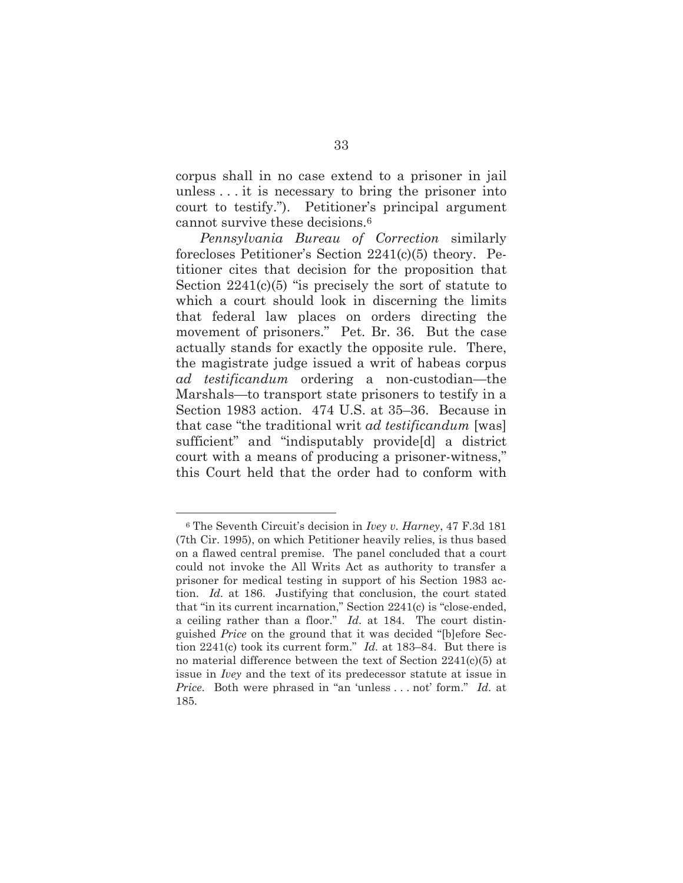corpus shall in no case extend to a prisoner in jail unless . . . it is necessary to bring the prisoner into court to testify."). Petitioner's principal argument cannot survive these decisions.[6]

*Pennsylvania Bureau of Correction* similarly forecloses Petitioner's Section 2241(c)(5) theory. Petitioner cites that decision for the proposition that Section 2241(c)(5) "is precisely the sort of statute to which a court should look in discerning the limits that federal law places on orders directing the movement of prisoners." Pet. Br. 36. But the case actually stands for exactly the opposite rule. There, the magistrate judge issued a writ of habeas corpus *ad testificandum* ordering a non-custodian—the Marshals—to transport state prisoners to testify in a Section 1983 action. 474 U.S. at 35–36. Because in that case "the traditional writ *ad testificandum* [was] sufficient" and "indisputably provide[d] a district court with a means of producing a prisoner-witness," this Court held that the order had to conform with

---

[6] The Seventh Circuit's decision in *Ivey v. Harney*, 47 F.3d 181 (7th Cir. 1995), on which Petitioner heavily relies, is thus based on a flawed central premise. The panel concluded that a court could not invoke the All Writs Act as authority to transfer a prisoner for medical testing in support of his Section 1983 action. *Id.* at 186. Justifying that conclusion, the court stated that "in its current incarnation," Section 2241(c) is "close-ended, a ceiling rather than a floor." *Id.* at 184. The court distinguished *Price* on the ground that it was decided "[b]efore Section 2241(c) took its current form." *Id.* at 183–84. But there is no material difference between the text of Section 2241(c)(5) at issue in *Ivey* and the text of its predecessor statute at issue in *Price*. Both were phrased in "an 'unless . . . not' form." *Id.* at 185.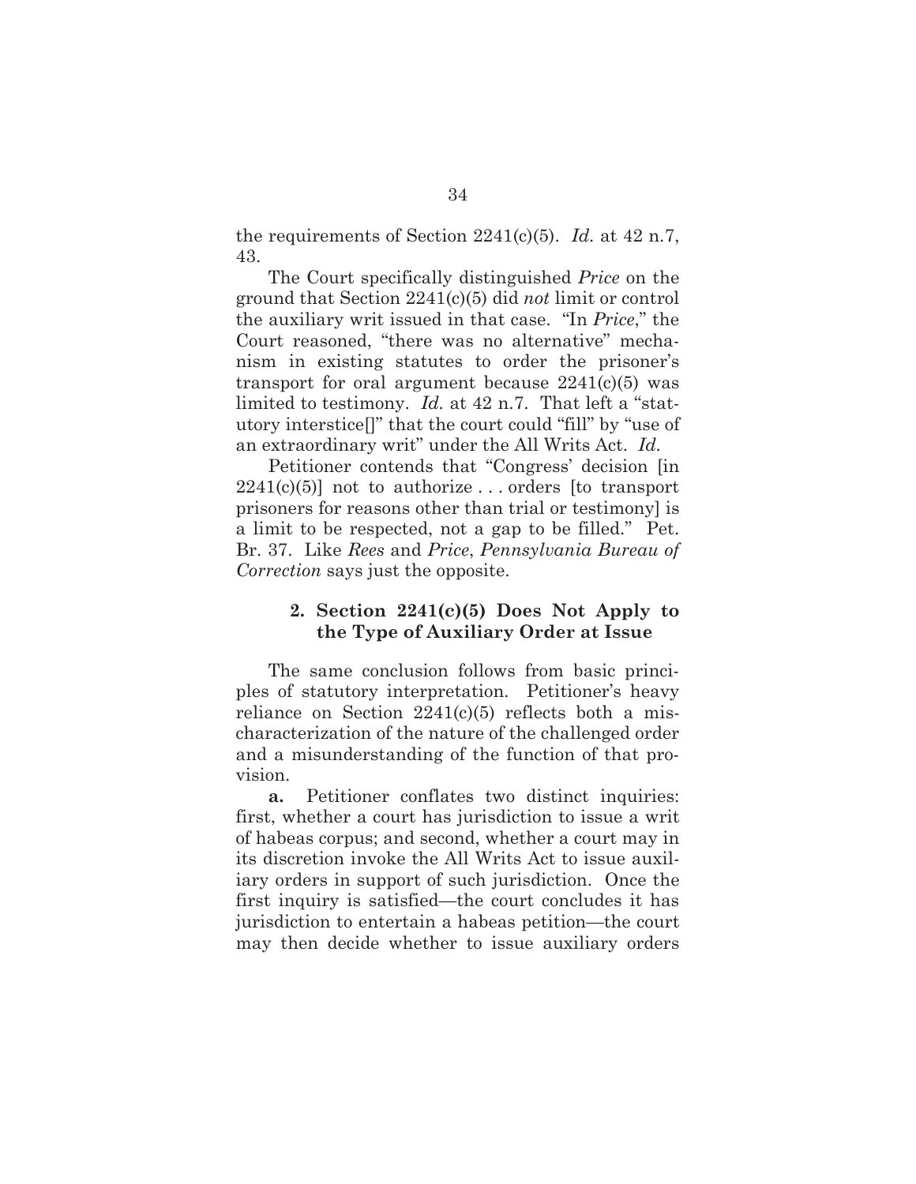the requirements of Section 2241(c)(5). *Id.* at 42 n.7, 43.

The Court specifically distinguished *Price* on the ground that Section 2241(c)(5) did *not* limit or control the auxiliary writ issued in that case. "In *Price*," the Court reasoned, "there was no alternative" mechanism in existing statutes to order the prisoner's transport for oral argument because 2241(c)(5) was limited to testimony. *Id.* at 42 n.7. That left a "statutory interstice[]" that the court could "fill" by "use of an extraordinary writ" under the All Writs Act. *Id.*

Petitioner contends that "Congress' decision [in 2241(c)(5)] not to authorize . . . orders [to transport prisoners for reasons other than trial or testimony] is a limit to be respected, not a gap to be filled." Pet. Br. 37. Like *Rees* and *Price*, *Pennsylvania Bureau of Correction* says just the opposite.

### 2. Section 2241(c)(5) Does Not Apply to the Type of Auxiliary Order at Issue

The same conclusion follows from basic principles of statutory interpretation. Petitioner's heavy reliance on Section 2241(c)(5) reflects both a mischaracterization of the nature of the challenged order and a misunderstanding of the function of that provision.

**a.** Petitioner conflates two distinct inquiries: first, whether a court has jurisdiction to issue a writ of habeas corpus; and second, whether a court may in its discretion invoke the All Writs Act to issue auxiliary orders in support of such jurisdiction. Once the first inquiry is satisfied—the court concludes it has jurisdiction to entertain a habeas petition—the court may then decide whether to issue auxiliary orders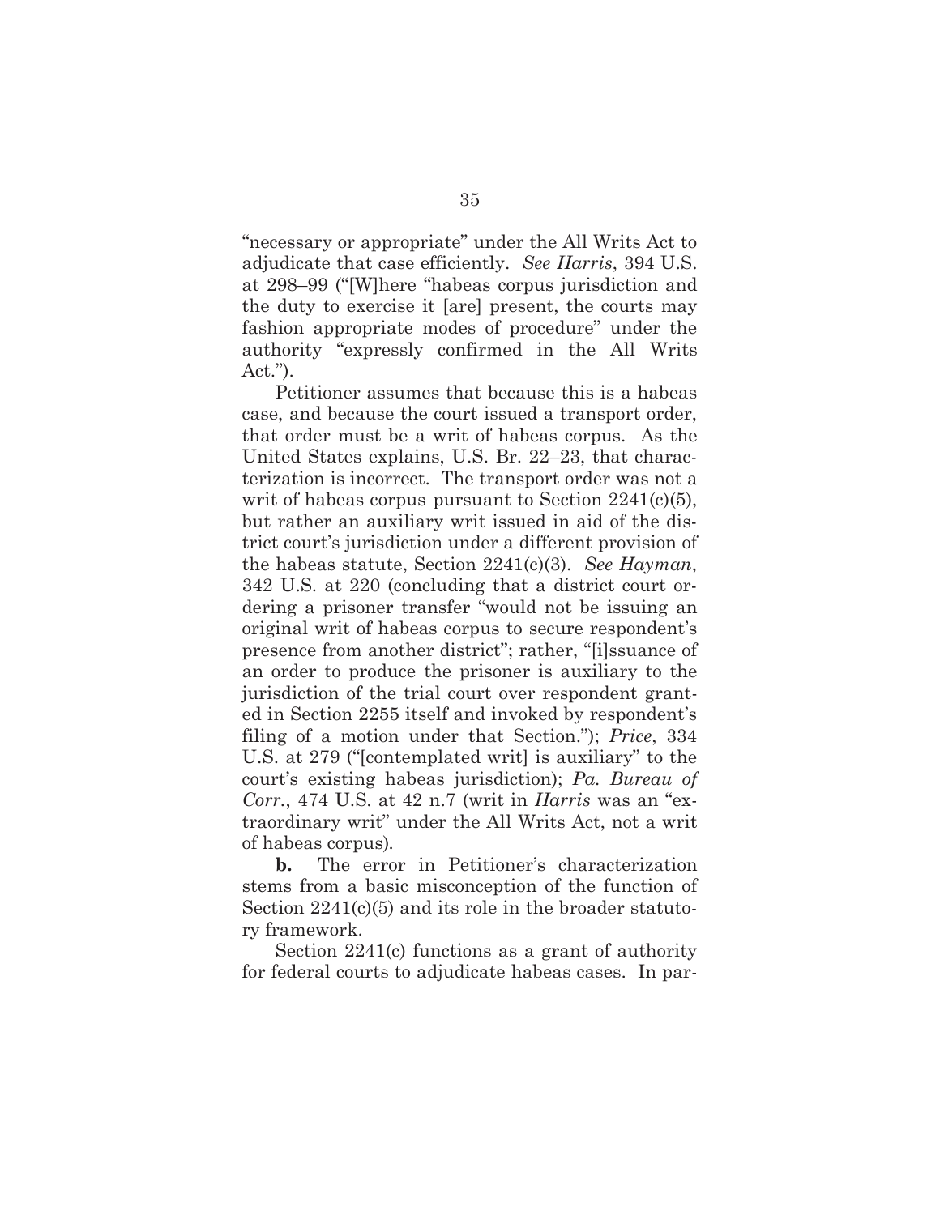"necessary or appropriate" under the All Writs Act to adjudicate that case efficiently. *See Harris*, 394 U.S. at 298–99 ("[W]here "habeas corpus jurisdiction and the duty to exercise it [are] present, the courts may fashion appropriate modes of procedure" under the authority "expressly confirmed in the All Writs Act.").

Petitioner assumes that because this is a habeas case, and because the court issued a transport order, that order must be a writ of habeas corpus. As the United States explains, U.S. Br. 22–23, that characterization is incorrect. The transport order was not a writ of habeas corpus pursuant to Section 2241(c)(5), but rather an auxiliary writ issued in aid of the district court's jurisdiction under a different provision of the habeas statute, Section 2241(c)(3). *See Hayman*, 342 U.S. at 220 (concluding that a district court ordering a prisoner transfer "would not be issuing an original writ of habeas corpus to secure respondent's presence from another district"; rather, "[i]ssuance of an order to produce the prisoner is auxiliary to the jurisdiction of the trial court over respondent granted in Section 2255 itself and invoked by respondent's filing of a motion under that Section."); *Price*, 334 U.S. at 279 ("[contemplated writ] is auxiliary" to the court's existing habeas jurisdiction); *Pa. Bureau of Corr.*, 474 U.S. at 42 n.7 (writ in *Harris* was an "extraordinary writ" under the All Writs Act, not a writ of habeas corpus).

**b.** The error in Petitioner's characterization stems from a basic misconception of the function of Section 2241(c)(5) and its role in the broader statutory framework.

Section 2241(c) functions as a grant of authority for federal courts to adjudicate habeas cases. In par-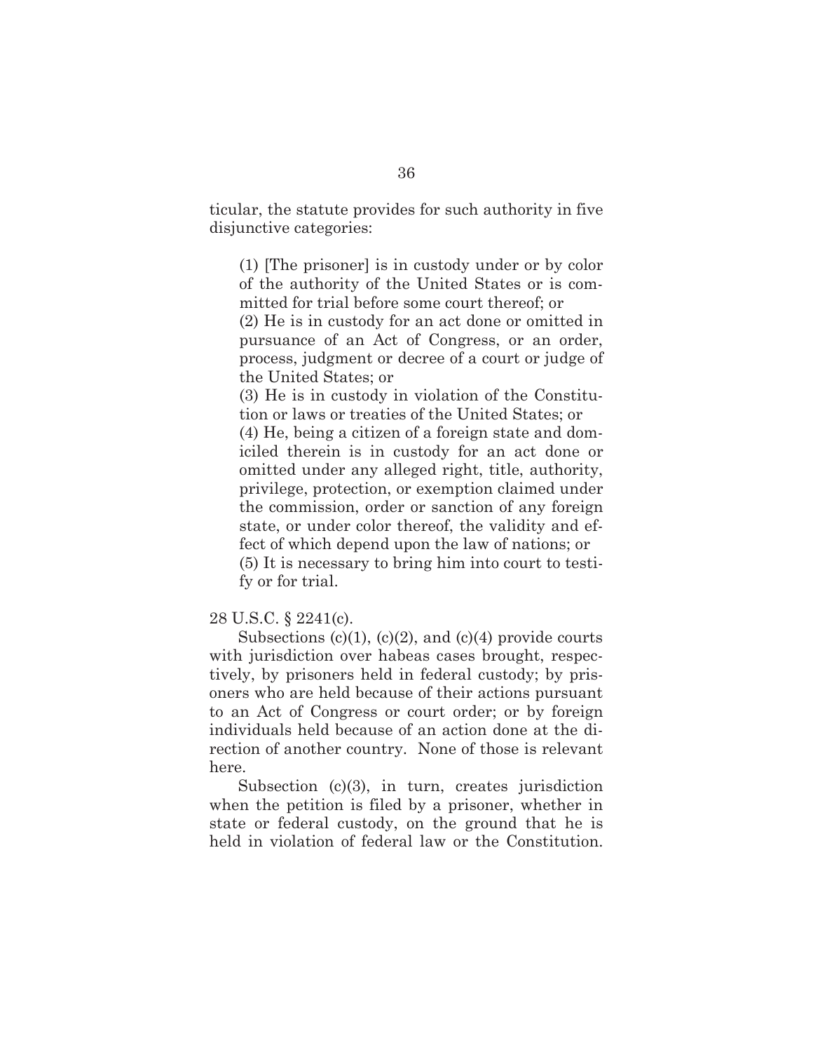ticular, the statute provides for such authority in five disjunctive categories:

> (1) [The prisoner] is in custody under or by color of the authority of the United States or is committed for trial before some court thereof; or
> (2) He is in custody for an act done or omitted in pursuance of an Act of Congress, or an order, process, judgment or decree of a court or judge of the United States; or
> (3) He is in custody in violation of the Constitution or laws or treaties of the United States; or
> (4) He, being a citizen of a foreign state and domiciled therein is in custody for an act done or omitted under any alleged right, title, authority, privilege, protection, or exemption claimed under the commission, order or sanction of any foreign state, or under color thereof, the validity and effect of which depend upon the law of nations; or
> (5) It is necessary to bring him into court to testify or for trial.

28 U.S.C. § 2241(c).

Subsections (c)(1), (c)(2), and (c)(4) provide courts with jurisdiction over habeas cases brought, respectively, by prisoners held in federal custody; by prisoners who are held because of their actions pursuant to an Act of Congress or court order; or by foreign individuals held because of an action done at the direction of another country. None of those is relevant here.

Subsection (c)(3), in turn, creates jurisdiction when the petition is filed by a prisoner, whether in state or federal custody, on the ground that he is held in violation of federal law or the Constitution.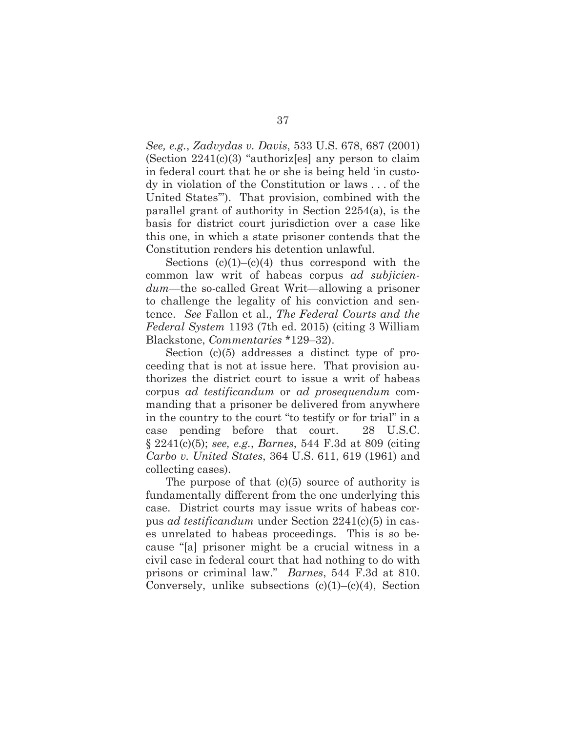*See, e.g.*, *Zadvydas v. Davis*, 533 U.S. 678, 687 (2001) (Section 2241(c)(3) "authoriz[es] any person to claim in federal court that he or she is being held 'in custody in violation of the Constitution or laws . . . of the United States'"). That provision, combined with the parallel grant of authority in Section 2254(a), is the basis for district court jurisdiction over a case like this one, in which a state prisoner contends that the Constitution renders his detention unlawful.

Sections (c)(1)–(c)(4) thus correspond with the common law writ of habeas corpus *ad subjiciendum*—the so-called Great Writ—allowing a prisoner to challenge the legality of his conviction and sentence. *See* Fallon et al., *The Federal Courts and the Federal System* 1193 (7th ed. 2015) (citing 3 William Blackstone, *Commentaries* *129–32).

Section (c)(5) addresses a distinct type of proceeding that is not at issue here. That provision authorizes the district court to issue a writ of habeas corpus *ad testificandum* or *ad prosequendum* commanding that a prisoner be delivered from anywhere in the country to the court "to testify or for trial" in a case pending before that court. 28 U.S.C. § 2241(c)(5); *see, e.g.*, *Barnes*, 544 F.3d at 809 (citing *Carbo v. United States*, 364 U.S. 611, 619 (1961) and collecting cases).

The purpose of that (c)(5) source of authority is fundamentally different from the one underlying this case. District courts may issue writs of habeas corpus *ad testificandum* under Section 2241(c)(5) in cases unrelated to habeas proceedings. This is so because "[a] prisoner might be a crucial witness in a civil case in federal court that had nothing to do with prisons or criminal law." *Barnes*, 544 F.3d at 810. Conversely, unlike subsections (c)(1)–(c)(4), Section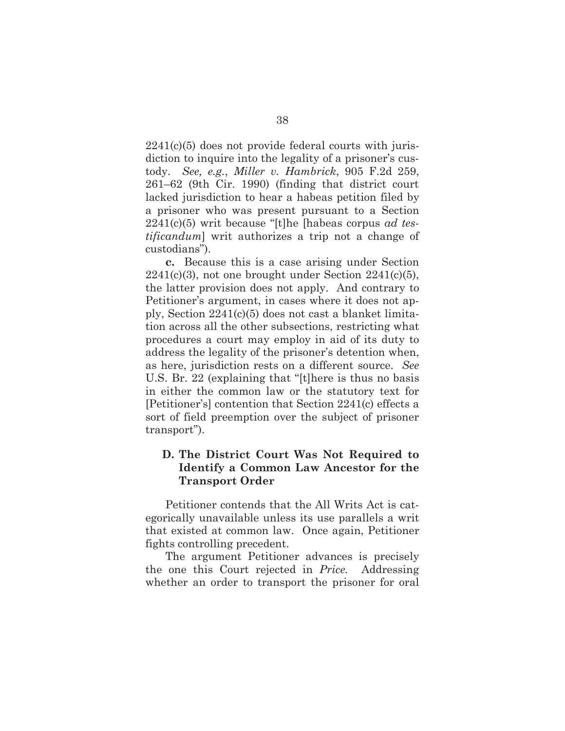2241(c)(5) does not provide federal courts with jurisdiction to inquire into the legality of a prisoner's custody. *See, e.g.*, *Miller v. Hambrick*, 905 F.2d 259, 261–62 (9th Cir. 1990) (finding that district court lacked jurisdiction to hear a habeas petition filed by a prisoner who was present pursuant to a Section 2241(c)(5) writ because "[t]he [habeas corpus *ad testificandum*] writ authorizes a trip not a change of custodians").

**c.** Because this is a case arising under Section 2241(c)(3), not one brought under Section 2241(c)(5), the latter provision does not apply. And contrary to Petitioner's argument, in cases where it does not apply, Section 2241(c)(5) does not cast a blanket limitation across all the other subsections, restricting what procedures a court may employ in aid of its duty to address the legality of the prisoner's detention when, as here, jurisdiction rests on a different source. *See* U.S. Br. 22 (explaining that "[t]here is thus no basis in either the common law or the statutory text for [Petitioner's] contention that Section 2241(c) effects a sort of field preemption over the subject of prisoner transport").

### D. The District Court Was Not Required to Identify a Common Law Ancestor for the Transport Order

Petitioner contends that the All Writs Act is categorically unavailable unless its use parallels a writ that existed at common law. Once again, Petitioner fights controlling precedent.

The argument Petitioner advances is precisely the one this Court rejected in *Price.* Addressing whether an order to transport the prisoner for oral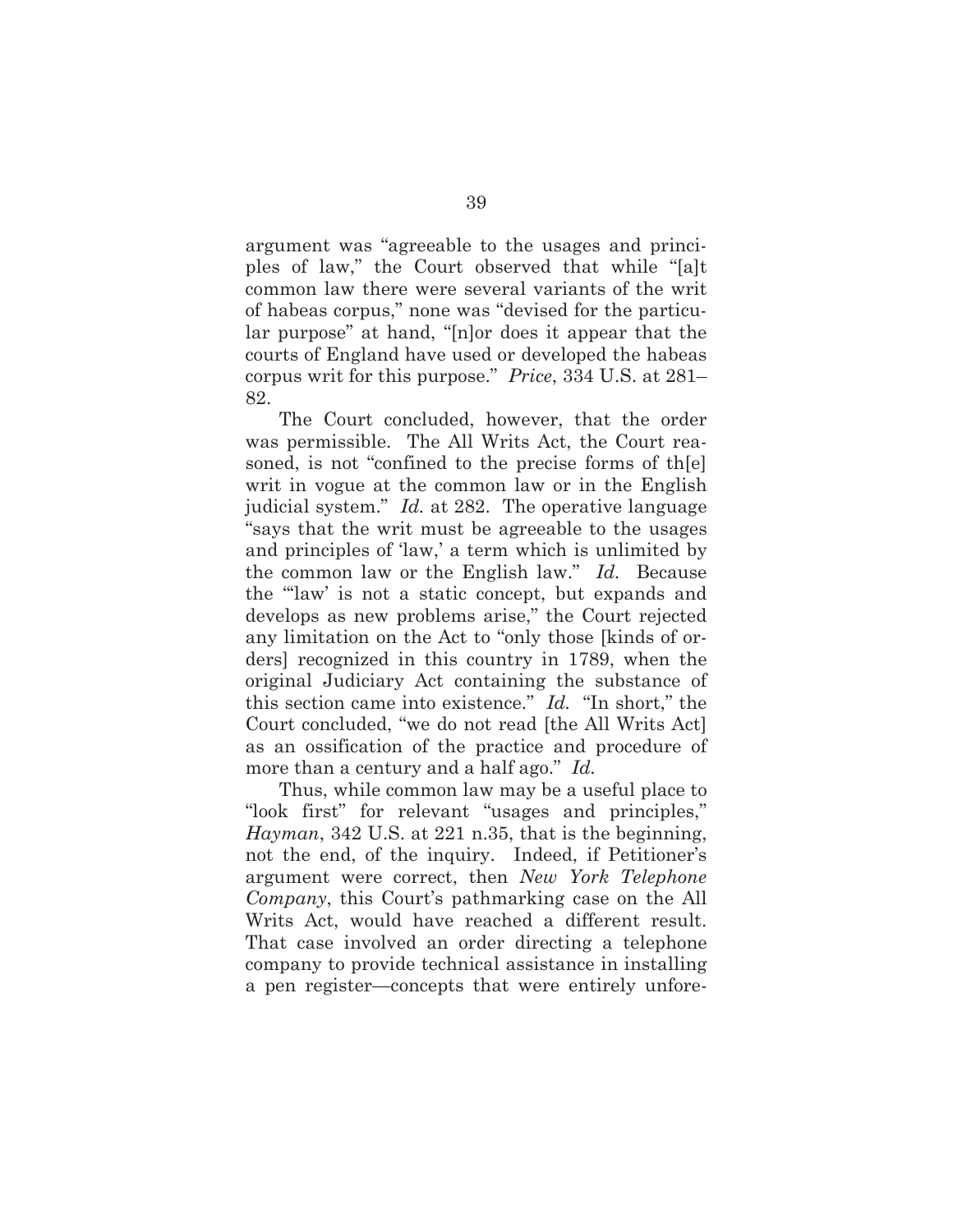argument was "agreeable to the usages and principles of law," the Court observed that while "[a]t common law there were several variants of the writ of habeas corpus," none was "devised for the particular purpose" at hand, "[n]or does it appear that the courts of England have used or developed the habeas corpus writ for this purpose." *Price*, 334 U.S. at 281–82.

The Court concluded, however, that the order was permissible. The All Writs Act, the Court reasoned, is not "confined to the precise forms of th[e] writ in vogue at the common law or in the English judicial system." *Id.* at 282. The operative language "says that the writ must be agreeable to the usages and principles of 'law,' a term which is unlimited by the common law or the English law." *Id.* Because the "'law' is not a static concept, but expands and develops as new problems arise," the Court rejected any limitation on the Act to "only those [kinds of orders] recognized in this country in 1789, when the original Judiciary Act containing the substance of this section came into existence." *Id.* "In short," the Court concluded, "we do not read [the All Writs Act] as an ossification of the practice and procedure of more than a century and a half ago." *Id.*

Thus, while common law may be a useful place to "look first" for relevant "usages and principles," *Hayman*, 342 U.S. at 221 n.35, that is the beginning, not the end, of the inquiry. Indeed, if Petitioner's argument were correct, then *New York Telephone Company*, this Court's pathmarking case on the All Writs Act, would have reached a different result. That case involved an order directing a telephone company to provide technical assistance in installing a pen register—concepts that were entirely unfore-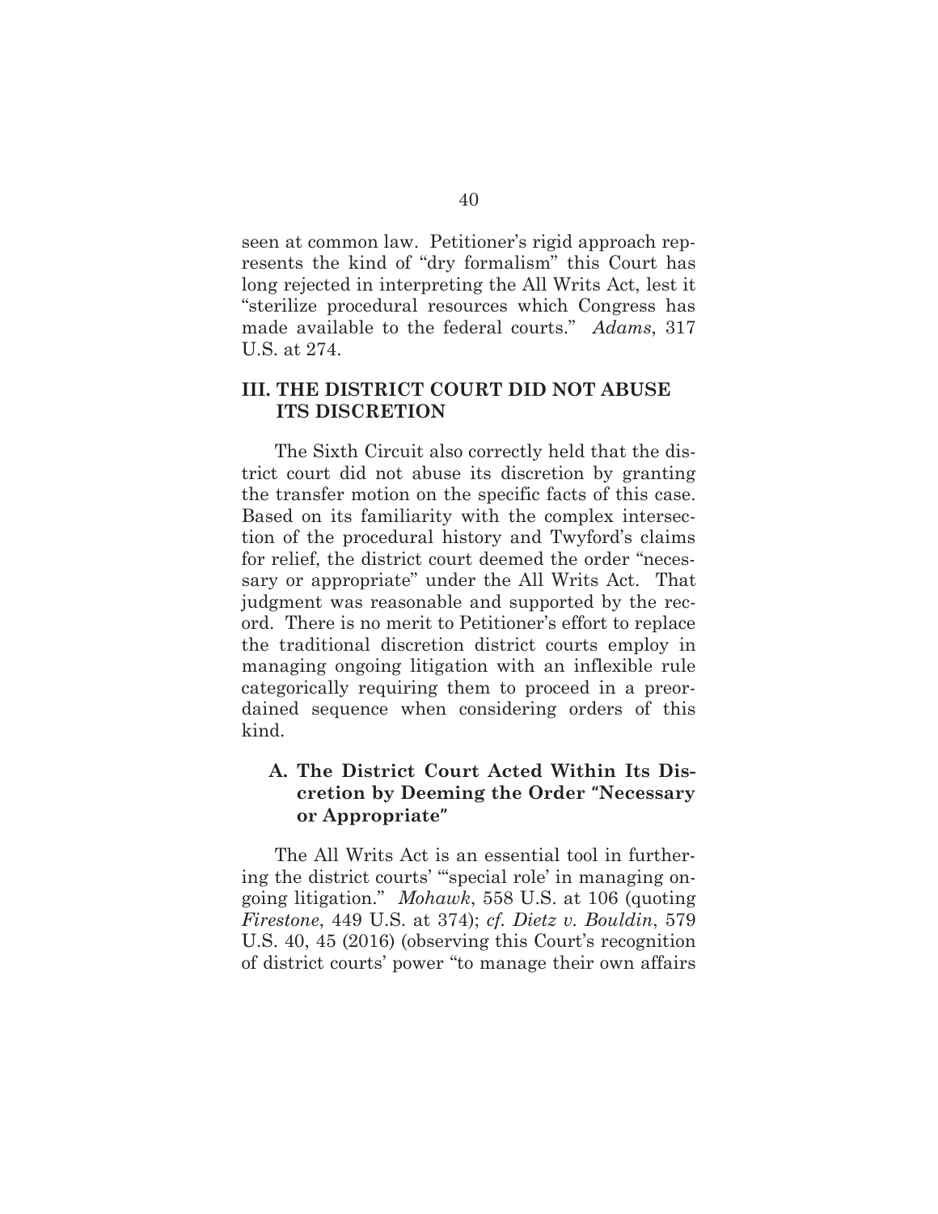seen at common law. Petitioner's rigid approach represents the kind of "dry formalism" this Court has long rejected in interpreting the All Writs Act, lest it "sterilize procedural resources which Congress has made available to the federal courts." *Adams*, 317 U.S. at 274.

## III. THE DISTRICT COURT DID NOT ABUSE ITS DISCRETION

The Sixth Circuit also correctly held that the district court did not abuse its discretion by granting the transfer motion on the specific facts of this case. Based on its familiarity with the complex intersection of the procedural history and Twyford's claims for relief, the district court deemed the order "necessary or appropriate" under the All Writs Act. That judgment was reasonable and supported by the record. There is no merit to Petitioner's effort to replace the traditional discretion district courts employ in managing ongoing litigation with an inflexible rule categorically requiring them to proceed in a preordained sequence when considering orders of this kind.

### A. The District Court Acted Within Its Discretion by Deeming the Order "Necessary or Appropriate"

The All Writs Act is an essential tool in furthering the district courts' "'special role' in managing ongoing litigation." *Mohawk*, 558 U.S. at 106 (quoting *Firestone*, 449 U.S. at 374); *cf. Dietz v. Bouldin*, 579 U.S. 40, 45 (2016) (observing this Court's recognition of district courts' power "to manage their own affairs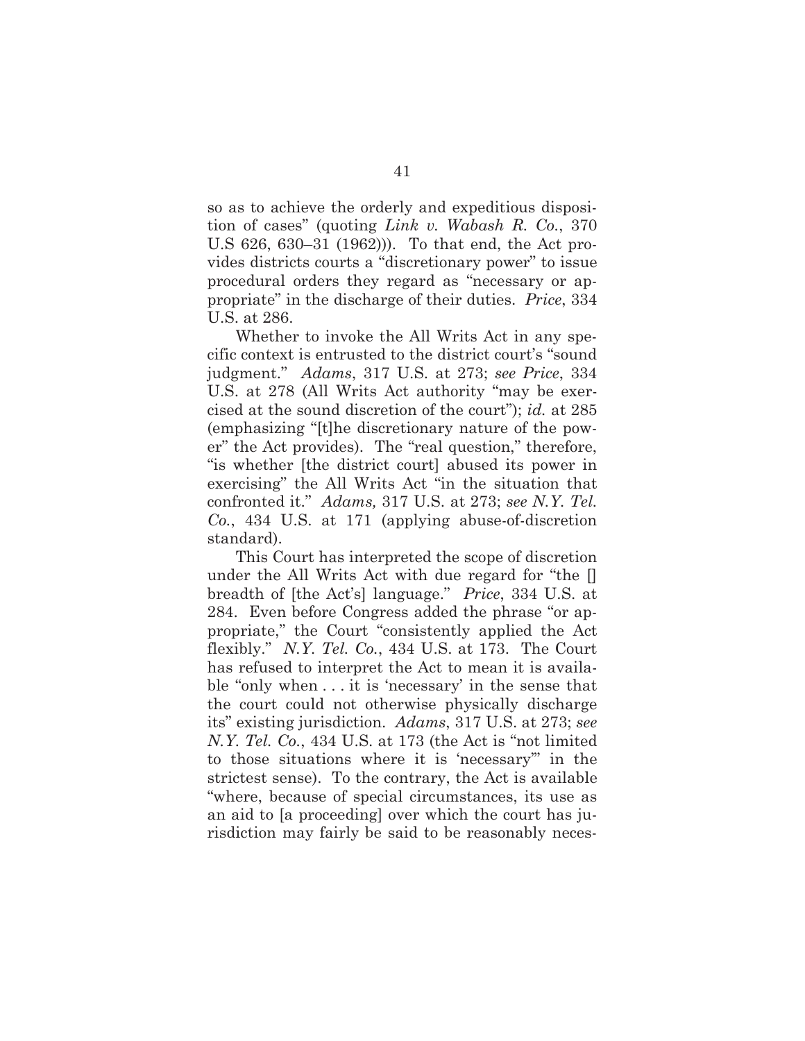so as to achieve the orderly and expeditious disposition of cases" (quoting *Link v. Wabash R. Co.*, 370 U.S 626, 630–31 (1962))). To that end, the Act provides districts courts a "discretionary power" to issue procedural orders they regard as "necessary or appropriate" in the discharge of their duties. *Price*, 334 U.S. at 286.

Whether to invoke the All Writs Act in any specific context is entrusted to the district court's "sound judgment." *Adams*, 317 U.S. at 273; *see Price*, 334 U.S. at 278 (All Writs Act authority "may be exercised at the sound discretion of the court"); *id.* at 285 (emphasizing "[t]he discretionary nature of the power" the Act provides). The "real question," therefore, "is whether [the district court] abused its power in exercising" the All Writs Act "in the situation that confronted it." *Adams,* 317 U.S. at 273; *see N.Y. Tel. Co.*, 434 U.S. at 171 (applying abuse-of-discretion standard).

This Court has interpreted the scope of discretion under the All Writs Act with due regard for "the [] breadth of [the Act's] language." *Price*, 334 U.S. at 284. Even before Congress added the phrase "or appropriate," the Court "consistently applied the Act flexibly." *N.Y. Tel. Co.*, 434 U.S. at 173. The Court has refused to interpret the Act to mean it is available "only when . . . it is 'necessary' in the sense that the court could not otherwise physically discharge its" existing jurisdiction. *Adams*, 317 U.S. at 273; *see N.Y. Tel. Co.*, 434 U.S. at 173 (the Act is "not limited to those situations where it is 'necessary'" in the strictest sense). To the contrary, the Act is available "where, because of special circumstances, its use as an aid to [a proceeding] over which the court has jurisdiction may fairly be said to be reasonably neces-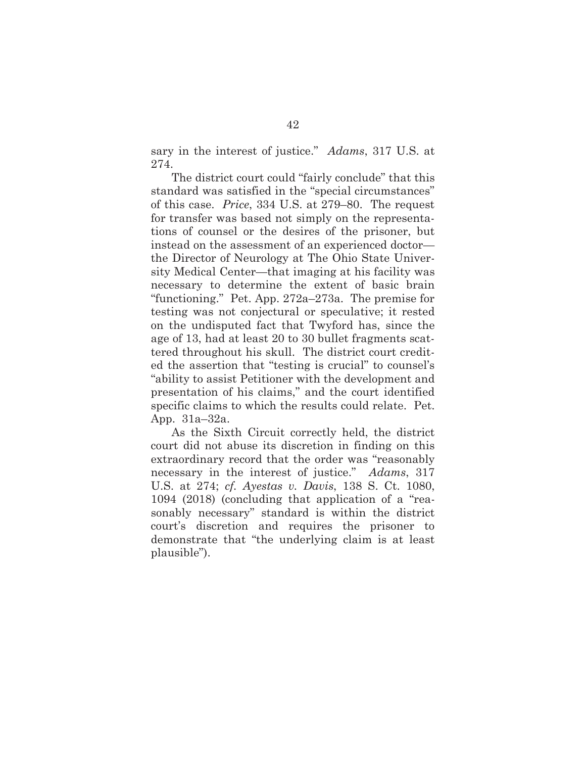sary in the interest of justice." *Adams*, 317 U.S. at 274.

The district court could "fairly conclude" that this standard was satisfied in the "special circumstances" of this case. *Price*, 334 U.S. at 279–80. The request for transfer was based not simply on the representations of counsel or the desires of the prisoner, but instead on the assessment of an experienced doctor—the Director of Neurology at The Ohio State University Medical Center—that imaging at his facility was necessary to determine the extent of basic brain "functioning." Pet. App. 272a–273a. The premise for testing was not conjectural or speculative; it rested on the undisputed fact that Twyford has, since the age of 13, had at least 20 to 30 bullet fragments scattered throughout his skull. The district court credited the assertion that "testing is crucial" to counsel's "ability to assist Petitioner with the development and presentation of his claims," and the court identified specific claims to which the results could relate. Pet. App. 31a–32a.

As the Sixth Circuit correctly held, the district court did not abuse its discretion in finding on this extraordinary record that the order was "reasonably necessary in the interest of justice." *Adams*, 317 U.S. at 274; *cf. Ayestas v. Davis*, 138 S. Ct. 1080, 1094 (2018) (concluding that application of a "reasonably necessary" standard is within the district court's discretion and requires the prisoner to demonstrate that "the underlying claim is at least plausible").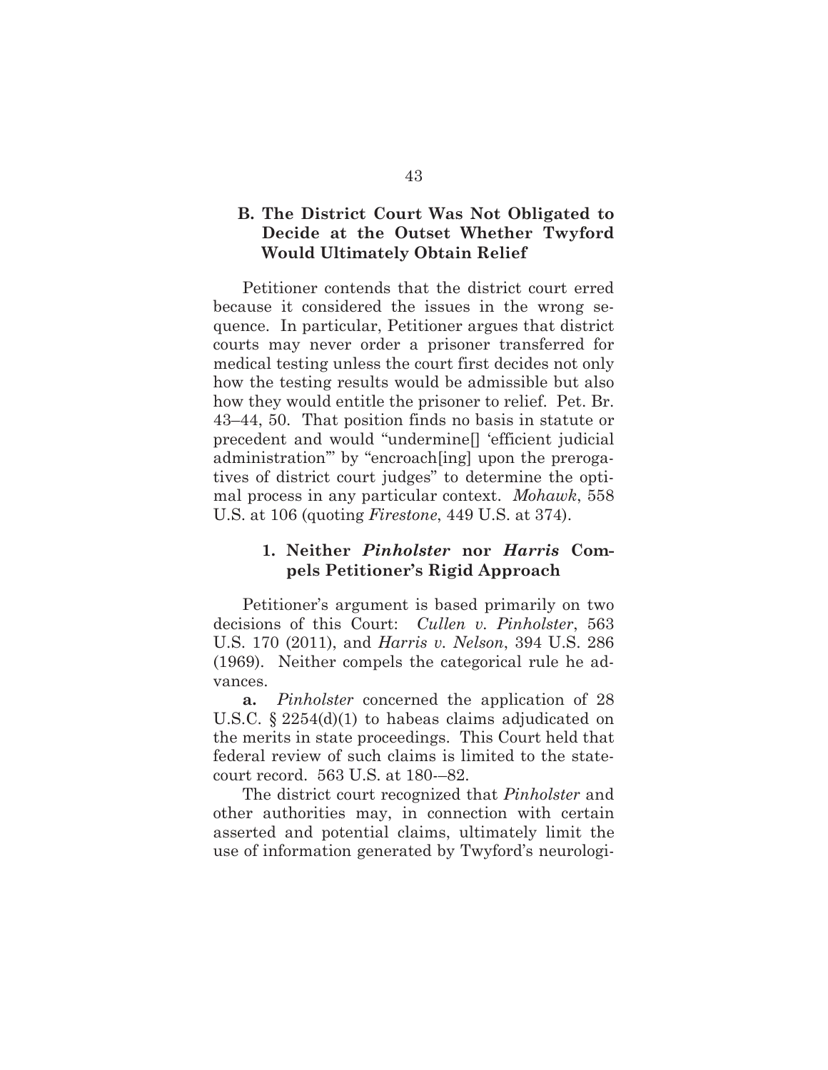### B. The District Court Was Not Obligated to Decide at the Outset Whether Twyford Would Ultimately Obtain Relief

Petitioner contends that the district court erred because it considered the issues in the wrong sequence. In particular, Petitioner argues that district courts may never order a prisoner transferred for medical testing unless the court first decides not only how the testing results would be admissible but also how they would entitle the prisoner to relief. Pet. Br. 43–44, 50. That position finds no basis in statute or precedent and would "undermine[] 'efficient judicial administration'" by "encroach[ing] upon the prerogatives of district court judges" to determine the optimal process in any particular context. *Mohawk*, 558 U.S. at 106 (quoting *Firestone*, 449 U.S. at 374).

#### 1. Neither *Pinholster* nor *Harris* Compels Petitioner's Rigid Approach

Petitioner's argument is based primarily on two decisions of this Court: *Cullen v. Pinholster*, 563 U.S. 170 (2011), and *Harris v. Nelson*, 394 U.S. 286 (1969). Neither compels the categorical rule he advances.

**a.** *Pinholster* concerned the application of 28 U.S.C. § 2254(d)(1) to habeas claims adjudicated on the merits in state proceedings. This Court held that federal review of such claims is limited to the state-court record. 563 U.S. at 180-–82.

The district court recognized that *Pinholster* and other authorities may, in connection with certain asserted and potential claims, ultimately limit the use of information generated by Twyford's neurologi-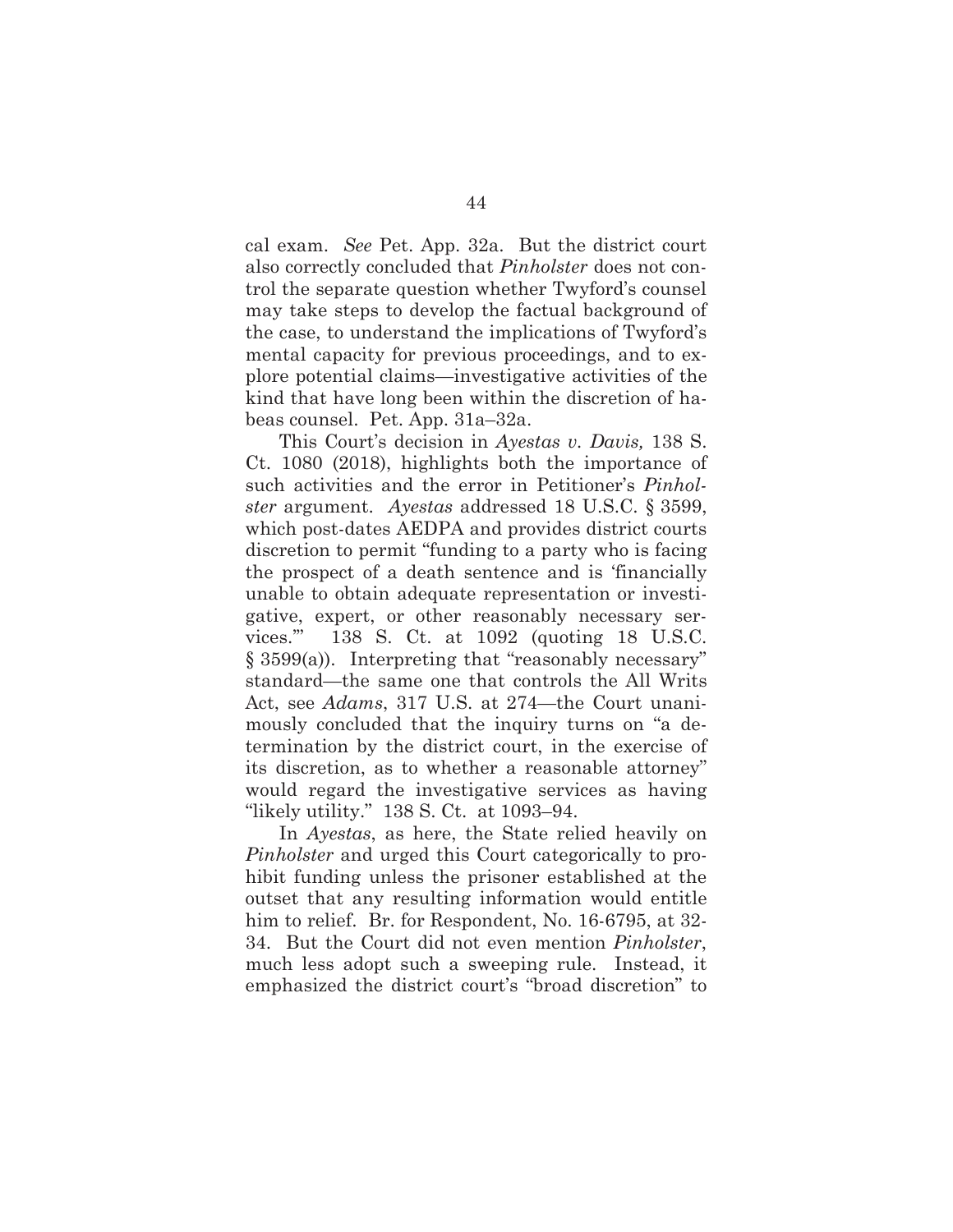cal exam. *See* Pet. App. 32a. But the district court also correctly concluded that *Pinholster* does not control the separate question whether Twyford's counsel may take steps to develop the factual background of the case, to understand the implications of Twyford's mental capacity for previous proceedings, and to explore potential claims—investigative activities of the kind that have long been within the discretion of habeas counsel. Pet. App. 31a–32a.

This Court's decision in *Ayestas v. Davis,* 138 S. Ct. 1080 (2018), highlights both the importance of such activities and the error in Petitioner's *Pinholster* argument. *Ayestas* addressed 18 U.S.C. § 3599, which post-dates AEDPA and provides district courts discretion to permit "funding to a party who is facing the prospect of a death sentence and is 'financially unable to obtain adequate representation or investigative, expert, or other reasonably necessary services.'" 138 S. Ct. at 1092 (quoting 18 U.S.C. § 3599(a)). Interpreting that "reasonably necessary" standard—the same one that controls the All Writs Act, see *Adams*, 317 U.S. at 274—the Court unanimously concluded that the inquiry turns on "a determination by the district court, in the exercise of its discretion, as to whether a reasonable attorney" would regard the investigative services as having "likely utility." 138 S. Ct. at 1093–94.

In *Ayestas*, as here, the State relied heavily on *Pinholster* and urged this Court categorically to prohibit funding unless the prisoner established at the outset that any resulting information would entitle him to relief. Br. for Respondent, No. 16-6795, at 32-34. But the Court did not even mention *Pinholster*, much less adopt such a sweeping rule. Instead, it emphasized the district court's "broad discretion" to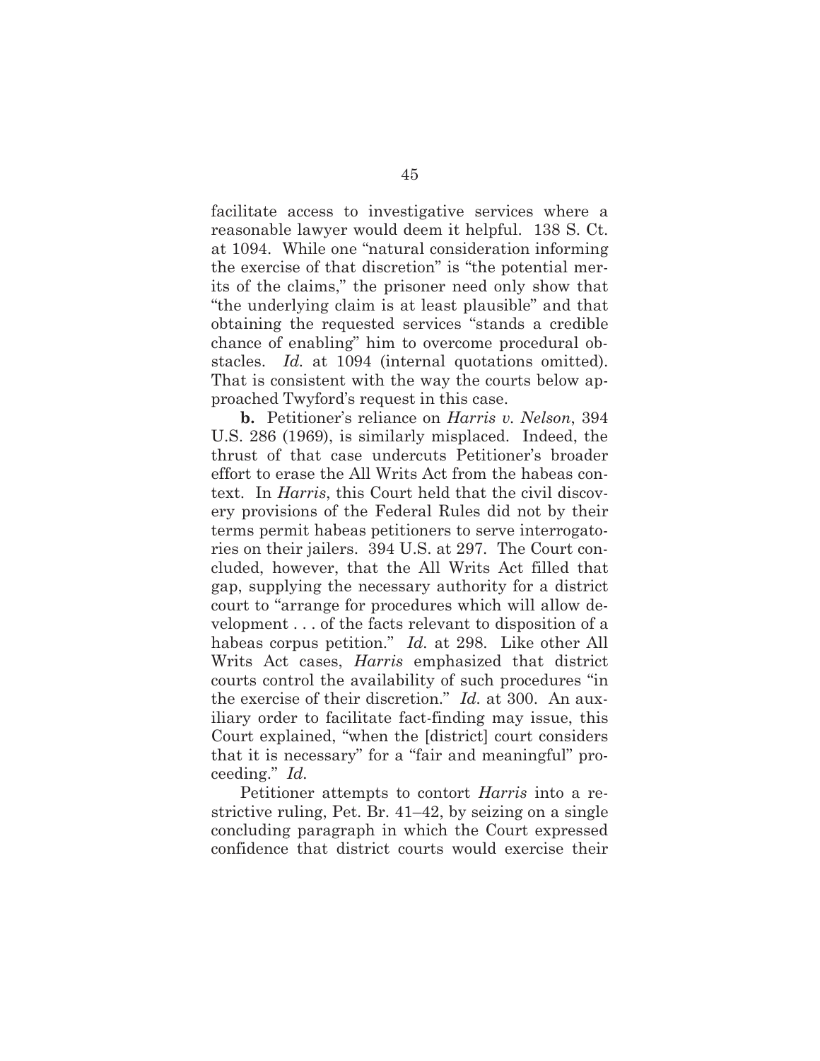facilitate access to investigative services where a reasonable lawyer would deem it helpful. 138 S. Ct. at 1094. While one "natural consideration informing the exercise of that discretion" is "the potential merits of the claims," the prisoner need only show that "the underlying claim is at least plausible" and that obtaining the requested services "stands a credible chance of enabling" him to overcome procedural obstacles. *Id.* at 1094 (internal quotations omitted). That is consistent with the way the courts below approached Twyford's request in this case.

**b.** Petitioner's reliance on *Harris v. Nelson*, 394 U.S. 286 (1969), is similarly misplaced. Indeed, the thrust of that case undercuts Petitioner's broader effort to erase the All Writs Act from the habeas context. In *Harris*, this Court held that the civil discovery provisions of the Federal Rules did not by their terms permit habeas petitioners to serve interrogatories on their jailers. 394 U.S. at 297. The Court concluded, however, that the All Writs Act filled that gap, supplying the necessary authority for a district court to "arrange for procedures which will allow development . . . of the facts relevant to disposition of a habeas corpus petition." *Id.* at 298. Like other All Writs Act cases, *Harris* emphasized that district courts control the availability of such procedures "in the exercise of their discretion." *Id.* at 300. An auxiliary order to facilitate fact-finding may issue, this Court explained, "when the [district] court considers that it is necessary" for a "fair and meaningful" proceeding." *Id.*

Petitioner attempts to contort *Harris* into a restrictive ruling, Pet. Br. 41–42, by seizing on a single concluding paragraph in which the Court expressed confidence that district courts would exercise their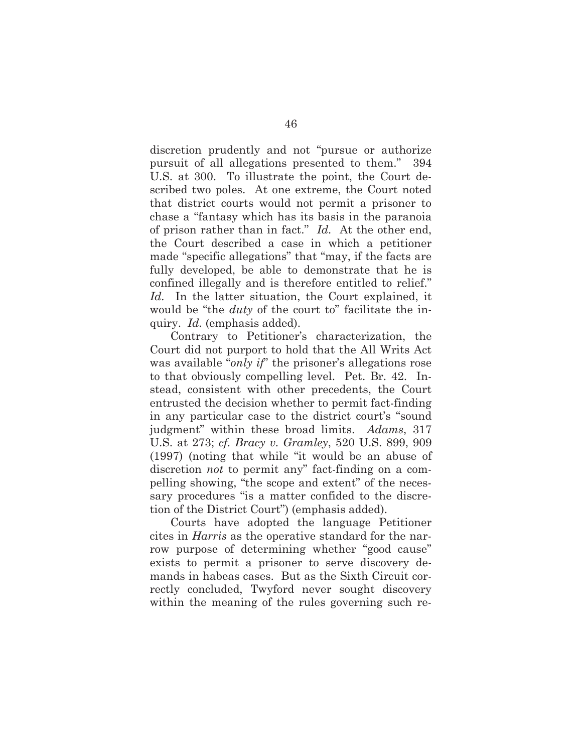discretion prudently and not "pursue or authorize pursuit of all allegations presented to them." 394 U.S. at 300. To illustrate the point, the Court described two poles. At one extreme, the Court noted that district courts would not permit a prisoner to chase a "fantasy which has its basis in the paranoia of prison rather than in fact." *Id.* At the other end, the Court described a case in which a petitioner made "specific allegations" that "may, if the facts are fully developed, be able to demonstrate that he is confined illegally and is therefore entitled to relief." *Id.* In the latter situation, the Court explained, it would be "the *duty* of the court to" facilitate the inquiry. *Id.* (emphasis added).

Contrary to Petitioner's characterization, the Court did not purport to hold that the All Writs Act was available "*only if*" the prisoner's allegations rose to that obviously compelling level. Pet. Br. 42. Instead, consistent with other precedents, the Court entrusted the decision whether to permit fact-finding in any particular case to the district court's "sound judgment" within these broad limits. *Adams*, 317 U.S. at 273; *cf. Bracy v. Gramley*, 520 U.S. 899, 909 (1997) (noting that while "it would be an abuse of discretion *not* to permit any" fact-finding on a compelling showing, "the scope and extent" of the necessary procedures "is a matter confided to the discretion of the District Court") (emphasis added).

Courts have adopted the language Petitioner cites in *Harris* as the operative standard for the narrow purpose of determining whether "good cause" exists to permit a prisoner to serve discovery demands in habeas cases. But as the Sixth Circuit correctly concluded, Twyford never sought discovery within the meaning of the rules governing such re-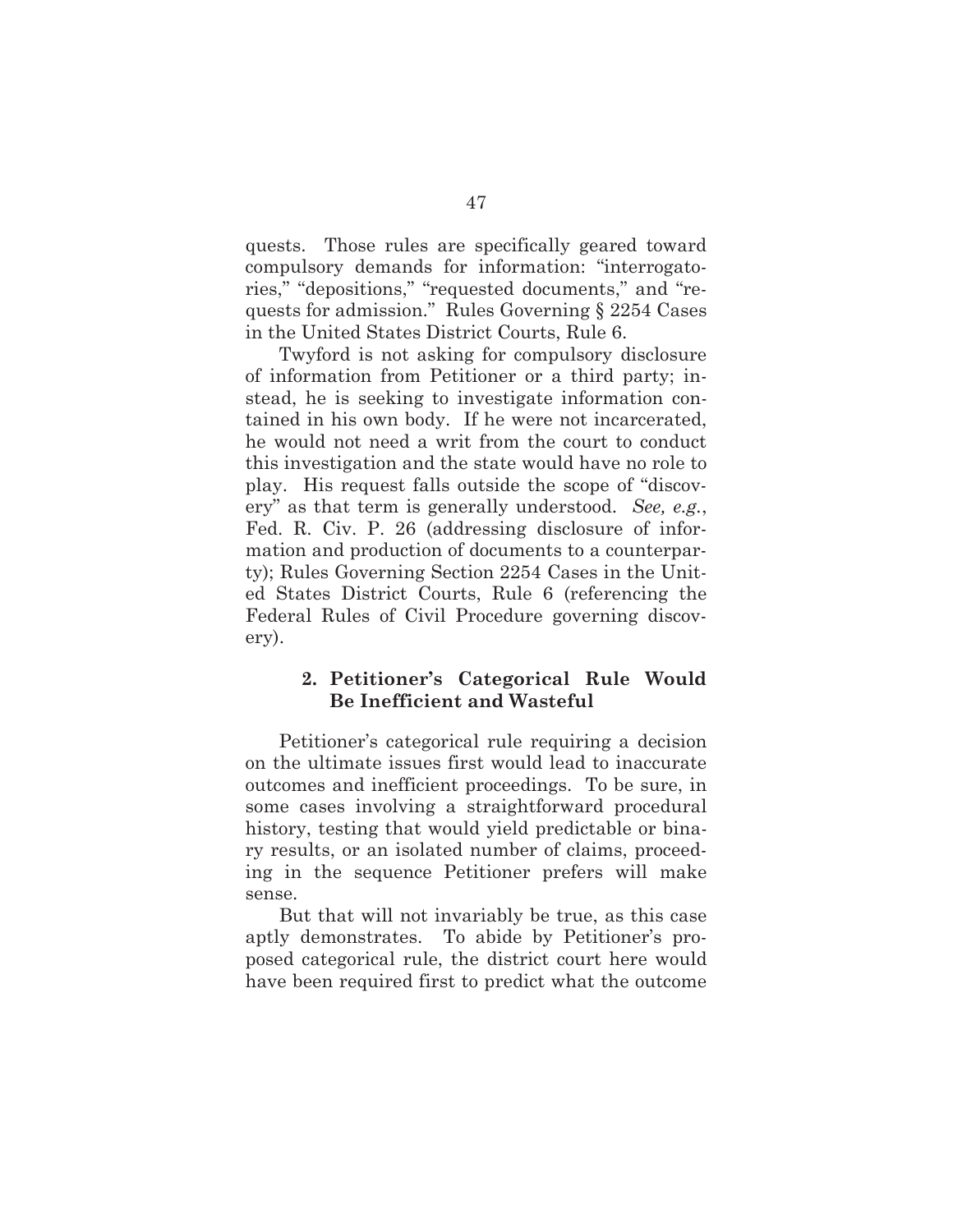quests. Those rules are specifically geared toward compulsory demands for information: "interrogatories," "depositions," "requested documents," and "requests for admission." Rules Governing § 2254 Cases in the United States District Courts, Rule 6.

Twyford is not asking for compulsory disclosure of information from Petitioner or a third party; instead, he is seeking to investigate information contained in his own body. If he were not incarcerated, he would not need a writ from the court to conduct this investigation and the state would have no role to play. His request falls outside the scope of "discovery" as that term is generally understood. *See, e.g.*, Fed. R. Civ. P. 26 (addressing disclosure of information and production of documents to a counterparty); Rules Governing Section 2254 Cases in the United States District Courts, Rule 6 (referencing the Federal Rules of Civil Procedure governing discovery).

### 2. Petitioner's Categorical Rule Would Be Inefficient and Wasteful

Petitioner's categorical rule requiring a decision on the ultimate issues first would lead to inaccurate outcomes and inefficient proceedings. To be sure, in some cases involving a straightforward procedural history, testing that would yield predictable or binary results, or an isolated number of claims, proceeding in the sequence Petitioner prefers will make sense.

But that will not invariably be true, as this case aptly demonstrates. To abide by Petitioner's proposed categorical rule, the district court here would have been required first to predict what the outcome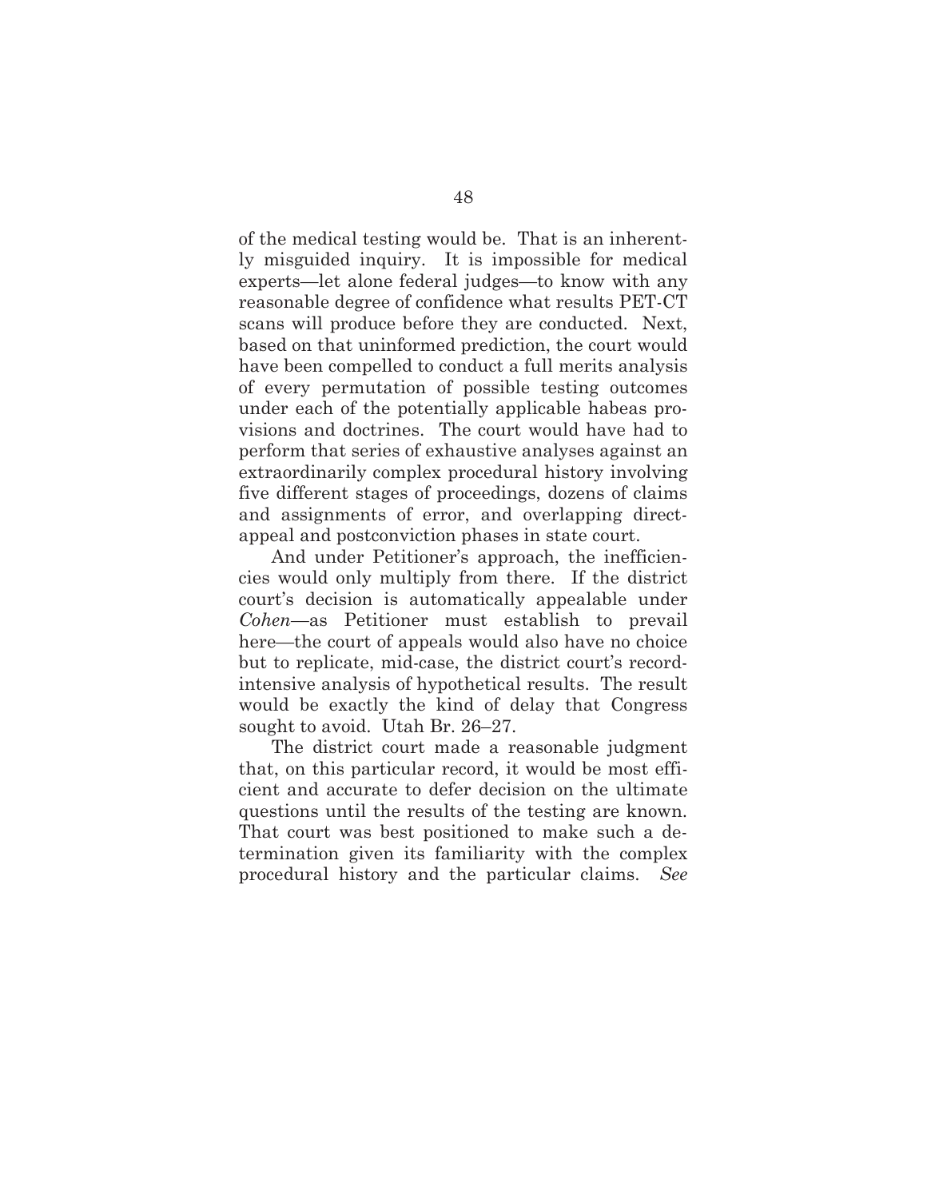of the medical testing would be. That is an inherently misguided inquiry. It is impossible for medical experts—let alone federal judges—to know with any reasonable degree of confidence what results PET-CT scans will produce before they are conducted. Next, based on that uninformed prediction, the court would have been compelled to conduct a full merits analysis of every permutation of possible testing outcomes under each of the potentially applicable habeas provisions and doctrines. The court would have had to perform that series of exhaustive analyses against an extraordinarily complex procedural history involving five different stages of proceedings, dozens of claims and assignments of error, and overlapping direct-appeal and postconviction phases in state court.

And under Petitioner's approach, the inefficiencies would only multiply from there. If the district court's decision is automatically appealable under *Cohen*—as Petitioner must establish to prevail here—the court of appeals would also have no choice but to replicate, mid-case, the district court's record-intensive analysis of hypothetical results. The result would be exactly the kind of delay that Congress sought to avoid. Utah Br. 26–27.

The district court made a reasonable judgment that, on this particular record, it would be most efficient and accurate to defer decision on the ultimate questions until the results of the testing are known. That court was best positioned to make such a determination given its familiarity with the complex procedural history and the particular claims. *See*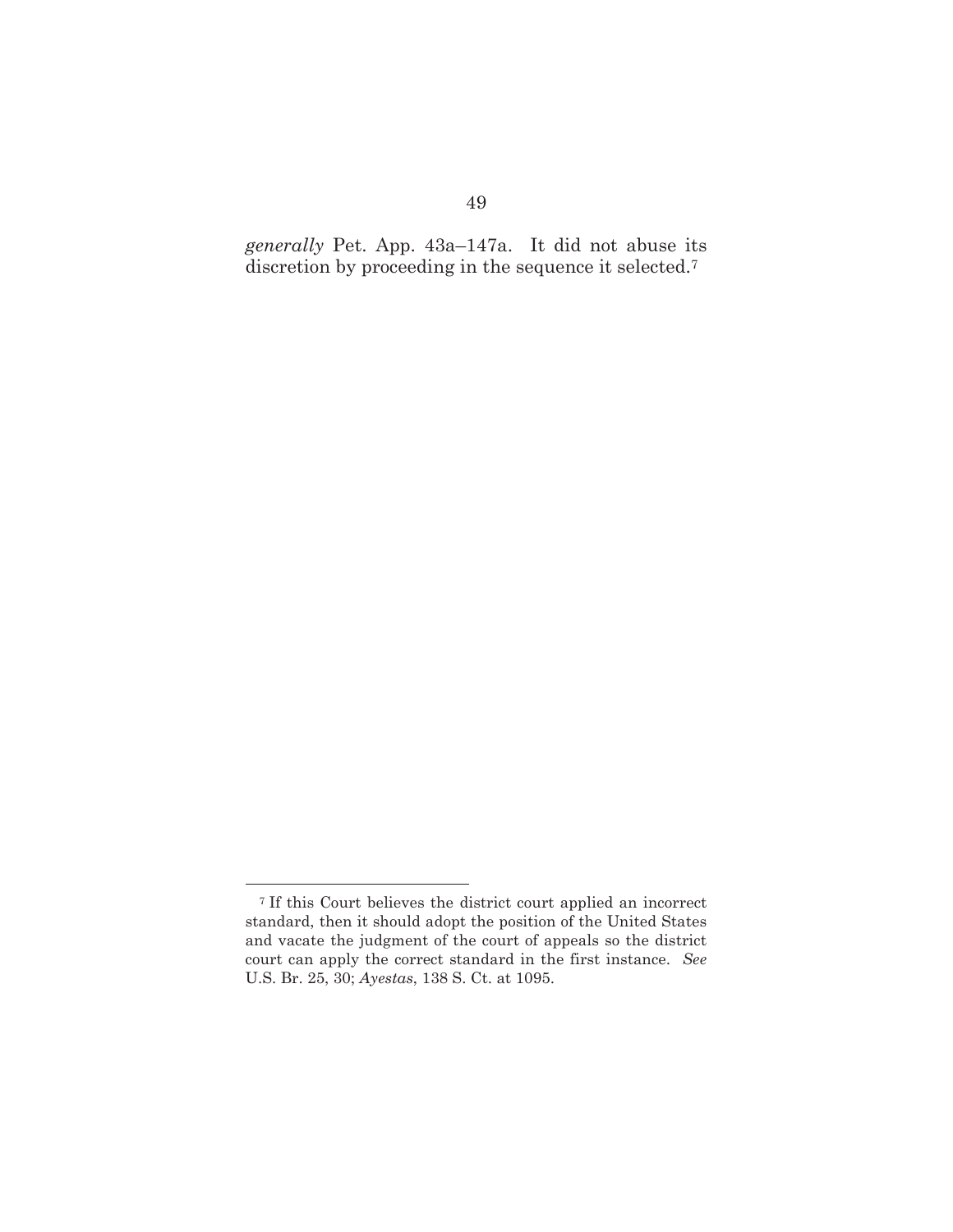*generally* Pet. App. 43a–147a. It did not abuse its discretion by proceeding in the sequence it selected.[7]

---

[7] If this Court believes the district court applied an incorrect standard, then it should adopt the position of the United States and vacate the judgment of the court of appeals so the district court can apply the correct standard in the first instance. *See* U.S. Br. 25, 30; *Ayestas*, 138 S. Ct. at 1095.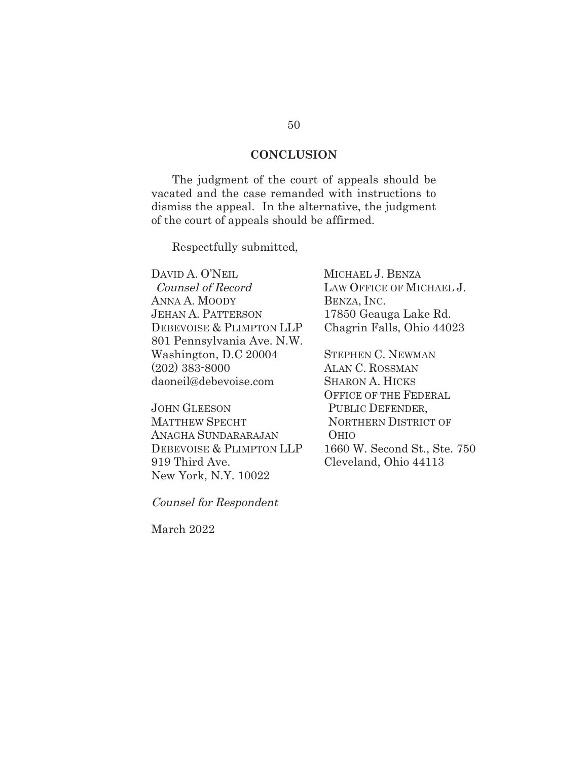## CONCLUSION

The judgment of the court of appeals should be vacated and the case remanded with instructions to dismiss the appeal. In the alternative, the judgment of the court of appeals should be affirmed.

Respectfully submitted,

DAVID A. O'NEIL
*Counsel of Record*
ANNA A. MOODY
JEHAN A. PATTERSON
DEBEVOISE & PLIMPTON LLP
801 Pennsylvania Ave. N.W.
Washington, D.C 20004
(202) 383-8000
daoneil@debevoise.com

JOHN GLEESON
MATTHEW SPECHT
ANAGHA SUNDARARAJAN
DEBEVOISE & PLIMPTON LLP
919 Third Ave.
New York, N.Y. 10022

MICHAEL J. BENZA
LAW OFFICE OF MICHAEL J. BENZA, INC.
17850 Geauga Lake Rd.
Chagrin Falls, Ohio 44023

STEPHEN C. NEWMAN
ALAN C. ROSSMAN
SHARON A. HICKS
OFFICE OF THE FEDERAL PUBLIC DEFENDER, NORTHERN DISTRICT OF OHIO
1660 W. Second St., Ste. 750
Cleveland, Ohio 44113

*Counsel for Respondent*

March 2022